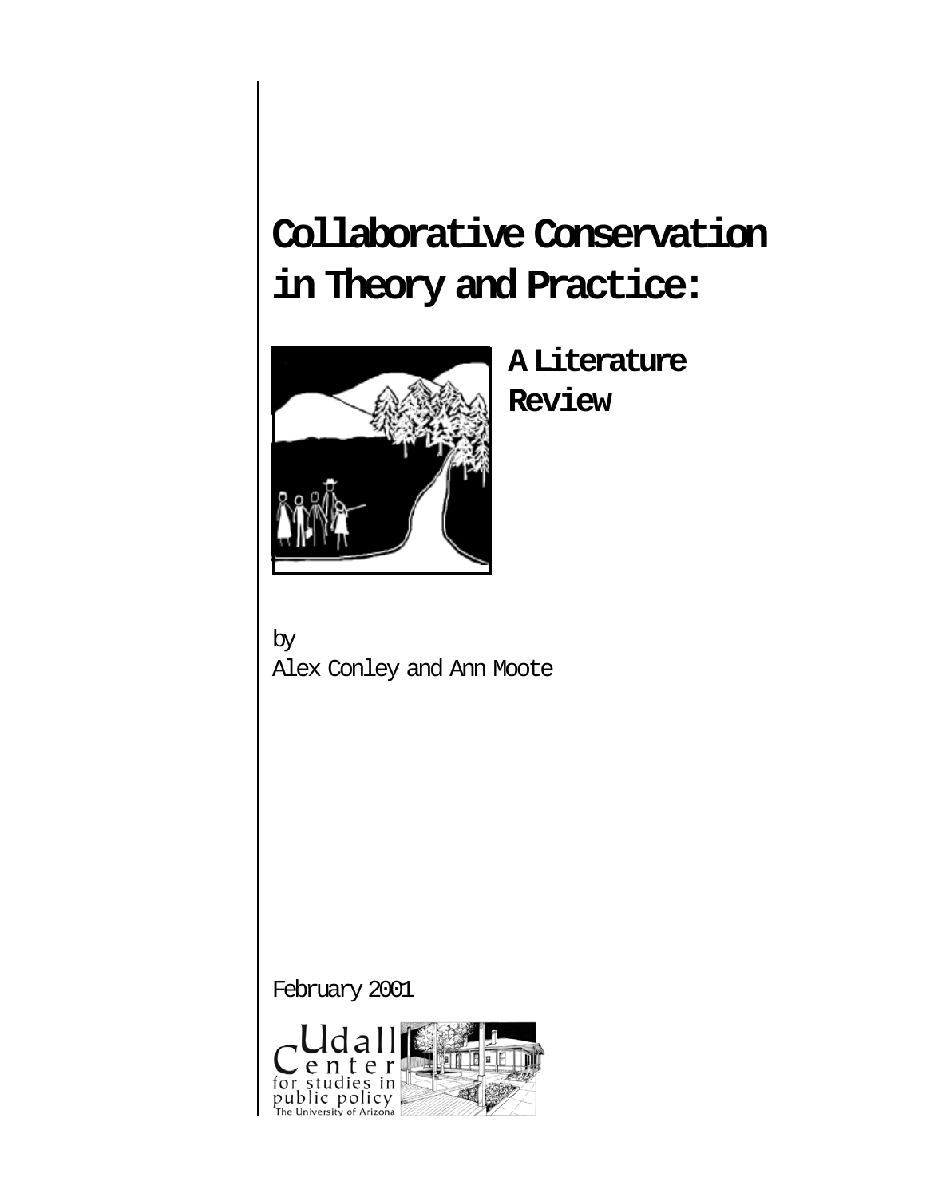# Collaborative Conservation in Theory and Practice:

## A Literature Review

by
Alex Conley and Ann Moote

February 2001

Udall Center for studies in public policy
The University of Arizona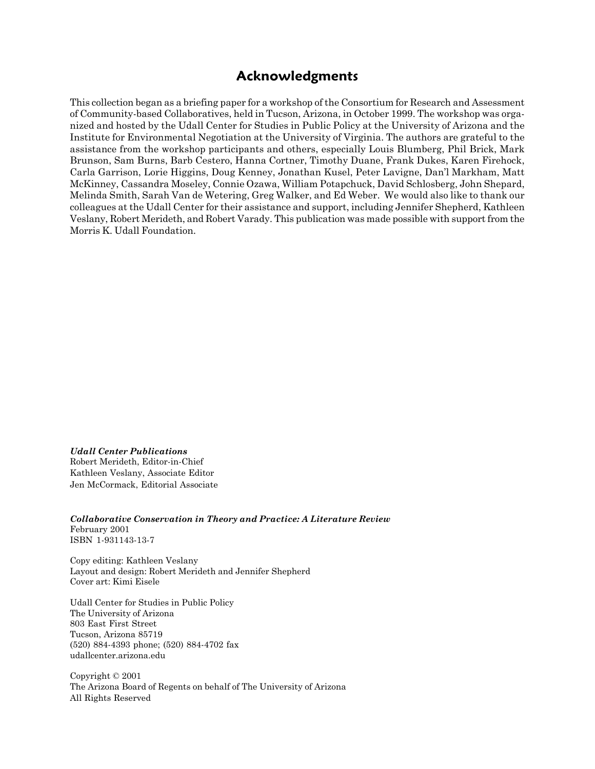## Acknowledgments

This collection began as a briefing paper for a workshop of the Consortium for Research and Assessment of Community-based Collaboratives, held in Tucson, Arizona, in October 1999. The workshop was organized and hosted by the Udall Center for Studies in Public Policy at the University of Arizona and the Institute for Environmental Negotiation at the University of Virginia. The authors are grateful to the assistance from the workshop participants and others, especially Louis Blumberg, Phil Brick, Mark Brunson, Sam Burns, Barb Cestero, Hanna Cortner, Timothy Duane, Frank Dukes, Karen Firehock, Carla Garrison, Lorie Higgins, Doug Kenney, Jonathan Kusel, Peter Lavigne, Dan'l Markham, Matt McKinney, Cassandra Moseley, Connie Ozawa, William Potapchuck, David Schlosberg, John Shepard, Melinda Smith, Sarah Van de Wetering, Greg Walker, and Ed Weber. We would also like to thank our colleagues at the Udall Center for their assistance and support, including Jennifer Shepherd, Kathleen Veslany, Robert Merideth, and Robert Varady. This publication was made possible with support from the Morris K. Udall Foundation.

***Udall Center Publications***
Robert Merideth, Editor-in-Chief
Kathleen Veslany, Associate Editor
Jen McCormack, Editorial Associate

***Collaborative Conservation in Theory and Practice: A Literature Review***
February 2001
ISBN 1-931143-13-7

Copy editing: Kathleen Veslany
Layout and design: Robert Merideth and Jennifer Shepherd
Cover art: Kimi Eisele

Udall Center for Studies in Public Policy
The University of Arizona
803 East First Street
Tucson, Arizona 85719
(520) 884-4393 phone; (520) 884-4702 fax
udallcenter.arizona.edu

Copyright © 2001
The Arizona Board of Regents on behalf of The University of Arizona
All Rights Reserved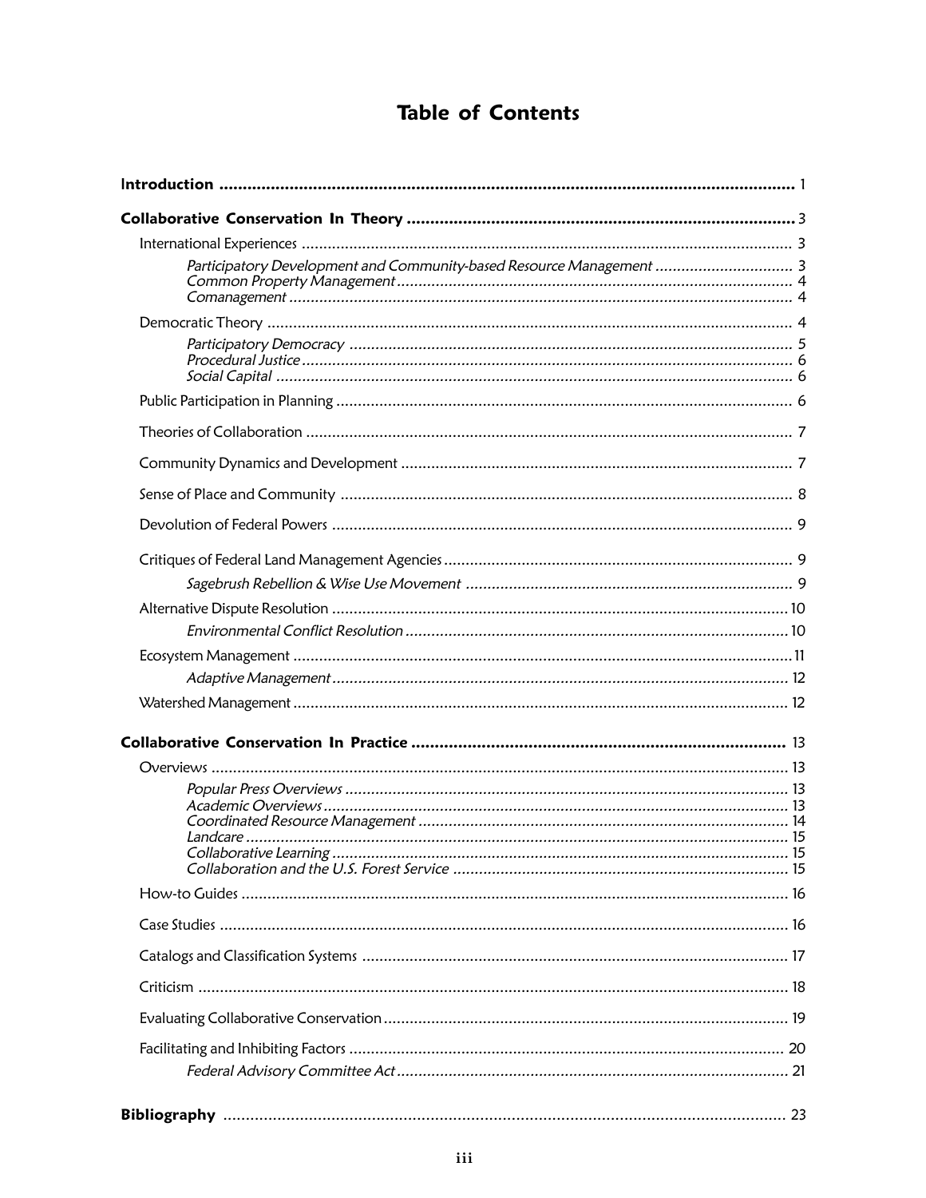# Table of Contents

**Introduction** ..... 1

**Collaborative Conservation In Theory** ..... 3

- International Experiences ..... 3
  - *Participatory Development and Community-based Resource Management* ..... 3
  - *Common Property Management* ..... 4
  - *Comanagement* ..... 4
- Democratic Theory ..... 4
  - *Participatory Democracy* ..... 5
  - *Procedural Justice* ..... 6
  - *Social Capital* ..... 6
- Public Participation in Planning ..... 6
- Theories of Collaboration ..... 7
- Community Dynamics and Development ..... 7
- Sense of Place and Community ..... 8
- Devolution of Federal Powers ..... 9
- Critiques of Federal Land Management Agencies ..... 9
  - *Sagebrush Rebellion & Wise Use Movement* ..... 9
- Alternative Dispute Resolution ..... 10
  - *Environmental Conflict Resolution* ..... 10
- Ecosystem Management ..... 11
  - *Adaptive Management* ..... 12
- Watershed Management ..... 12

**Collaborative Conservation In Practice** ..... 13

- Overviews ..... 13
  - *Popular Press Overviews* ..... 13
  - *Academic Overviews* ..... 13
  - *Coordinated Resource Management* ..... 14
  - *Landcare* ..... 15
  - *Collaborative Learning* ..... 15
  - *Collaboration and the U.S. Forest Service* ..... 15
- How-to Guides ..... 16
- Case Studies ..... 16
- Catalogs and Classification Systems ..... 17
- Criticism ..... 18
- Evaluating Collaborative Conservation ..... 19
- Facilitating and Inhibiting Factors ..... 20
  - *Federal Advisory Committee Act* ..... 21

**Bibliography** ..... 23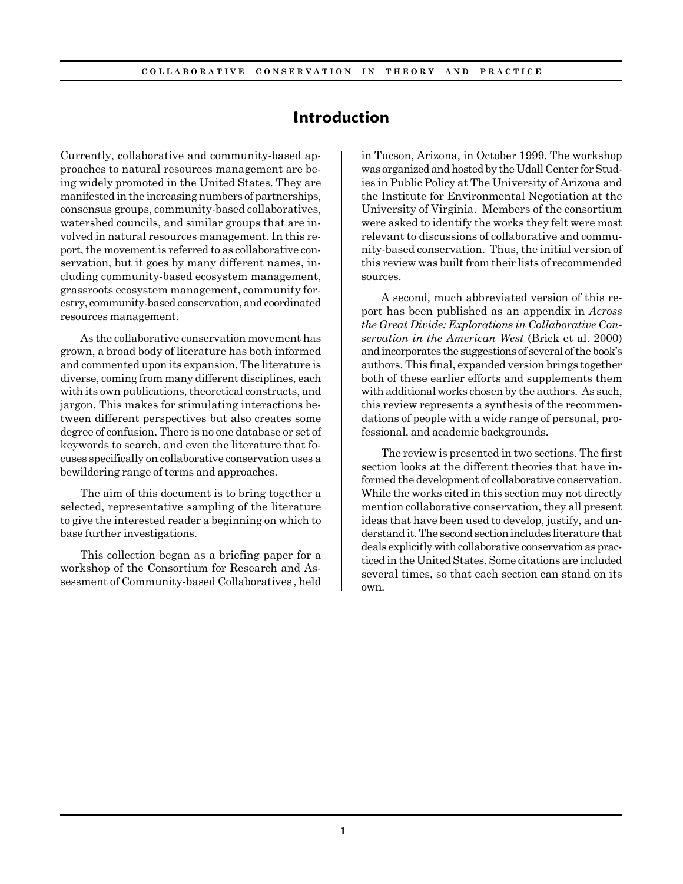# Introduction

Currently, collaborative and community-based approaches to natural resources management are being widely promoted in the United States. They are manifested in the increasing numbers of partnerships, consensus groups, community-based collaboratives, watershed councils, and similar groups that are involved in natural resources management. In this report, the movement is referred to as collaborative conservation, but it goes by many different names, including community-based ecosystem management, grassroots ecosystem management, community forestry, community-based conservation, and coordinated resources management.

As the collaborative conservation movement has grown, a broad body of literature has both informed and commented upon its expansion. The literature is diverse, coming from many different disciplines, each with its own publications, theoretical constructs, and jargon. This makes for stimulating interactions between different perspectives but also creates some degree of confusion. There is no one database or set of keywords to search, and even the literature that focuses specifically on collaborative conservation uses a bewildering range of terms and approaches.

The aim of this document is to bring together a selected, representative sampling of the literature to give the interested reader a beginning on which to base further investigations.

This collection began as a briefing paper for a workshop of the Consortium for Research and Assessment of Community-based Collaboratives , held in Tucson, Arizona, in October 1999. The workshop was organized and hosted by the Udall Center for Studies in Public Policy at The University of Arizona and the Institute for Environmental Negotiation at the University of Virginia. Members of the consortium were asked to identify the works they felt were most relevant to discussions of collaborative and community-based conservation. Thus, the initial version of this review was built from their lists of recommended sources.

A second, much abbreviated version of this report has been published as an appendix in *Across the Great Divide: Explorations in Collaborative Conservation in the American West* (Brick et al. 2000) and incorporates the suggestions of several of the book's authors. This final, expanded version brings together both of these earlier efforts and supplements them with additional works chosen by the authors. As such, this review represents a synthesis of the recommendations of people with a wide range of personal, professional, and academic backgrounds.

The review is presented in two sections. The first section looks at the different theories that have informed the development of collaborative conservation. While the works cited in this section may not directly mention collaborative conservation, they all present ideas that have been used to develop, justify, and understand it. The second section includes literature that deals explicitly with collaborative conservation as practiced in the United States. Some citations are included several times, so that each section can stand on its own.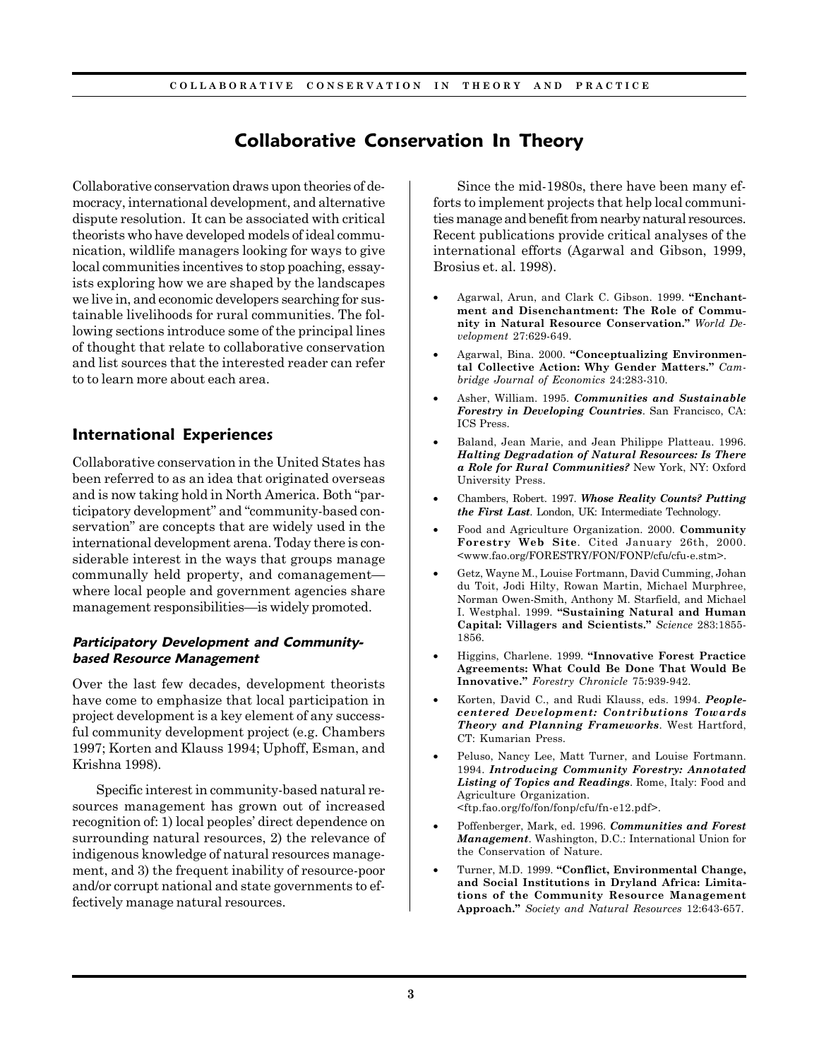# Collaborative Conservation In Theory

Collaborative conservation draws upon theories of democracy, international development, and alternative dispute resolution. It can be associated with critical theorists who have developed models of ideal communication, wildlife managers looking for ways to give local communities incentives to stop poaching, essayists exploring how we are shaped by the landscapes we live in, and economic developers searching for sustainable livelihoods for rural communities. The following sections introduce some of the principal lines of thought that relate to collaborative conservation and list sources that the interested reader can refer to to learn more about each area.

## International Experiences

Collaborative conservation in the United States has been referred to as an idea that originated overseas and is now taking hold in North America. Both "participatory development" and "community-based conservation" are concepts that are widely used in the international development arena. Today there is considerable interest in the ways that groups manage communally held property, and comanagement—where local people and government agencies share management responsibilities—is widely promoted.

### *Participatory Development and Community-based Resource Management*

Over the last few decades, development theorists have come to emphasize that local participation in project development is a key element of any successful community development project (e.g. Chambers 1997; Korten and Klauss 1994; Uphoff, Esman, and Krishna 1998).

Specific interest in community-based natural resources management has grown out of increased recognition of: 1) local peoples' direct dependence on surrounding natural resources, 2) the relevance of indigenous knowledge of natural resources management, and 3) the frequent inability of resource-poor and/or corrupt national and state governments to effectively manage natural resources.

Since the mid-1980s, there have been many efforts to implement projects that help local communities manage and benefit from nearby natural resources. Recent publications provide critical analyses of the international efforts (Agarwal and Gibson, 1999, Brosius et. al. 1998).

- Agarwal, Arun, and Clark C. Gibson. 1999. **"Enchantment and Disenchantment: The Role of Community in Natural Resource Conservation."** *World Development* 27:629-649.
- Agarwal, Bina. 2000. **"Conceptualizing Environmental Collective Action: Why Gender Matters."** *Cambridge Journal of Economics* 24:283-310.
- Asher, William. 1995. ***Communities and Sustainable Forestry in Developing Countries***. San Francisco, CA: ICS Press.
- Baland, Jean Marie, and Jean Philippe Platteau. 1996. ***Halting Degradation of Natural Resources: Is There a Role for Rural Communities?*** New York, NY: Oxford University Press.
- Chambers, Robert. 1997. ***Whose Reality Counts? Putting the First Last***. London, UK: Intermediate Technology.
- Food and Agriculture Organization. 2000. **Community Forestry Web Site**. Cited January 26th, 2000. <www.fao.org/FORESTRY/FON/FONP/cfu/cfu-e.stm>.
- Getz, Wayne M., Louise Fortmann, David Cumming, Johan du Toit, Jodi Hilty, Rowan Martin, Michael Murphree, Norman Owen-Smith, Anthony M. Starfield, and Michael I. Westphal. 1999. **"Sustaining Natural and Human Capital: Villagers and Scientists."** *Science* 283:1855-1856.
- Higgins, Charlene. 1999. **"Innovative Forest Practice Agreements: What Could Be Done That Would Be Innovative."** *Forestry Chronicle* 75:939-942.
- Korten, David C., and Rudi Klauss, eds. 1994. ***People-centered Development: Contributions Towards Theory and Planning Frameworks***. West Hartford, CT: Kumarian Press.
- Peluso, Nancy Lee, Matt Turner, and Louise Fortmann. 1994. ***Introducing Community Forestry: Annotated Listing of Topics and Readings***. Rome, Italy: Food and Agriculture Organization. <ftp.fao.org/fo/fon/fonp/cfu/fn-e12.pdf>.
- Poffenberger, Mark, ed. 1996. ***Communities and Forest Management***. Washington, D.C.: International Union for the Conservation of Nature.
- Turner, M.D. 1999. **"Conflict, Environmental Change, and Social Institutions in Dryland Africa: Limitations of the Community Resource Management Approach."** *Society and Natural Resources* 12:643-657.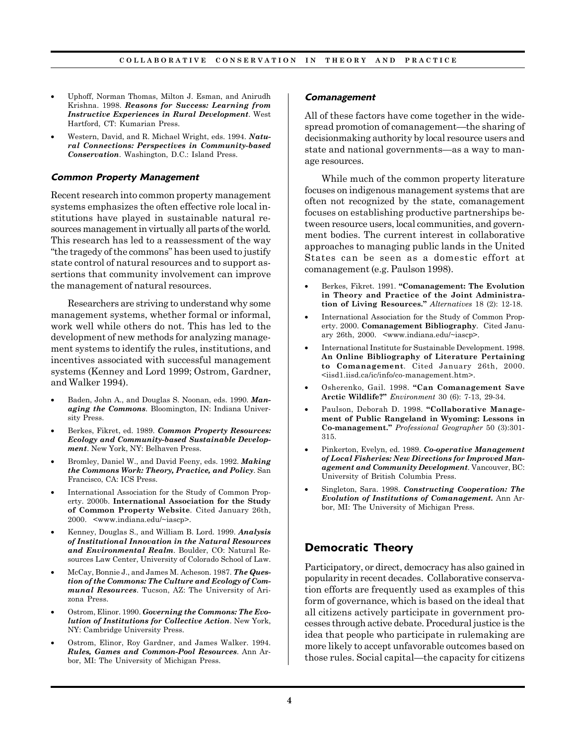- Uphoff, Norman Thomas, Milton J. Esman, and Anirudh Krishna. 1998. ***Reasons for Success: Learning from Instructive Experiences in Rural Development***. West Hartford, CT: Kumarian Press.
- Western, David, and R. Michael Wright, eds. 1994. ***Natural Connections: Perspectives in Community-based Conservation***. Washington, D.C.: Island Press.

### *Common Property Management*

Recent research into common property management systems emphasizes the often effective role local institutions have played in sustainable natural resources management in virtually all parts of the world. This research has led to a reassessment of the way "the tragedy of the commons" has been used to justify state control of natural resources and to support assertions that community involvement can improve the management of natural resources.

Researchers are striving to understand why some management systems, whether formal or informal, work well while others do not. This has led to the development of new methods for analyzing management systems to identify the rules, institutions, and incentives associated with successful management systems (Kenney and Lord 1999; Ostrom, Gardner, and Walker 1994).

- Baden, John A., and Douglas S. Noonan, eds. 1990. ***Managing the Commons***. Bloomington, IN: Indiana University Press.
- Berkes, Fikret, ed. 1989. ***Common Property Resources: Ecology and Community-based Sustainable Development***. New York, NY: Belhaven Press.
- Bromley, Daniel W., and David Feeny, eds. 1992. ***Making the Commons Work: Theory, Practice, and Policy***. San Francisco, CA: ICS Press.
- International Association for the Study of Common Property. 2000b. **International Association for the Study of Common Property Website**. Cited January 26th, 2000. <www.indiana.edu/~iascp>.
- Kenney, Douglas S., and William B. Lord. 1999. ***Analysis of Institutional Innovation in the Natural Resources and Environmental Realm***. Boulder, CO: Natural Resources Law Center, University of Colorado School of Law.
- McCay, Bonnie J., and James M. Acheson. 1987. ***The Question of the Commons: The Culture and Ecology of Communal Resources***. Tucson, AZ: The University of Arizona Press.
- Ostrom, Elinor. 1990. ***Governing the Commons: The Evolution of Institutions for Collective Action***. New York, NY: Cambridge University Press.
- Ostrom, Elinor, Roy Gardner, and James Walker. 1994. ***Rules, Games and Common-Pool Resources***. Ann Arbor, MI: The University of Michigan Press.

### *Comanagement*

All of these factors have come together in the widespread promotion of comanagement—the sharing of decisionmaking authority by local resource users and state and national governments—as a way to manage resources.

While much of the common property literature focuses on indigenous management systems that are often not recognized by the state, comanagement focuses on establishing productive partnerships between resource users, local communities, and government bodies. The current interest in collaborative approaches to managing public lands in the United States can be seen as a domestic effort at comanagement (e.g. Paulson 1998).

- Berkes, Fikret. 1991. **"Comanagement: The Evolution in Theory and Practice of the Joint Administration of Living Resources."** *Alternatives* 18 (2): 12-18.
- International Association for the Study of Common Property. 2000. **Comanagement Bibliography**. Cited January 26th, 2000. <www.indiana.edu/~iascp>.
- International Institute for Sustainable Development. 1998. **An Online Bibliography of Literature Pertaining to Comanagement**. Cited January 26th, 2000. <iisd1.iisd.ca/ic/info/co-management.htm>.
- Osherenko, Gail. 1998. **"Can Comanagement Save Arctic Wildlife?"** *Environment* 30 (6): 7-13, 29-34.
- Paulson, Deborah D. 1998. **"Collaborative Management of Public Rangeland in Wyoming: Lessons in Co-management."** *Professional Geographer* 50 (3):301-315.
- Pinkerton, Evelyn, ed. 1989. ***Co-operative Management of Local Fisheries: New Directions for Improved Management and Community Development***. Vancouver, BC: University of British Columbia Press.
- Singleton, Sara. 1998. ***Constructing Cooperation: The Evolution of Institutions of Comanagement.*** Ann Arbor, MI: The University of Michigan Press.

## Democratic Theory

Participatory, or direct, democracy has also gained in popularity in recent decades. Collaborative conservation efforts are frequently used as examples of this form of governance, which is based on the ideal that all citizens actively participate in government processes through active debate. Procedural justice is the idea that people who participate in rulemaking are more likely to accept unfavorable outcomes based on those rules. Social capital—the capacity for citizens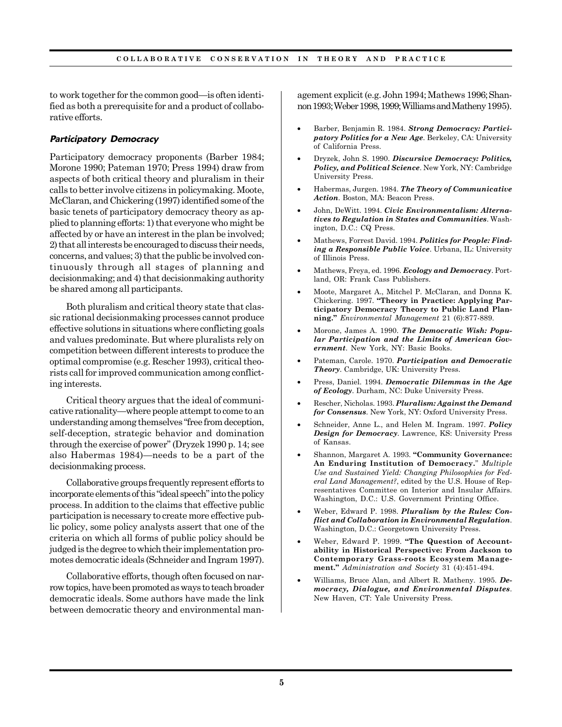to work together for the common good—is often identified as both a prerequisite for and a product of collaborative efforts.

### *Participatory Democracy*

Participatory democracy proponents (Barber 1984; Morone 1990; Pateman 1970; Press 1994) draw from aspects of both critical theory and pluralism in their calls to better involve citizens in policymaking. Moote, McClaran, and Chickering (1997) identified some of the basic tenets of participatory democracy theory as applied to planning efforts: 1) that everyone who might be affected by or have an interest in the plan be involved; 2) that all interests be encouraged to discuss their needs, concerns, and values; 3) that the public be involved continuously through all stages of planning and decisionmaking; and 4) that decisionmaking authority be shared among all participants.

Both pluralism and critical theory state that classic rational decisionmaking processes cannot produce effective solutions in situations where conflicting goals and values predominate. But where pluralists rely on competition between different interests to produce the optimal compromise (e.g. Rescher 1993), critical theorists call for improved communication among conflicting interests.

Critical theory argues that the ideal of communicative rationality—where people attempt to come to an understanding among themselves "free from deception, self-deception, strategic behavior and domination through the exercise of power" (Dryzek 1990 p. 14; see also Habermas 1984)—needs to be a part of the decisionmaking process.

Collaborative groups frequently represent efforts to incorporate elements of this "ideal speech" into the policy process. In addition to the claims that effective public participation is necessary to create more effective public policy, some policy analysts assert that one of the criteria on which all forms of public policy should be judged is the degree to which their implementation promotes democratic ideals (Schneider and Ingram 1997).

Collaborative efforts, though often focused on narrow topics, have been promoted as ways to teach broader democratic ideals. Some authors have made the link between democratic theory and environmental management explicit (e.g. John 1994; Mathews 1996; Shannon 1993; Weber 1998, 1999; Williams and Matheny 1995).

- Barber, Benjamin R. 1984. ***Strong Democracy: Participatory Politics for a New Age***. Berkeley, CA: University of California Press.
- Dryzek, John S. 1990. ***Discursive Democracy: Politics, Policy, and Political Science***. New York, NY: Cambridge University Press.
- Habermas, Jurgen. 1984. ***The Theory of Communicative Action***. Boston, MA: Beacon Press.
- John, DeWitt. 1994. ***Civic Environmentalism: Alternatives to Regulation in States and Communities***. Washington, D.C.: CQ Press.
- Mathews, Forrest David. 1994. ***Politics for People: Finding a Responsible Public Voice***. Urbana, IL: University of Illinois Press.
- Mathews, Freya, ed. 1996. ***Ecology and Democracy***. Portland, OR: Frank Cass Publishers.
- Moote, Margaret A., Mitchel P. McClaran, and Donna K. Chickering. 1997. **"Theory in Practice: Applying Participatory Democracy Theory to Public Land Planning."** *Environmental Management* 21 (6):877-889.
- Morone, James A. 1990. ***The Democratic Wish: Popular Participation and the Limits of American Government***. New York, NY: Basic Books.
- Pateman, Carole. 1970. ***Participation and Democratic Theory***. Cambridge, UK: University Press.
- Press, Daniel. 1994. ***Democratic Dilemmas in the Age of Ecology***. Durham, NC: Duke University Press.
- Rescher, Nicholas. 1993. ***Pluralism: Against the Demand for Consensus***. New York, NY: Oxford University Press.
- Schneider, Anne L., and Helen M. Ingram. 1997. ***Policy Design for Democracy***. Lawrence, KS: University Press of Kansas.
- Shannon, Margaret A. 1993. **"Community Governance: An Enduring Institution of Democracy."** *Multiple Use and Sustained Yield: Changing Philosophies for Federal Land Management?*, edited by the U.S. House of Representatives Committee on Interior and Insular Affairs. Washington, D.C.: U.S. Government Printing Office.
- Weber, Edward P. 1998. ***Pluralism by the Rules: Conflict and Collaboration in Environmental Regulation***. Washington, D.C.: Georgetown University Press.
- Weber, Edward P. 1999. **"The Question of Accountability in Historical Perspective: From Jackson to Contemporary Grass-roots Ecosystem Management."** *Administration and Society* 31 (4):451-494.
- Williams, Bruce Alan, and Albert R. Matheny. 1995. ***Democracy, Dialogue, and Environmental Disputes***. New Haven, CT: Yale University Press.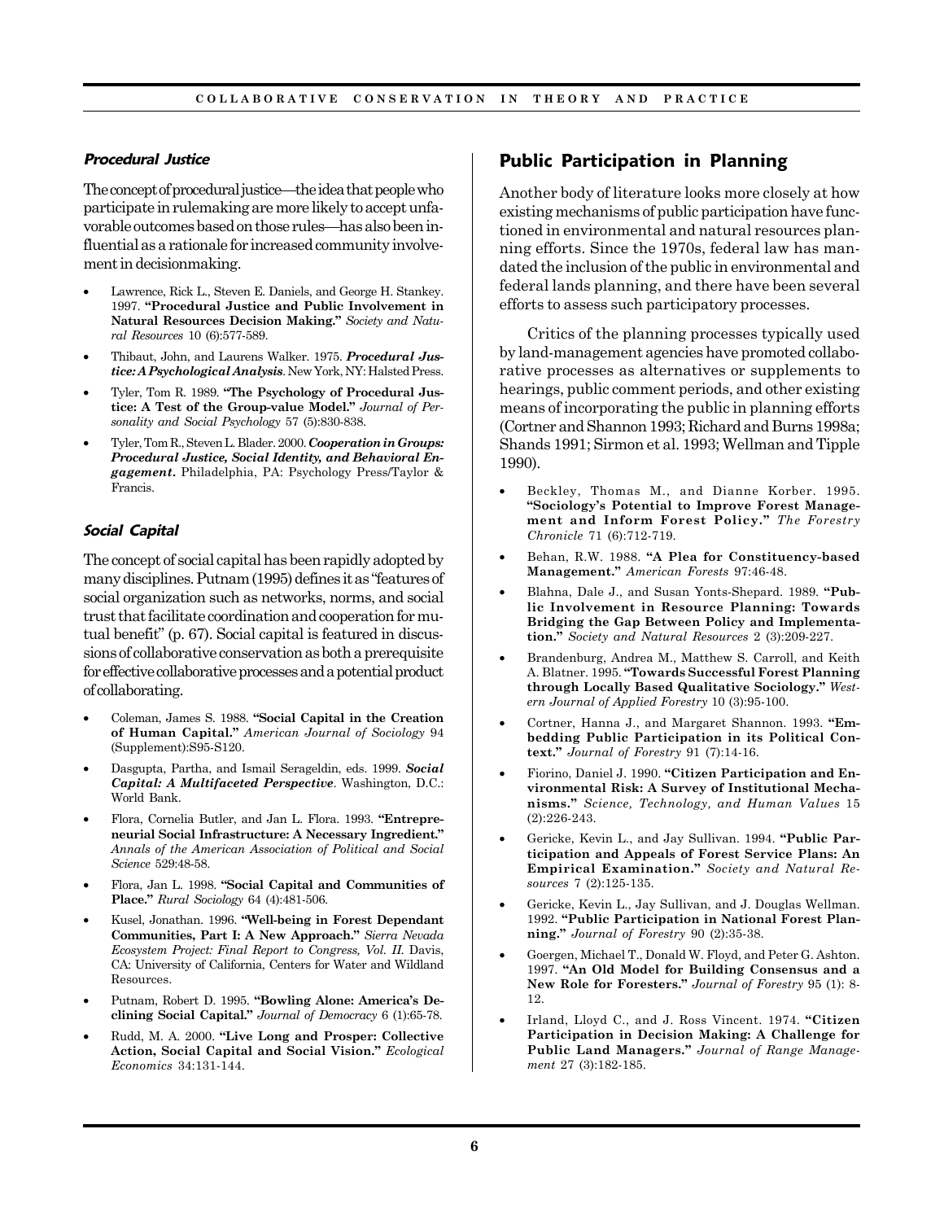### *Procedural Justice*

The concept of procedural justice—the idea that people who participate in rulemaking are more likely to accept unfavorable outcomes based on those rules—has also been influential as a rationale for increased community involvement in decisionmaking.

- Lawrence, Rick L., Steven E. Daniels, and George H. Stankey. 1997. **"Procedural Justice and Public Involvement in Natural Resources Decision Making."** *Society and Natural Resources* 10 (6):577-589.
- Thibaut, John, and Laurens Walker. 1975. ***Procedural Justice: A Psychological Analysis***. New York, NY: Halsted Press.
- Tyler, Tom R. 1989. **"The Psychology of Procedural Justice: A Test of the Group-value Model."** *Journal of Personality and Social Psychology* 57 (5):830-838.
- Tyler, Tom R., Steven L. Blader. 2000. ***Cooperation in Groups: Procedural Justice, Social Identity, and Behavioral Engagement.*** Philadelphia, PA: Psychology Press/Taylor & Francis.

### *Social Capital*

The concept of social capital has been rapidly adopted by many disciplines. Putnam (1995) defines it as "features of social organization such as networks, norms, and social trust that facilitate coordination and cooperation for mutual benefit" (p. 67). Social capital is featured in discussions of collaborative conservation as both a prerequisite for effective collaborative processes and a potential product of collaborating.

- Coleman, James S. 1988. **"Social Capital in the Creation of Human Capital."** *American Journal of Sociology* 94 (Supplement):S95-S120.
- Dasgupta, Partha, and Ismail Serageldin, eds. 1999. ***Social Capital: A Multifaceted Perspective***. Washington, D.C.: World Bank.
- Flora, Cornelia Butler, and Jan L. Flora. 1993. **"Entrepreneurial Social Infrastructure: A Necessary Ingredient."** *Annals of the American Association of Political and Social Science* 529:48-58.
- Flora, Jan L. 1998. **"Social Capital and Communities of Place."** *Rural Sociology* 64 (4):481-506.
- Kusel, Jonathan. 1996. **"Well-being in Forest Dependant Communities, Part I: A New Approach."** *Sierra Nevada Ecosystem Project: Final Report to Congress, Vol. II.* Davis, CA: University of California, Centers for Water and Wildland Resources.
- Putnam, Robert D. 1995. **"Bowling Alone: America's Declining Social Capital."** *Journal of Democracy* 6 (1):65-78.
- Rudd, M. A. 2000. **"Live Long and Prosper: Collective Action, Social Capital and Social Vision."** *Ecological Economics* 34:131-144.

## Public Participation in Planning

Another body of literature looks more closely at how existing mechanisms of public participation have functioned in environmental and natural resources planning efforts. Since the 1970s, federal law has mandated the inclusion of the public in environmental and federal lands planning, and there have been several efforts to assess such participatory processes.

Critics of the planning processes typically used by land-management agencies have promoted collaborative processes as alternatives or supplements to hearings, public comment periods, and other existing means of incorporating the public in planning efforts (Cortner and Shannon 1993; Richard and Burns 1998a; Shands 1991; Sirmon et al. 1993; Wellman and Tipple 1990).

- Beckley, Thomas M., and Dianne Korber. 1995. **"Sociology's Potential to Improve Forest Management and Inform Forest Policy."** *The Forestry Chronicle* 71 (6):712-719.
- Behan, R.W. 1988. **"A Plea for Constituency-based Management."** *American Forests* 97:46-48.
- Blahna, Dale J., and Susan Yonts-Shepard. 1989. **"Public Involvement in Resource Planning: Towards Bridging the Gap Between Policy and Implementation."** *Society and Natural Resources* 2 (3):209-227.
- Brandenburg, Andrea M., Matthew S. Carroll, and Keith A. Blatner. 1995. **"Towards Successful Forest Planning through Locally Based Qualitative Sociology."** *Western Journal of Applied Forestry* 10 (3):95-100.
- Cortner, Hanna J., and Margaret Shannon. 1993. **"Embedding Public Participation in its Political Context."** *Journal of Forestry* 91 (7):14-16.
- Fiorino, Daniel J. 1990. **"Citizen Participation and Environmental Risk: A Survey of Institutional Mechanisms."** *Science, Technology, and Human Values* 15 (2):226-243.
- Gericke, Kevin L., and Jay Sullivan. 1994. **"Public Participation and Appeals of Forest Service Plans: An Empirical Examination."** *Society and Natural Resources* 7 (2):125-135.
- Gericke, Kevin L., Jay Sullivan, and J. Douglas Wellman. 1992. **"Public Participation in National Forest Planning."** *Journal of Forestry* 90 (2):35-38.
- Goergen, Michael T., Donald W. Floyd, and Peter G. Ashton. 1997. **"An Old Model for Building Consensus and a New Role for Foresters."** *Journal of Forestry* 95 (1): 8-12.
- Irland, Lloyd C., and J. Ross Vincent. 1974. **"Citizen Participation in Decision Making: A Challenge for Public Land Managers."** *Journal of Range Management* 27 (3):182-185.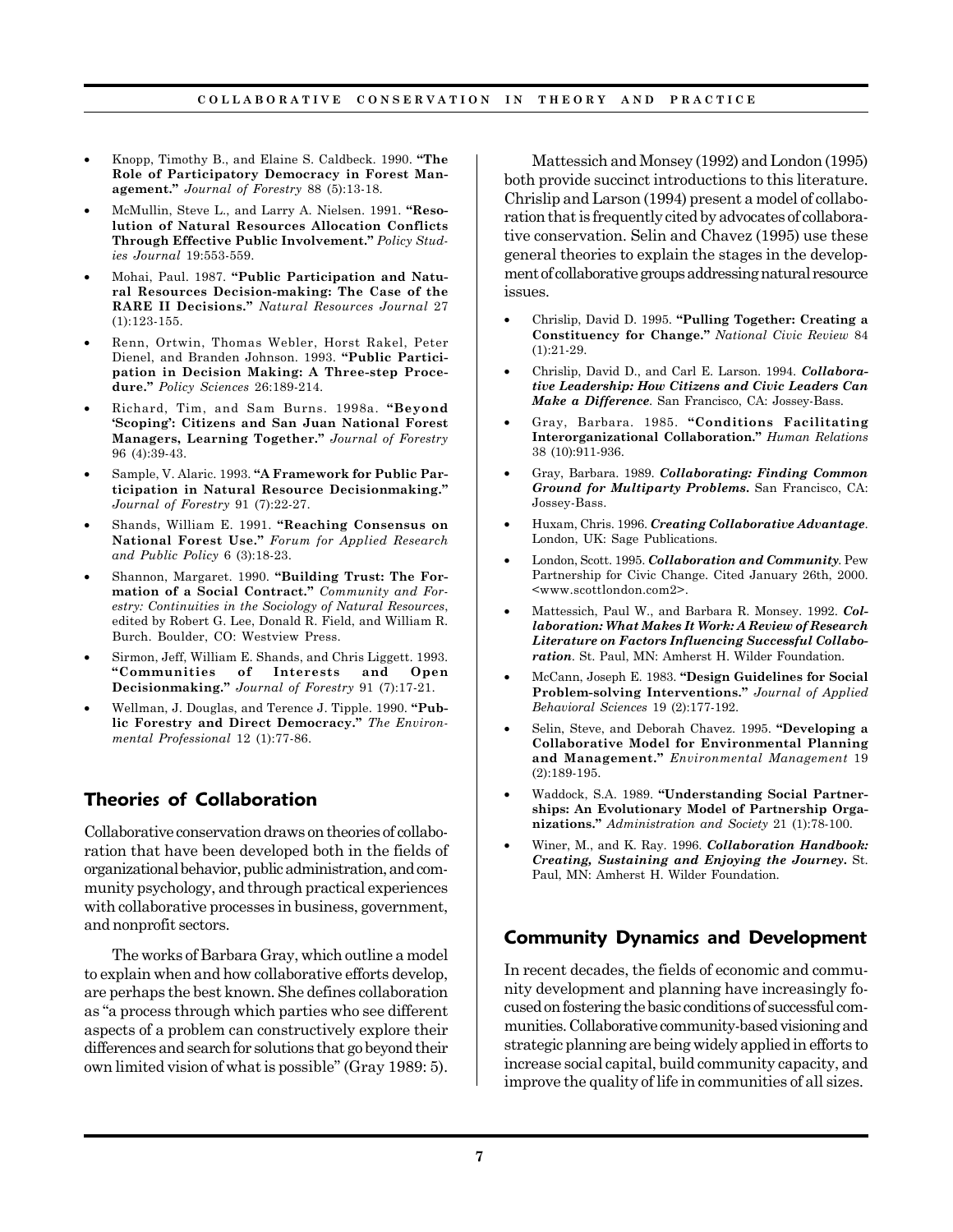- Knopp, Timothy B., and Elaine S. Caldbeck. 1990. **"The Role of Participatory Democracy in Forest Management."** *Journal of Forestry* 88 (5):13-18.
- McMullin, Steve L., and Larry A. Nielsen. 1991. **"Resolution of Natural Resources Allocation Conflicts Through Effective Public Involvement."** *Policy Studies Journal* 19:553-559.
- Mohai, Paul. 1987. **"Public Participation and Natural Resources Decision-making: The Case of the RARE II Decisions."** *Natural Resources Journal* 27 (1):123-155.
- Renn, Ortwin, Thomas Webler, Horst Rakel, Peter Dienel, and Branden Johnson. 1993. **"Public Participation in Decision Making: A Three-step Procedure."** *Policy Sciences* 26:189-214.
- Richard, Tim, and Sam Burns. 1998a. **"Beyond 'Scoping': Citizens and San Juan National Forest Managers, Learning Together."** *Journal of Forestry* 96 (4):39-43.
- Sample, V. Alaric. 1993. **"A Framework for Public Participation in Natural Resource Decisionmaking."** *Journal of Forestry* 91 (7):22-27.
- Shands, William E. 1991. **"Reaching Consensus on National Forest Use."** *Forum for Applied Research and Public Policy* 6 (3):18-23.
- Shannon, Margaret. 1990. **"Building Trust: The Formation of a Social Contract."** *Community and Forestry: Continuities in the Sociology of Natural Resources*, edited by Robert G. Lee, Donald R. Field, and William R. Burch. Boulder, CO: Westview Press.
- Sirmon, Jeff, William E. Shands, and Chris Liggett. 1993. **"Communities of Interests and Open Decisionmaking."** *Journal of Forestry* 91 (7):17-21.
- Wellman, J. Douglas, and Terence J. Tipple. 1990. **"Public Forestry and Direct Democracy."** *The Environmental Professional* 12 (1):77-86.

## Theories of Collaboration

Collaborative conservation draws on theories of collaboration that have been developed both in the fields of organizational behavior, public administration, and community psychology, and through practical experiences with collaborative processes in business, government, and nonprofit sectors.

The works of Barbara Gray, which outline a model to explain when and how collaborative efforts develop, are perhaps the best known. She defines collaboration as "a process through which parties who see different aspects of a problem can constructively explore their differences and search for solutions that go beyond their own limited vision of what is possible" (Gray 1989: 5).

Mattessich and Monsey (1992) and London (1995) both provide succinct introductions to this literature. Chrislip and Larson (1994) present a model of collaboration that is frequently cited by advocates of collaborative conservation. Selin and Chavez (1995) use these general theories to explain the stages in the development of collaborative groups addressing natural resource issues.

- Chrislip, David D. 1995. **"Pulling Together: Creating a Constituency for Change."** *National Civic Review* 84 (1):21-29.
- Chrislip, David D., and Carl E. Larson. 1994. ***Collaborative Leadership: How Citizens and Civic Leaders Can Make a Difference***. San Francisco, CA: Jossey-Bass.
- Gray, Barbara. 1985. **"Conditions Facilitating Interorganizational Collaboration."** *Human Relations* 38 (10):911-936.
- Gray, Barbara. 1989. ***Collaborating: Finding Common Ground for Multiparty Problems.*** San Francisco, CA: Jossey-Bass.
- Huxam, Chris. 1996. ***Creating Collaborative Advantage***. London, UK: Sage Publications.
- London, Scott. 1995. ***Collaboration and Community***. Pew Partnership for Civic Change. Cited January 26th, 2000. <www.scottlondon.com2>.
- Mattessich, Paul W., and Barbara R. Monsey. 1992. ***Collaboration: What Makes It Work: A Review of Research Literature on Factors Influencing Successful Collaboration***. St. Paul, MN: Amherst H. Wilder Foundation.
- McCann, Joseph E. 1983. **"Design Guidelines for Social Problem-solving Interventions."** *Journal of Applied Behavioral Sciences* 19 (2):177-192.
- Selin, Steve, and Deborah Chavez. 1995. **"Developing a Collaborative Model for Environmental Planning and Management."** *Environmental Management* 19 (2):189-195.
- Waddock, S.A. 1989. **"Understanding Social Partnerships: An Evolutionary Model of Partnership Organizations."** *Administration and Society* 21 (1):78-100.
- Winer, M., and K. Ray. 1996. ***Collaboration Handbook: Creating, Sustaining and Enjoying the Journey.*** St. Paul, MN: Amherst H. Wilder Foundation.

## Community Dynamics and Development

In recent decades, the fields of economic and community development and planning have increasingly focused on fostering the basic conditions of successful communities. Collaborative community-based visioning and strategic planning are being widely applied in efforts to increase social capital, build community capacity, and improve the quality of life in communities of all sizes.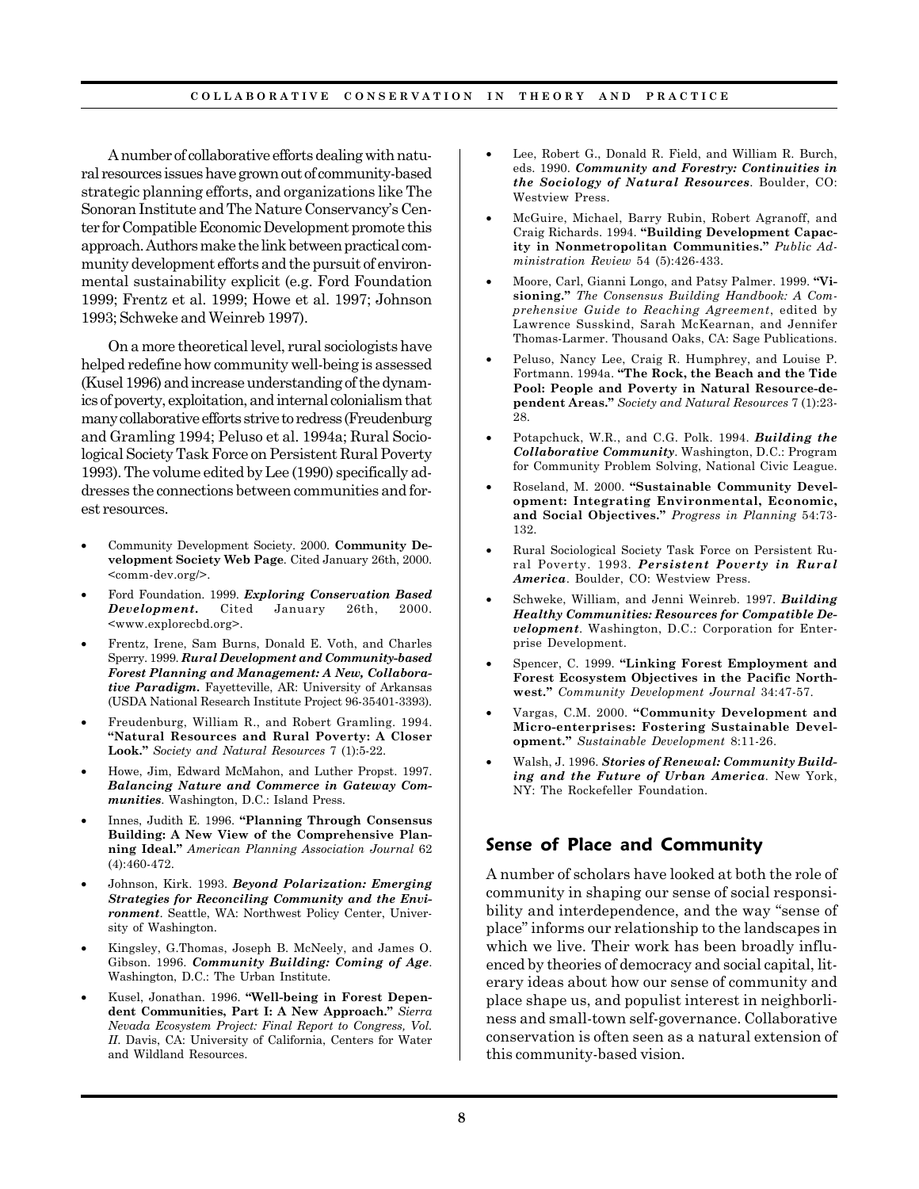A number of collaborative efforts dealing with natural resources issues have grown out of community-based strategic planning efforts, and organizations like The Sonoran Institute and The Nature Conservancy's Center for Compatible Economic Development promote this approach. Authors make the link between practical community development efforts and the pursuit of environmental sustainability explicit (e.g. Ford Foundation 1999; Frentz et al. 1999; Howe et al. 1997; Johnson 1993; Schweke and Weinreb 1997).

On a more theoretical level, rural sociologists have helped redefine how community well-being is assessed (Kusel 1996) and increase understanding of the dynamics of poverty, exploitation, and internal colonialism that many collaborative efforts strive to redress (Freudenburg and Gramling 1994; Peluso et al. 1994a; Rural Sociological Society Task Force on Persistent Rural Poverty 1993). The volume edited by Lee (1990) specifically addresses the connections between communities and forest resources.

- Community Development Society. 2000. **Community Development Society Web Page**. Cited January 26th, 2000. <comm-dev.org/>.
- Ford Foundation. 1999. ***Exploring Conservation Based Development***. Cited January 26th, 2000. <www.explorecbd.org>.
- Frentz, Irene, Sam Burns, Donald E. Voth, and Charles Sperry. 1999. ***Rural Development and Community-based Forest Planning and Management: A New, Collaborative Paradigm.*** Fayetteville, AR: University of Arkansas (USDA National Research Institute Project 96-35401-3393).
- Freudenburg, William R., and Robert Gramling. 1994. **"Natural Resources and Rural Poverty: A Closer Look."** *Society and Natural Resources* 7 (1):5-22.
- Howe, Jim, Edward McMahon, and Luther Propst. 1997. ***Balancing Nature and Commerce in Gateway Communities***. Washington, D.C.: Island Press.
- Innes, Judith E. 1996. **"Planning Through Consensus Building: A New View of the Comprehensive Planning Ideal."** *American Planning Association Journal* 62 (4):460-472.
- Johnson, Kirk. 1993. ***Beyond Polarization: Emerging Strategies for Reconciling Community and the Environment***. Seattle, WA: Northwest Policy Center, University of Washington.
- Kingsley, G.Thomas, Joseph B. McNeely, and James O. Gibson. 1996. ***Community Building: Coming of Age***. Washington, D.C.: The Urban Institute.
- Kusel, Jonathan. 1996. **"Well-being in Forest Dependent Communities, Part I: A New Approach."** *Sierra Nevada Ecosystem Project: Final Report to Congress, Vol. II*. Davis, CA: University of California, Centers for Water and Wildland Resources.
- Lee, Robert G., Donald R. Field, and William R. Burch, eds. 1990. ***Community and Forestry: Continuities in the Sociology of Natural Resources***. Boulder, CO: Westview Press.
- McGuire, Michael, Barry Rubin, Robert Agranoff, and Craig Richards. 1994. **"Building Development Capacity in Nonmetropolitan Communities."** *Public Administration Review* 54 (5):426-433.
- Moore, Carl, Gianni Longo, and Patsy Palmer. 1999. **"Visioning."** *The Consensus Building Handbook: A Comprehensive Guide to Reaching Agreement*, edited by Lawrence Susskind, Sarah McKearnan, and Jennifer Thomas-Larmer. Thousand Oaks, CA: Sage Publications.
- Peluso, Nancy Lee, Craig R. Humphrey, and Louise P. Fortmann. 1994a. **"The Rock, the Beach and the Tide Pool: People and Poverty in Natural Resource-dependent Areas."** *Society and Natural Resources* 7 (1):23-28.
- Potapchuck, W.R., and C.G. Polk. 1994. ***Building the Collaborative Community***. Washington, D.C.: Program for Community Problem Solving, National Civic League.
- Roseland, M. 2000. **"Sustainable Community Development: Integrating Environmental, Economic, and Social Objectives."** *Progress in Planning* 54:73-132.
- Rural Sociological Society Task Force on Persistent Rural Poverty. 1993. ***Persistent Poverty in Rural America***. Boulder, CO: Westview Press.
- Schweke, William, and Jenni Weinreb. 1997. ***Building Healthy Communities: Resources for Compatible Development***. Washington, D.C.: Corporation for Enterprise Development.
- Spencer, C. 1999. **"Linking Forest Employment and Forest Ecosystem Objectives in the Pacific Northwest."** *Community Development Journal* 34:47-57.
- Vargas, C.M. 2000. **"Community Development and Micro-enterprises: Fostering Sustainable Development."** *Sustainable Development* 8:11-26.
- Walsh, J. 1996. ***Stories of Renewal: Community Building and the Future of Urban America***. New York, NY: The Rockefeller Foundation.

## Sense of Place and Community

A number of scholars have looked at both the role of community in shaping our sense of social responsibility and interdependence, and the way "sense of place" informs our relationship to the landscapes in which we live. Their work has been broadly influenced by theories of democracy and social capital, literary ideas about how our sense of community and place shape us, and populist interest in neighborliness and small-town self-governance. Collaborative conservation is often seen as a natural extension of this community-based vision.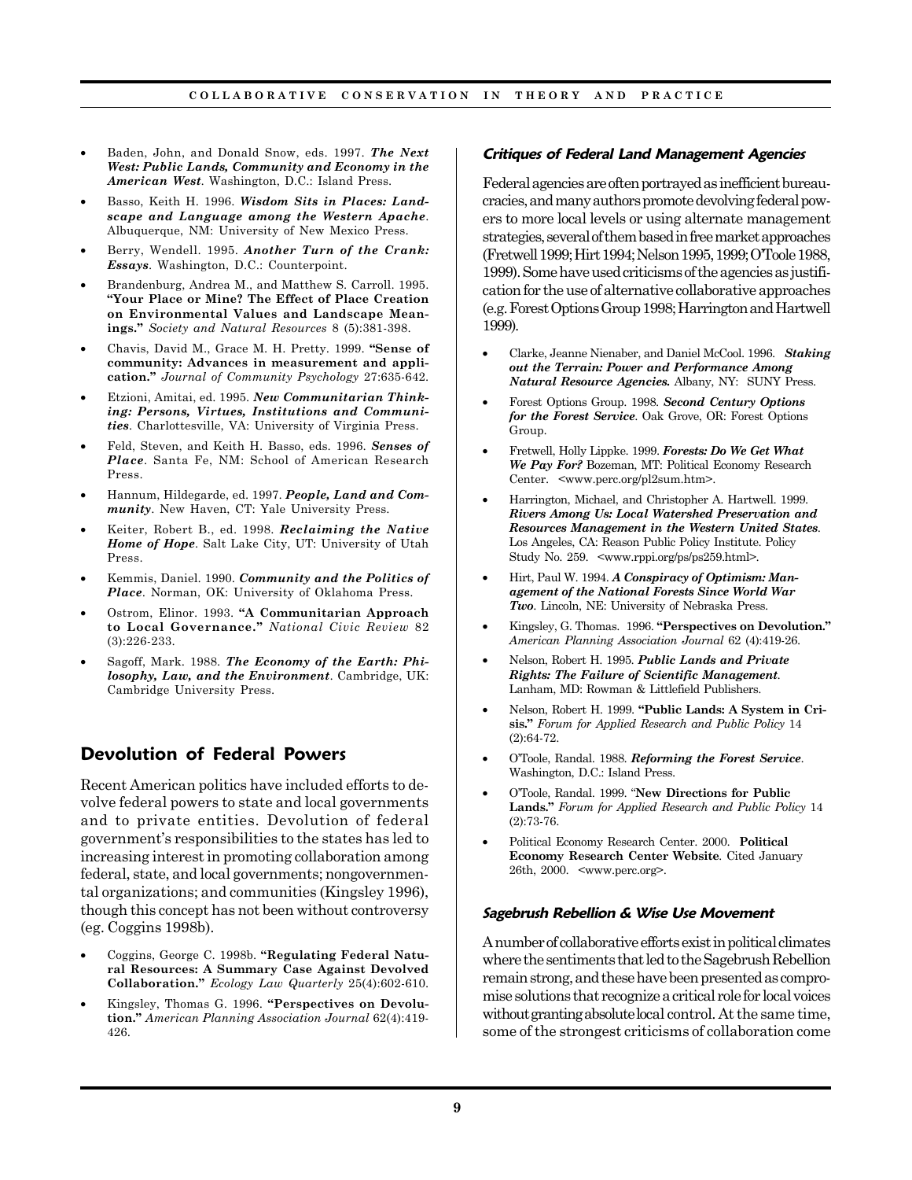- Baden, John, and Donald Snow, eds. 1997. ***The Next West: Public Lands, Community and Economy in the American West***. Washington, D.C.: Island Press.
- Basso, Keith H. 1996. ***Wisdom Sits in Places: Landscape and Language among the Western Apache***. Albuquerque, NM: University of New Mexico Press.
- Berry, Wendell. 1995. ***Another Turn of the Crank: Essays***. Washington, D.C.: Counterpoint.
- Brandenburg, Andrea M., and Matthew S. Carroll. 1995. **"Your Place or Mine? The Effect of Place Creation on Environmental Values and Landscape Meanings."** *Society and Natural Resources* 8 (5):381-398.
- Chavis, David M., Grace M. H. Pretty. 1999. **"Sense of community: Advances in measurement and application."** *Journal of Community Psychology* 27:635-642.
- Etzioni, Amitai, ed. 1995. ***New Communitarian Thinking: Persons, Virtues, Institutions and Communities***. Charlottesville, VA: University of Virginia Press.
- Feld, Steven, and Keith H. Basso, eds. 1996. ***Senses of Place***. Santa Fe, NM: School of American Research Press.
- Hannum, Hildegarde, ed. 1997. ***People, Land and Community***. New Haven, CT: Yale University Press.
- Keiter, Robert B., ed. 1998. ***Reclaiming the Native Home of Hope***. Salt Lake City, UT: University of Utah Press.
- Kemmis, Daniel. 1990. ***Community and the Politics of Place***. Norman, OK: University of Oklahoma Press.
- Ostrom, Elinor. 1993. **"A Communitarian Approach to Local Governance."** *National Civic Review* 82 (3):226-233.
- Sagoff, Mark. 1988. ***The Economy of the Earth: Philosophy, Law, and the Environment***. Cambridge, UK: Cambridge University Press.

## Devolution of Federal Powers

Recent American politics have included efforts to devolve federal powers to state and local governments and to private entities. Devolution of federal government's responsibilities to the states has led to increasing interest in promoting collaboration among federal, state, and local governments; nongovernmental organizations; and communities (Kingsley 1996), though this concept has not been without controversy (eg. Coggins 1998b).

- Coggins, George C. 1998b. **"Regulating Federal Natural Resources: A Summary Case Against Devolved Collaboration."** *Ecology Law Quarterly* 25(4):602-610.
- Kingsley, Thomas G. 1996. **"Perspectives on Devolution."** *American Planning Association Journal* 62(4):419-426.

### *Critiques of Federal Land Management Agencies*

Federal agencies are often portrayed as inefficient bureaucracies, and many authors promote devolving federal powers to more local levels or using alternate management strategies, several of them based in free market approaches (Fretwell 1999; Hirt 1994; Nelson 1995, 1999; O'Toole 1988, 1999). Some have used criticisms of the agencies as justification for the use of alternative collaborative approaches (e.g. Forest Options Group 1998; Harrington and Hartwell 1999).

- Clarke, Jeanne Nienaber, and Daniel McCool. 1996. ***Staking out the Terrain: Power and Performance Among Natural Resource Agencies.*** Albany, NY: SUNY Press.
- Forest Options Group. 1998. ***Second Century Options for the Forest Service***. Oak Grove, OR: Forest Options Group.
- Fretwell, Holly Lippke. 1999. ***Forests: Do We Get What We Pay For?*** Bozeman, MT: Political Economy Research Center. <www.perc.org/pl2sum.htm>.
- Harrington, Michael, and Christopher A. Hartwell. 1999. ***Rivers Among Us: Local Watershed Preservation and Resources Management in the Western United States***. Los Angeles, CA: Reason Public Policy Institute. Policy Study No. 259. <www.rppi.org/ps/ps259.html>.
- Hirt, Paul W. 1994. ***A Conspiracy of Optimism: Management of the National Forests Since World War Two***. Lincoln, NE: University of Nebraska Press.
- Kingsley, G. Thomas. 1996. **"Perspectives on Devolution."** *American Planning Association Journal* 62 (4):419-26.
- Nelson, Robert H. 1995. ***Public Lands and Private Rights: The Failure of Scientific Management***. Lanham, MD: Rowman & Littlefield Publishers.
- Nelson, Robert H. 1999. **"Public Lands: A System in Crisis."** *Forum for Applied Research and Public Policy* 14 (2):64-72.
- O'Toole, Randal. 1988. ***Reforming the Forest Service***. Washington, D.C.: Island Press.
- O'Toole, Randal. 1999. "**New Directions for Public Lands."** *Forum for Applied Research and Public Policy* 14 (2):73-76.
- Political Economy Research Center. 2000. **Political Economy Research Center Website**. Cited January 26th, 2000. <www.perc.org>.

### *Sagebrush Rebellion & Wise Use Movement*

A number of collaborative efforts exist in political climates where the sentiments that led to the Sagebrush Rebellion remain strong, and these have been presented as compromise solutions that recognize a critical role for local voices without granting absolute local control. At the same time, some of the strongest criticisms of collaboration come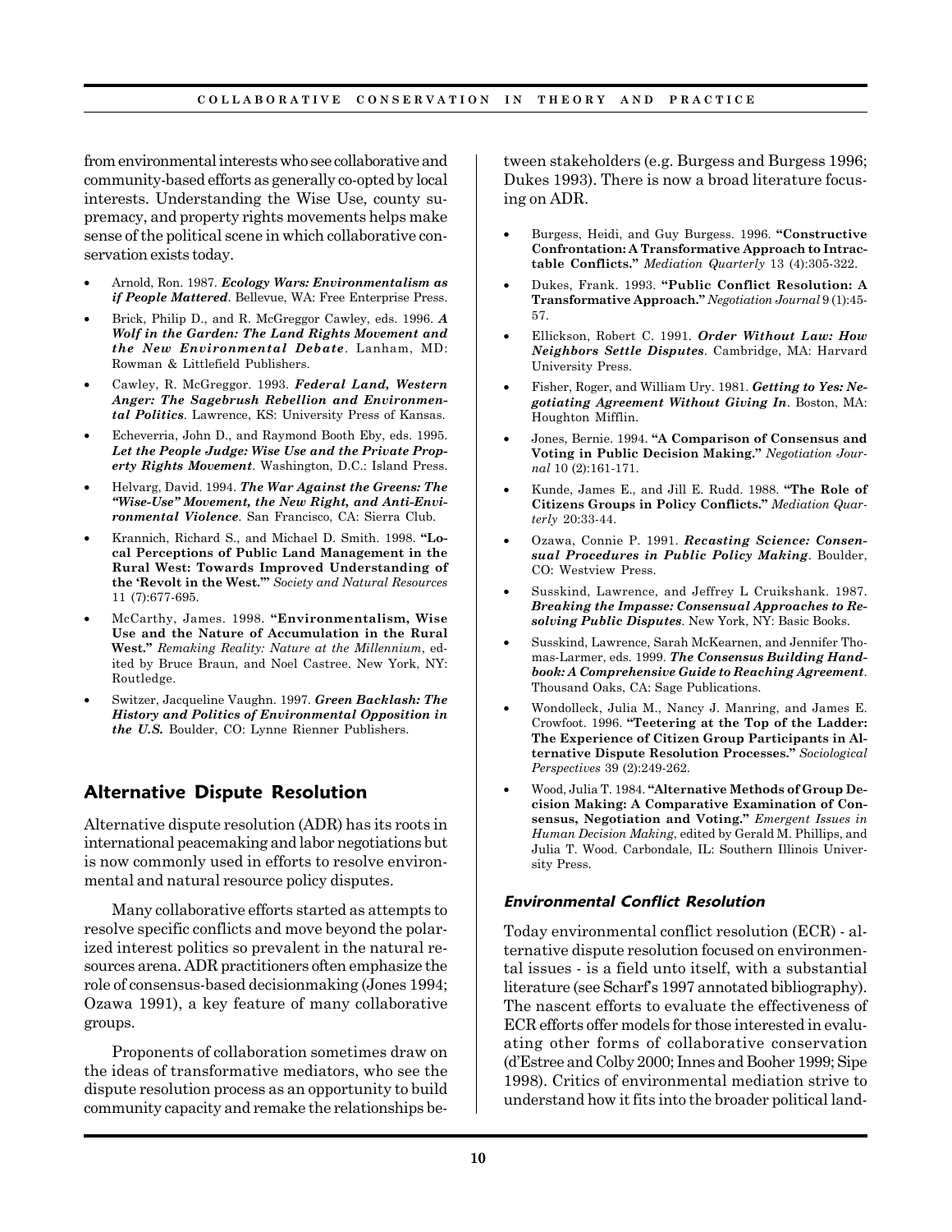from environmental interests who see collaborative and community-based efforts as generally co-opted by local interests. Understanding the Wise Use, county supremacy, and property rights movements helps make sense of the political scene in which collaborative conservation exists today.

- Arnold, Ron. 1987. ***Ecology Wars: Environmentalism as if People Mattered***. Bellevue, WA: Free Enterprise Press.
- Brick, Philip D., and R. McGreggor Cawley, eds. 1996. ***A Wolf in the Garden: The Land Rights Movement and the New Environmental Debate***. Lanham, MD: Rowman & Littlefield Publishers.
- Cawley, R. McGreggor. 1993. ***Federal Land, Western Anger: The Sagebrush Rebellion and Environmental Politics***. Lawrence, KS: University Press of Kansas.
- Echeverria, John D., and Raymond Booth Eby, eds. 1995. ***Let the People Judge: Wise Use and the Private Property Rights Movement***. Washington, D.C.: Island Press.
- Helvarg, David. 1994. ***The War Against the Greens: The "Wise-Use" Movement, the New Right, and Anti-Environmental Violence***. San Francisco, CA: Sierra Club.
- Krannich, Richard S., and Michael D. Smith. 1998. **"Local Perceptions of Public Land Management in the Rural West: Towards Improved Understanding of the 'Revolt in the West.'"** *Society and Natural Resources* 11 (7):677-695.
- McCarthy, James. 1998. **"Environmentalism, Wise Use and the Nature of Accumulation in the Rural West."** *Remaking Reality: Nature at the Millennium*, edited by Bruce Braun, and Noel Castree. New York, NY: Routledge.
- Switzer, Jacqueline Vaughn. 1997. ***Green Backlash: The History and Politics of Environmental Opposition in the U.S.*** Boulder, CO: Lynne Rienner Publishers.

## Alternative Dispute Resolution

Alternative dispute resolution (ADR) has its roots in international peacemaking and labor negotiations but is now commonly used in efforts to resolve environmental and natural resource policy disputes.

Many collaborative efforts started as attempts to resolve specific conflicts and move beyond the polarized interest politics so prevalent in the natural resources arena. ADR practitioners often emphasize the role of consensus-based decisionmaking (Jones 1994; Ozawa 1991), a key feature of many collaborative groups.

Proponents of collaboration sometimes draw on the ideas of transformative mediators, who see the dispute resolution process as an opportunity to build community capacity and remake the relationships between stakeholders (e.g. Burgess and Burgess 1996; Dukes 1993). There is now a broad literature focusing on ADR.

- Burgess, Heidi, and Guy Burgess. 1996. **"Constructive Confrontation: A Transformative Approach to Intractable Conflicts."** *Mediation Quarterly* 13 (4):305-322.
- Dukes, Frank. 1993. **"Public Conflict Resolution: A Transformative Approach."** *Negotiation Journal* 9 (1):45-57.
- Ellickson, Robert C. 1991. ***Order Without Law: How Neighbors Settle Disputes***. Cambridge, MA: Harvard University Press.
- Fisher, Roger, and William Ury. 1981. ***Getting to Yes: Negotiating Agreement Without Giving In***. Boston, MA: Houghton Mifflin.
- Jones, Bernie. 1994. **"A Comparison of Consensus and Voting in Public Decision Making."** *Negotiation Journal* 10 (2):161-171.
- Kunde, James E., and Jill E. Rudd. 1988. **"The Role of Citizens Groups in Policy Conflicts."** *Mediation Quarterly* 20:33-44.
- Ozawa, Connie P. 1991. ***Recasting Science: Consensual Procedures in Public Policy Making***. Boulder, CO: Westview Press.
- Susskind, Lawrence, and Jeffrey L Cruikshank. 1987. ***Breaking the Impasse: Consensual Approaches to Resolving Public Disputes***. New York, NY: Basic Books.
- Susskind, Lawrence, Sarah McKearnen, and Jennifer Thomas-Larmer, eds. 1999. ***The Consensus Building Handbook: A Comprehensive Guide to Reaching Agreement***. Thousand Oaks, CA: Sage Publications.
- Wondolleck, Julia M., Nancy J. Manring, and James E. Crowfoot. 1996. **"Teetering at the Top of the Ladder: The Experience of Citizen Group Participants in Alternative Dispute Resolution Processes."** *Sociological Perspectives* 39 (2):249-262.
- Wood, Julia T. 1984. **"Alternative Methods of Group Decision Making: A Comparative Examination of Consensus, Negotiation and Voting."** *Emergent Issues in Human Decision Making*, edited by Gerald M. Phillips, and Julia T. Wood. Carbondale, IL: Southern Illinois University Press.

### *Environmental Conflict Resolution*

Today environmental conflict resolution (ECR) - alternative dispute resolution focused on environmental issues - is a field unto itself, with a substantial literature (see Scharf's 1997 annotated bibliography). The nascent efforts to evaluate the effectiveness of ECR efforts offer models for those interested in evaluating other forms of collaborative conservation (d'Estree and Colby 2000; Innes and Booher 1999; Sipe 1998). Critics of environmental mediation strive to understand how it fits into the broader political land-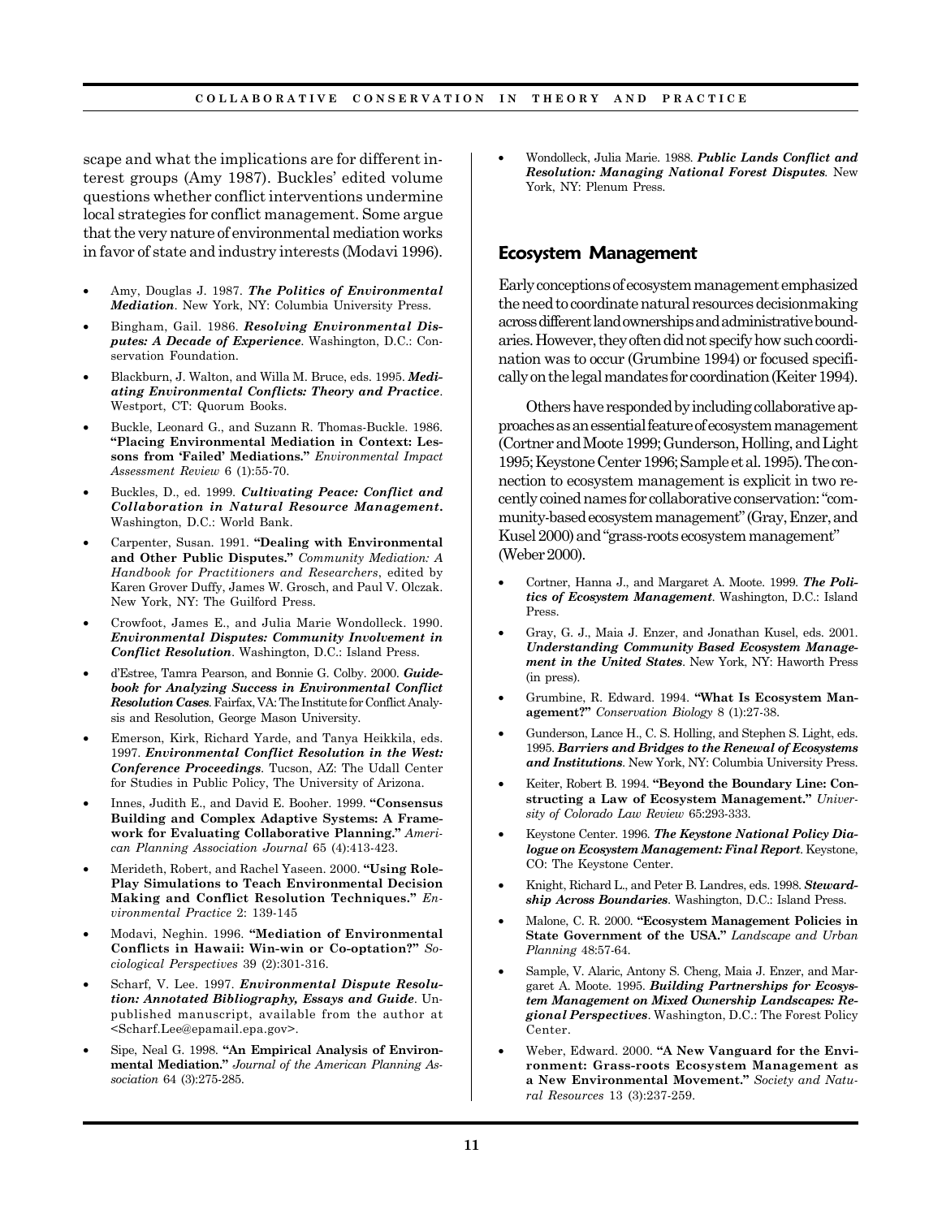scape and what the implications are for different interest groups (Amy 1987). Buckles' edited volume questions whether conflict interventions undermine local strategies for conflict management. Some argue that the very nature of environmental mediation works in favor of state and industry interests (Modavi 1996).

- Amy, Douglas J. 1987. ***The Politics of Environmental Mediation***. New York, NY: Columbia University Press.
- Bingham, Gail. 1986. ***Resolving Environmental Disputes: A Decade of Experience***. Washington, D.C.: Conservation Foundation.
- Blackburn, J. Walton, and Willa M. Bruce, eds. 1995. ***Mediating Environmental Conflicts: Theory and Practice***. Westport, CT: Quorum Books.
- Buckle, Leonard G., and Suzann R. Thomas-Buckle. 1986. **"Placing Environmental Mediation in Context: Lessons from 'Failed' Mediations."** *Environmental Impact Assessment Review* 6 (1):55-70.
- Buckles, D., ed. 1999. ***Cultivating Peace: Conflict and Collaboration in Natural Resource Management***. Washington, D.C.: World Bank.
- Carpenter, Susan. 1991. **"Dealing with Environmental and Other Public Disputes."** *Community Mediation: A Handbook for Practitioners and Researchers*, edited by Karen Grover Duffy, James W. Grosch, and Paul V. Olczak. New York, NY: The Guilford Press.
- Crowfoot, James E., and Julia Marie Wondolleck. 1990. ***Environmental Disputes: Community Involvement in Conflict Resolution***. Washington, D.C.: Island Press.
- d'Estree, Tamra Pearson, and Bonnie G. Colby. 2000. ***Guidebook for Analyzing Success in Environmental Conflict Resolution Cases***. Fairfax, VA: The Institute for Conflict Analysis and Resolution, George Mason University.
- Emerson, Kirk, Richard Yarde, and Tanya Heikkila, eds. 1997. ***Environmental Conflict Resolution in the West: Conference Proceedings***. Tucson, AZ: The Udall Center for Studies in Public Policy, The University of Arizona.
- Innes, Judith E., and David E. Booher. 1999. **"Consensus Building and Complex Adaptive Systems: A Framework for Evaluating Collaborative Planning."** *American Planning Association Journal* 65 (4):413-423.
- Merideth, Robert, and Rachel Yaseen. 2000. **"Using Role-Play Simulations to Teach Environmental Decision Making and Conflict Resolution Techniques."** *Environmental Practice* 2: 139-145
- Modavi, Neghin. 1996. **"Mediation of Environmental Conflicts in Hawaii: Win-win or Co-optation?"** *Sociological Perspectives* 39 (2):301-316.
- Scharf, V. Lee. 1997. ***Environmental Dispute Resolution: Annotated Bibliography, Essays and Guide***. Unpublished manuscript, available from the author at <Scharf.Lee@epamail.epa.gov>.
- Sipe, Neal G. 1998. **"An Empirical Analysis of Environmental Mediation."** *Journal of the American Planning Association* 64 (3):275-285.
- Wondolleck, Julia Marie. 1988. ***Public Lands Conflict and Resolution: Managing National Forest Disputes***. New York, NY: Plenum Press.

## Ecosystem Management

Early conceptions of ecosystem management emphasized the need to coordinate natural resources decisionmaking across different land ownerships and administrative boundaries. However, they often did not specify how such coordination was to occur (Grumbine 1994) or focused specifically on the legal mandates for coordination (Keiter 1994).

Others have responded by including collaborative approaches as an essential feature of ecosystem management (Cortner and Moote 1999; Gunderson, Holling, and Light 1995; Keystone Center 1996; Sample et al. 1995). The connection to ecosystem management is explicit in two recently coined names for collaborative conservation: "community-based ecosystem management" (Gray, Enzer, and Kusel 2000) and "grass-roots ecosystem management" (Weber 2000).

- Cortner, Hanna J., and Margaret A. Moote. 1999. ***The Politics of Ecosystem Management***. Washington, D.C.: Island Press.
- Gray, G. J., Maia J. Enzer, and Jonathan Kusel, eds. 2001. ***Understanding Community Based Ecosystem Management in the United States***. New York, NY: Haworth Press (in press).
- Grumbine, R. Edward. 1994. **"What Is Ecosystem Management?"** *Conservation Biology* 8 (1):27-38.
- Gunderson, Lance H., C. S. Holling, and Stephen S. Light, eds. 1995. ***Barriers and Bridges to the Renewal of Ecosystems and Institutions***. New York, NY: Columbia University Press.
- Keiter, Robert B. 1994. **"Beyond the Boundary Line: Constructing a Law of Ecosystem Management."** *University of Colorado Law Review* 65:293-333.
- Keystone Center. 1996. ***The Keystone National Policy Dialogue on Ecosystem Management: Final Report***. Keystone, CO: The Keystone Center.
- Knight, Richard L., and Peter B. Landres, eds. 1998. ***Stewardship Across Boundaries***. Washington, D.C.: Island Press.
- Malone, C. R. 2000. **"Ecosystem Management Policies in State Government of the USA."** *Landscape and Urban Planning* 48:57-64.
- Sample, V. Alaric, Antony S. Cheng, Maia J. Enzer, and Margaret A. Moote. 1995. ***Building Partnerships for Ecosystem Management on Mixed Ownership Landscapes: Regional Perspectives***. Washington, D.C.: The Forest Policy Center.
- Weber, Edward. 2000. **"A New Vanguard for the Environment: Grass-roots Ecosystem Management as a New Environmental Movement."** *Society and Natural Resources* 13 (3):237-259.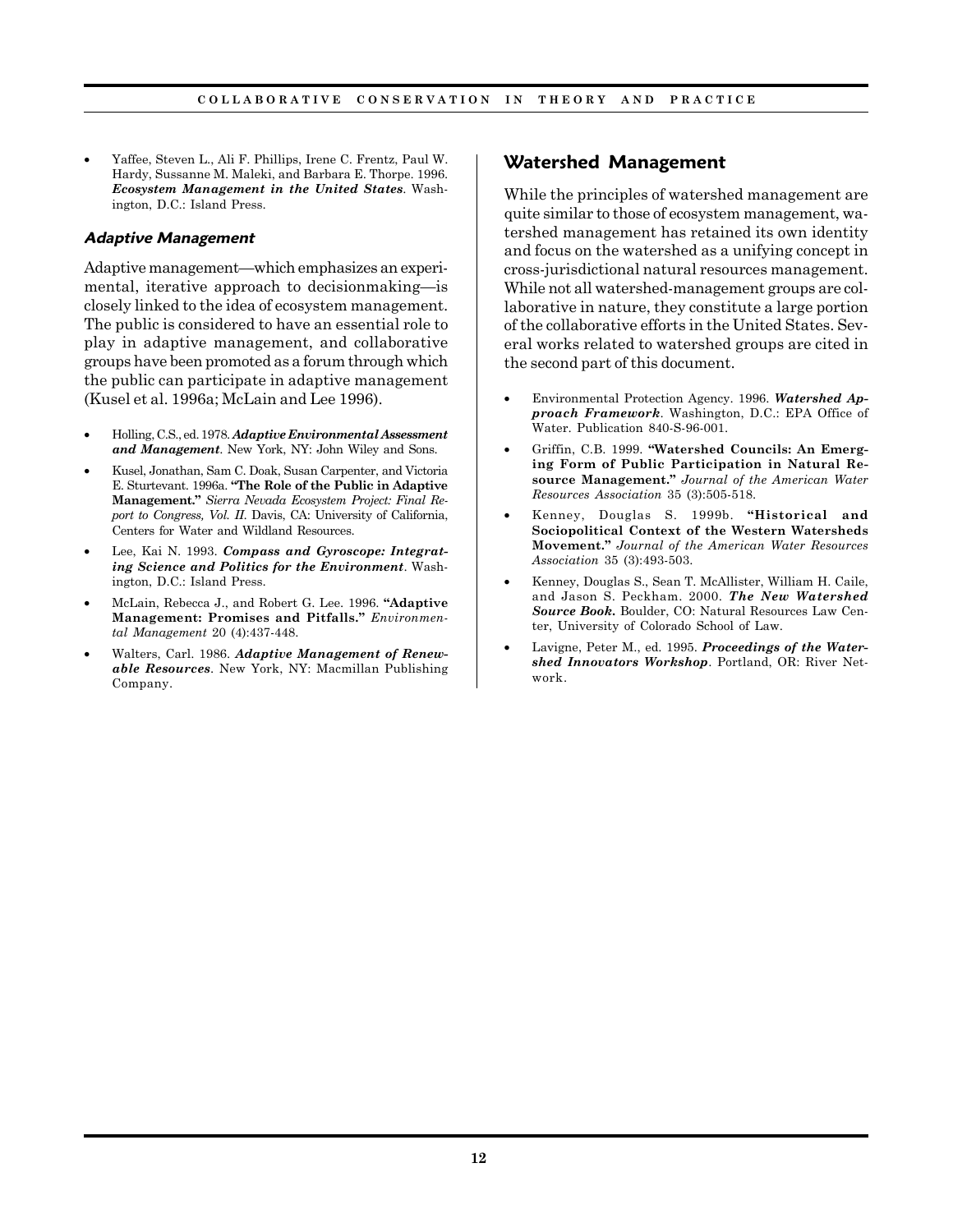- Yaffee, Steven L., Ali F. Phillips, Irene C. Frentz, Paul W. Hardy, Sussanne M. Maleki, and Barbara E. Thorpe. 1996. ***Ecosystem Management in the United States***. Washington, D.C.: Island Press.

### *Adaptive Management*

Adaptive management—which emphasizes an experimental, iterative approach to decisionmaking—is closely linked to the idea of ecosystem management. The public is considered to have an essential role to play in adaptive management, and collaborative groups have been promoted as a forum through which the public can participate in adaptive management (Kusel et al. 1996a; McLain and Lee 1996).

- Holling, C.S., ed. 1978. ***Adaptive Environmental Assessment and Management***. New York, NY: John Wiley and Sons.
- Kusel, Jonathan, Sam C. Doak, Susan Carpenter, and Victoria E. Sturtevant. 1996a. **"The Role of the Public in Adaptive Management."** *Sierra Nevada Ecosystem Project: Final Report to Congress, Vol. II*. Davis, CA: University of California, Centers for Water and Wildland Resources.
- Lee, Kai N. 1993. ***Compass and Gyroscope: Integrating Science and Politics for the Environment***. Washington, D.C.: Island Press.
- McLain, Rebecca J., and Robert G. Lee. 1996. **"Adaptive Management: Promises and Pitfalls."** *Environmental Management* 20 (4):437-448.
- Walters, Carl. 1986. ***Adaptive Management of Renewable Resources***. New York, NY: Macmillan Publishing Company.

## Watershed Management

While the principles of watershed management are quite similar to those of ecosystem management, watershed management has retained its own identity and focus on the watershed as a unifying concept in cross-jurisdictional natural resources management. While not all watershed-management groups are collaborative in nature, they constitute a large portion of the collaborative efforts in the United States. Several works related to watershed groups are cited in the second part of this document.

- Environmental Protection Agency. 1996. ***Watershed Approach Framework***. Washington, D.C.: EPA Office of Water. Publication 840-S-96-001.
- Griffin, C.B. 1999. **"Watershed Councils: An Emerging Form of Public Participation in Natural Resource Management."** *Journal of the American Water Resources Association* 35 (3):505-518.
- Kenney, Douglas S. 1999b. **"Historical and Sociopolitical Context of the Western Watersheds Movement."** *Journal of the American Water Resources Association* 35 (3):493-503.
- Kenney, Douglas S., Sean T. McAllister, William H. Caile, and Jason S. Peckham. 2000. ***The New Watershed Source Book.*** Boulder, CO: Natural Resources Law Center, University of Colorado School of Law.
- Lavigne, Peter M., ed. 1995. ***Proceedings of the Watershed Innovators Workshop***. Portland, OR: River Network.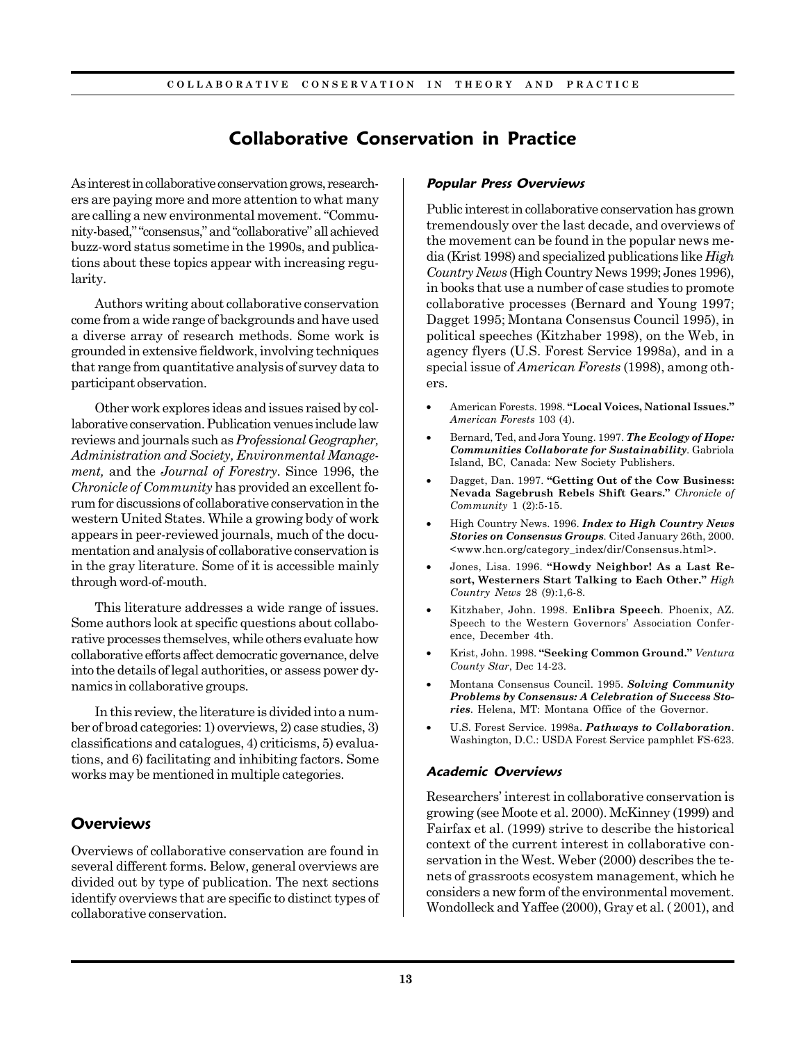## Collaborative Conservation in Practice

As interest in collaborative conservation grows, researchers are paying more and more attention to what many are calling a new environmental movement. "Community-based," "consensus," and "collaborative" all achieved buzz-word status sometime in the 1990s, and publications about these topics appear with increasing regularity.

Authors writing about collaborative conservation come from a wide range of backgrounds and have used a diverse array of research methods. Some work is grounded in extensive fieldwork, involving techniques that range from quantitative analysis of survey data to participant observation.

Other work explores ideas and issues raised by collaborative conservation. Publication venues include law reviews and journals such as *Professional Geographer, Administration and Society, Environmental Management,* and the *Journal of Forestry*. Since 1996, the *Chronicle of Community* has provided an excellent forum for discussions of collaborative conservation in the western United States. While a growing body of work appears in peer-reviewed journals, much of the documentation and analysis of collaborative conservation is in the gray literature. Some of it is accessible mainly through word-of-mouth.

This literature addresses a wide range of issues. Some authors look at specific questions about collaborative processes themselves, while others evaluate how collaborative efforts affect democratic governance, delve into the details of legal authorities, or assess power dynamics in collaborative groups.

In this review, the literature is divided into a number of broad categories: 1) overviews, 2) case studies, 3) classifications and catalogues, 4) criticisms, 5) evaluations, and 6) facilitating and inhibiting factors. Some works may be mentioned in multiple categories.

### Overviews

Overviews of collaborative conservation are found in several different forms. Below, general overviews are divided out by type of publication. The next sections identify overviews that are specific to distinct types of collaborative conservation.

#### *Popular Press Overviews*

Public interest in collaborative conservation has grown tremendously over the last decade, and overviews of the movement can be found in the popular news media (Krist 1998) and specialized publications like *High Country News* (High Country News 1999; Jones 1996), in books that use a number of case studies to promote collaborative processes (Bernard and Young 1997; Dagget 1995; Montana Consensus Council 1995), in political speeches (Kitzhaber 1998), on the Web, in agency flyers (U.S. Forest Service 1998a), and in a special issue of *American Forests* (1998), among others.

- American Forests. 1998. **"Local Voices, National Issues."** *American Forests* 103 (4).
- Bernard, Ted, and Jora Young. 1997. ***The Ecology of Hope: Communities Collaborate for Sustainability***. Gabriola Island, BC, Canada: New Society Publishers.
- Dagget, Dan. 1997. **"Getting Out of the Cow Business: Nevada Sagebrush Rebels Shift Gears."** *Chronicle of Community* 1 (2):5-15.
- High Country News. 1996. ***Index to High Country News Stories on Consensus Groups***. Cited January 26th, 2000. <www.hcn.org/category_index/dir/Consensus.html>.
- Jones, Lisa. 1996. **"Howdy Neighbor! As a Last Resort, Westerners Start Talking to Each Other."** *High Country News* 28 (9):1,6-8.
- Kitzhaber, John. 1998. **Enlibra Speech**. Phoenix, AZ. Speech to the Western Governors' Association Conference, December 4th.
- Krist, John. 1998. **"Seeking Common Ground."** *Ventura County Star*, Dec 14-23.
- Montana Consensus Council. 1995. ***Solving Community Problems by Consensus: A Celebration of Success Stories***. Helena, MT: Montana Office of the Governor.
- U.S. Forest Service. 1998a. ***Pathways to Collaboration***. Washington, D.C.: USDA Forest Service pamphlet FS-623.

#### *Academic Overviews*

Researchers' interest in collaborative conservation is growing (see Moote et al. 2000). McKinney (1999) and Fairfax et al. (1999) strive to describe the historical context of the current interest in collaborative conservation in the West. Weber (2000) describes the tenets of grassroots ecosystem management, which he considers a new form of the environmental movement. Wondolleck and Yaffee (2000), Gray et al. ( 2001), and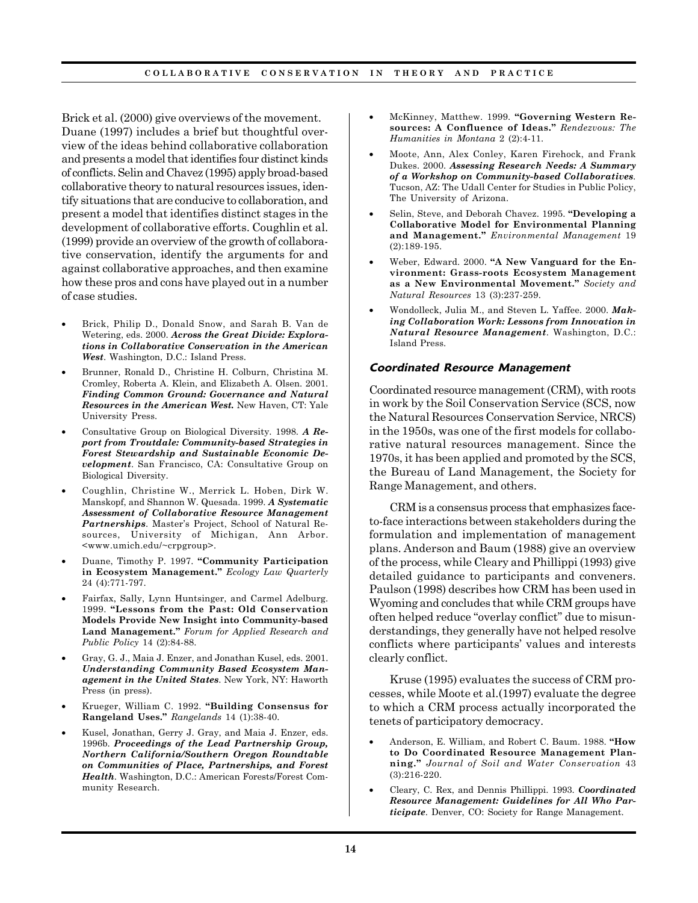Brick et al. (2000) give overviews of the movement. Duane (1997) includes a brief but thoughtful overview of the ideas behind collaborative collaboration and presents a model that identifies four distinct kinds of conflicts. Selin and Chavez (1995) apply broad-based collaborative theory to natural resources issues, identify situations that are conducive to collaboration, and present a model that identifies distinct stages in the development of collaborative efforts. Coughlin et al. (1999) provide an overview of the growth of collaborative conservation, identify the arguments for and against collaborative approaches, and then examine how these pros and cons have played out in a number of case studies.

- Brick, Philip D., Donald Snow, and Sarah B. Van de Wetering, eds. 2000. ***Across the Great Divide: Explorations in Collaborative Conservation in the American West***. Washington, D.C.: Island Press.
- Brunner, Ronald D., Christine H. Colburn, Christina M. Cromley, Roberta A. Klein, and Elizabeth A. Olsen. 2001. ***Finding Common Ground: Governance and Natural Resources in the American West.*** New Haven, CT: Yale University Press.
- Consultative Group on Biological Diversity. 1998. ***A Report from Troutdale: Community-based Strategies in Forest Stewardship and Sustainable Economic Development***. San Francisco, CA: Consultative Group on Biological Diversity.
- Coughlin, Christine W., Merrick L. Hoben, Dirk W. Manskopf, and Shannon W. Quesada. 1999. ***A Systematic Assessment of Collaborative Resource Management Partnerships***. Master's Project, School of Natural Resources, University of Michigan, Ann Arbor. <www.umich.edu/~crpgroup>.
- Duane, Timothy P. 1997. **"Community Participation in Ecosystem Management."** *Ecology Law Quarterly* 24 (4):771-797.
- Fairfax, Sally, Lynn Huntsinger, and Carmel Adelburg. 1999. **"Lessons from the Past: Old Conservation Models Provide New Insight into Community-based Land Management."** *Forum for Applied Research and Public Policy* 14 (2):84-88.
- Gray, G. J., Maia J. Enzer, and Jonathan Kusel, eds. 2001. ***Understanding Community Based Ecosystem Management in the United States***. New York, NY: Haworth Press (in press).
- Krueger, William C. 1992. **"Building Consensus for Rangeland Uses."** *Rangelands* 14 (1):38-40.
- Kusel, Jonathan, Gerry J. Gray, and Maia J. Enzer, eds. 1996b. ***Proceedings of the Lead Partnership Group, Northern California/Southern Oregon Roundtable on Communities of Place, Partnerships, and Forest Health***. Washington, D.C.: American Forests/Forest Community Research.
- McKinney, Matthew. 1999. **"Governing Western Resources: A Confluence of Ideas."** *Rendezvous: The Humanities in Montana* 2 (2):4-11.
- Moote, Ann, Alex Conley, Karen Firehock, and Frank Dukes. 2000. ***Assessing Research Needs: A Summary of a Workshop on Community-based Collaboratives***. Tucson, AZ: The Udall Center for Studies in Public Policy, The University of Arizona.
- Selin, Steve, and Deborah Chavez. 1995. **"Developing a Collaborative Model for Environmental Planning and Management."** *Environmental Management* 19 (2):189-195.
- Weber, Edward. 2000. **"A New Vanguard for the Environment: Grass-roots Ecosystem Management as a New Environmental Movement."** *Society and Natural Resources* 13 (3):237-259.
- Wondolleck, Julia M., and Steven L. Yaffee. 2000. ***Making Collaboration Work: Lessons from Innovation in Natural Resource Management***. Washington, D.C.: Island Press.

### *Coordinated Resource Management*

Coordinated resource management (CRM), with roots in work by the Soil Conservation Service (SCS, now the Natural Resources Conservation Service, NRCS) in the 1950s, was one of the first models for collaborative natural resources management. Since the 1970s, it has been applied and promoted by the SCS, the Bureau of Land Management, the Society for Range Management, and others.

CRM is a consensus process that emphasizes face-to-face interactions between stakeholders during the formulation and implementation of management plans. Anderson and Baum (1988) give an overview of the process, while Cleary and Phillippi (1993) give detailed guidance to participants and conveners. Paulson (1998) describes how CRM has been used in Wyoming and concludes that while CRM groups have often helped reduce "overlay conflict" due to misunderstandings, they generally have not helped resolve conflicts where participants' values and interests clearly conflict.

Kruse (1995) evaluates the success of CRM processes, while Moote et al.(1997) evaluate the degree to which a CRM process actually incorporated the tenets of participatory democracy.

- Anderson, E. William, and Robert C. Baum. 1988. **"How to Do Coordinated Resource Management Planning."** *Journal of Soil and Water Conservation* 43 (3):216-220.
- Cleary, C. Rex, and Dennis Phillippi. 1993. ***Coordinated Resource Management: Guidelines for All Who Participate***. Denver, CO: Society for Range Management.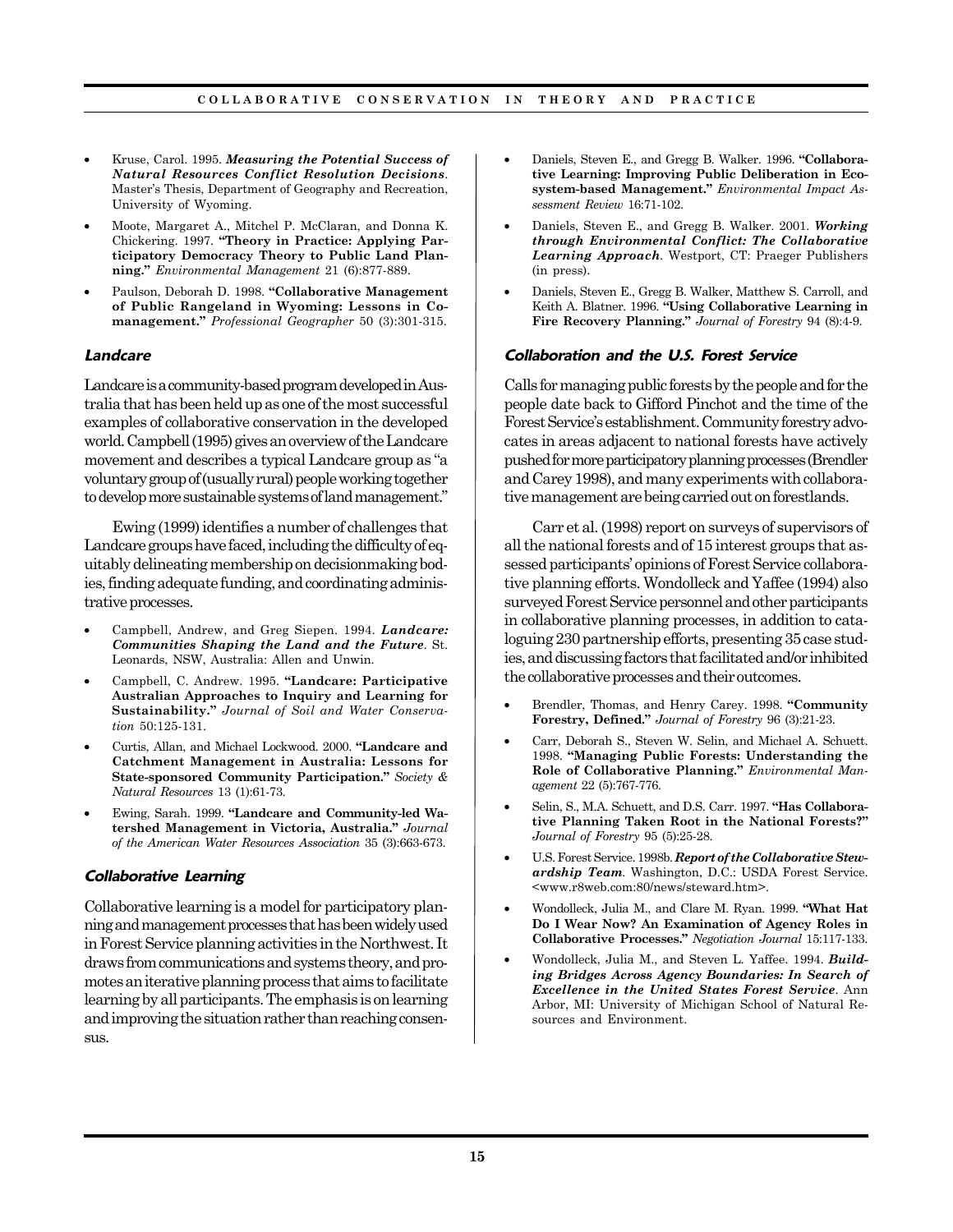- Kruse, Carol. 1995. ***Measuring the Potential Success of Natural Resources Conflict Resolution Decisions***. Master's Thesis, Department of Geography and Recreation, University of Wyoming.
- Moote, Margaret A., Mitchel P. McClaran, and Donna K. Chickering. 1997. **"Theory in Practice: Applying Participatory Democracy Theory to Public Land Planning."** *Environmental Management* 21 (6):877-889.
- Paulson, Deborah D. 1998. **"Collaborative Management of Public Rangeland in Wyoming: Lessons in Co-management."** *Professional Geographer* 50 (3):301-315.

### *Landcare*

Landcare is a community-based program developed in Australia that has been held up as one of the most successful examples of collaborative conservation in the developed world. Campbell (1995) gives an overview of the Landcare movement and describes a typical Landcare group as "a voluntary group of (usually rural) people working together to develop more sustainable systems of land management."

Ewing (1999) identifies a number of challenges that Landcare groups have faced, including the difficulty of equitably delineating membership on decisionmaking bodies, finding adequate funding, and coordinating administrative processes.

- Campbell, Andrew, and Greg Siepen. 1994. ***Landcare: Communities Shaping the Land and the Future***. St. Leonards, NSW, Australia: Allen and Unwin.
- Campbell, C. Andrew. 1995. **"Landcare: Participative Australian Approaches to Inquiry and Learning for Sustainability."** *Journal of Soil and Water Conservation* 50:125-131.
- Curtis, Allan, and Michael Lockwood. 2000. **"Landcare and Catchment Management in Australia: Lessons for State-sponsored Community Participation."** *Society & Natural Resources* 13 (1):61-73.
- Ewing, Sarah. 1999. **"Landcare and Community-led Watershed Management in Victoria, Australia."** *Journal of the American Water Resources Association* 35 (3):663-673.

### *Collaborative Learning*

Collaborative learning is a model for participatory planning and management processes that has been widely used in Forest Service planning activities in the Northwest. It draws from communications and systems theory, and promotes an iterative planning process that aims to facilitate learning by all participants. The emphasis is on learning and improving the situation rather than reaching consensus.

- Daniels, Steven E., and Gregg B. Walker. 1996. **"Collaborative Learning: Improving Public Deliberation in Ecosystem-based Management."** *Environmental Impact Assessment Review* 16:71-102.
- Daniels, Steven E., and Gregg B. Walker. 2001. ***Working through Environmental Conflict: The Collaborative Learning Approach***. Westport, CT: Praeger Publishers (in press).
- Daniels, Steven E., Gregg B. Walker, Matthew S. Carroll, and Keith A. Blatner. 1996. **"Using Collaborative Learning in Fire Recovery Planning."** *Journal of Forestry* 94 (8):4-9.

### *Collaboration and the U.S. Forest Service*

Calls for managing public forests by the people and for the people date back to Gifford Pinchot and the time of the Forest Service's establishment. Community forestry advocates in areas adjacent to national forests have actively pushed for more participatory planning processes (Brendler and Carey 1998), and many experiments with collaborative management are being carried out on forestlands.

Carr et al. (1998) report on surveys of supervisors of all the national forests and of 15 interest groups that assessed participants' opinions of Forest Service collaborative planning efforts. Wondolleck and Yaffee (1994) also surveyed Forest Service personnel and other participants in collaborative planning processes, in addition to cataloguing 230 partnership efforts, presenting 35 case studies, and discussing factors that facilitated and/or inhibited the collaborative processes and their outcomes.

- Brendler, Thomas, and Henry Carey. 1998. **"Community Forestry, Defined."** *Journal of Forestry* 96 (3):21-23.
- Carr, Deborah S., Steven W. Selin, and Michael A. Schuett. 1998. **"Managing Public Forests: Understanding the Role of Collaborative Planning."** *Environmental Management* 22 (5):767-776.
- Selin, S., M.A. Schuett, and D.S. Carr. 1997. **"Has Collaborative Planning Taken Root in the National Forests?"** *Journal of Forestry* 95 (5):25-28.
- U.S. Forest Service. 1998b. ***Report of the Collaborative Stewardship Team***. Washington, D.C.: USDA Forest Service. <www.r8web.com:80/news/steward.htm>.
- Wondolleck, Julia M., and Clare M. Ryan. 1999. **"What Hat Do I Wear Now? An Examination of Agency Roles in Collaborative Processes."** *Negotiation Journal* 15:117-133.
- Wondolleck, Julia M., and Steven L. Yaffee. 1994. ***Building Bridges Across Agency Boundaries: In Search of Excellence in the United States Forest Service***. Ann Arbor, MI: University of Michigan School of Natural Resources and Environment.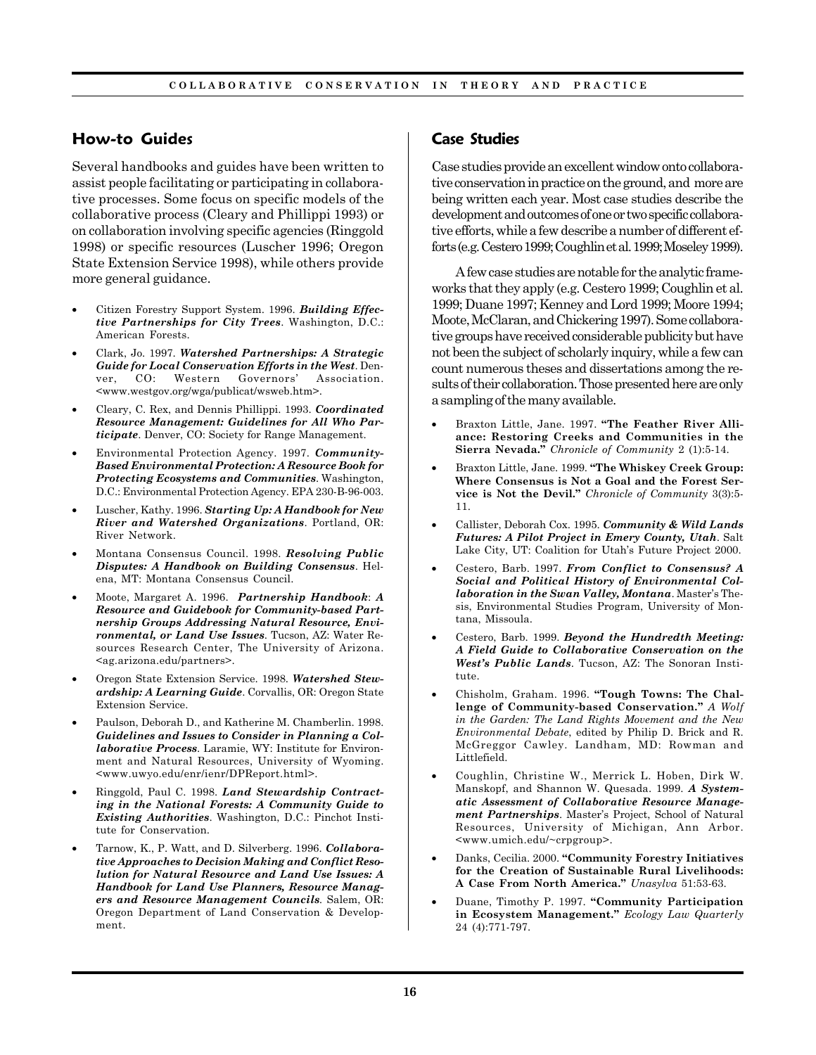## How-to Guides

Several handbooks and guides have been written to assist people facilitating or participating in collaborative processes. Some focus on specific models of the collaborative process (Cleary and Phillippi 1993) or on collaboration involving specific agencies (Ringgold 1998) or specific resources (Luscher 1996; Oregon State Extension Service 1998), while others provide more general guidance.

- Citizen Forestry Support System. 1996. ***Building Effective Partnerships for City Trees***. Washington, D.C.: American Forests.
- Clark, Jo. 1997. ***Watershed Partnerships: A Strategic Guide for Local Conservation Efforts in the West***. Denver, CO: Western Governors' Association. <www.westgov.org/wga/publicat/wsweb.htm>.
- Cleary, C. Rex, and Dennis Phillippi. 1993. ***Coordinated Resource Management: Guidelines for All Who Participate***. Denver, CO: Society for Range Management.
- Environmental Protection Agency. 1997. ***Community-Based Environmental Protection: A Resource Book for Protecting Ecosystems and Communities***. Washington, D.C.: Environmental Protection Agency. EPA 230-B-96-003.
- Luscher, Kathy. 1996. ***Starting Up: A Handbook for New River and Watershed Organizations***. Portland, OR: River Network.
- Montana Consensus Council. 1998. ***Resolving Public Disputes: A Handbook on Building Consensus***. Helena, MT: Montana Consensus Council.
- Moote, Margaret A. 1996. ***Partnership Handbook**: **A Resource and Guidebook for Community-based Partnership Groups Addressing Natural Resource, Environmental, or Land Use Issues***. Tucson, AZ: Water Resources Research Center, The University of Arizona. <ag.arizona.edu/partners>.
- Oregon State Extension Service. 1998. ***Watershed Stewardship: A Learning Guide***. Corvallis, OR: Oregon State Extension Service.
- Paulson, Deborah D., and Katherine M. Chamberlin. 1998. ***Guidelines and Issues to Consider in Planning a Collaborative Process***. Laramie, WY: Institute for Environment and Natural Resources, University of Wyoming. <www.uwyo.edu/enr/ienr/DPReport.html>.
- Ringgold, Paul C. 1998. ***Land Stewardship Contracting in the National Forests: A Community Guide to Existing Authorities***. Washington, D.C.: Pinchot Institute for Conservation.
- Tarnow, K., P. Watt, and D. Silverberg. 1996. ***Collaborative Approaches to Decision Making and Conflict Resolution for Natural Resource and Land Use Issues: A Handbook for Land Use Planners, Resource Managers and Resource Management Councils***. Salem, OR: Oregon Department of Land Conservation & Development.

## Case Studies

Case studies provide an excellent window onto collaborative conservation in practice on the ground, and more are being written each year. Most case studies describe the development and outcomes of one or two specific collaborative efforts, while a few describe a number of different efforts (e.g. Cestero 1999; Coughlin et al. 1999; Moseley 1999).

A few case studies are notable for the analytic frameworks that they apply (e.g. Cestero 1999; Coughlin et al. 1999; Duane 1997; Kenney and Lord 1999; Moore 1994; Moote, McClaran, and Chickering 1997). Some collaborative groups have received considerable publicity but have not been the subject of scholarly inquiry, while a few can count numerous theses and dissertations among the results of their collaboration. Those presented here are only a sampling of the many available.

- Braxton Little, Jane. 1997. **"The Feather River Alliance: Restoring Creeks and Communities in the Sierra Nevada."** *Chronicle of Community* 2 (1):5-14.
- Braxton Little, Jane. 1999. **"The Whiskey Creek Group: Where Consensus is Not a Goal and the Forest Service is Not the Devil."** *Chronicle of Community* 3(3):5-11.
- Callister, Deborah Cox. 1995. ***Community & Wild Lands Futures: A Pilot Project in Emery County, Utah***. Salt Lake City, UT: Coalition for Utah's Future Project 2000.
- Cestero, Barb. 1997. ***From Conflict to Consensus? A Social and Political History of Environmental Collaboration in the Swan Valley, Montana***. Master's Thesis, Environmental Studies Program, University of Montana, Missoula.
- Cestero, Barb. 1999. ***Beyond the Hundredth Meeting: A Field Guide to Collaborative Conservation on the West's Public Lands***. Tucson, AZ: The Sonoran Institute.
- Chisholm, Graham. 1996. **"Tough Towns: The Challenge of Community-based Conservation."** *A Wolf in the Garden: The Land Rights Movement and the New Environmental Debate*, edited by Philip D. Brick and R. McGreggor Cawley. Landham, MD: Rowman and Littlefield.
- Coughlin, Christine W., Merrick L. Hoben, Dirk W. Manskopf, and Shannon W. Quesada. 1999. ***A Systematic Assessment of Collaborative Resource Management Partnerships***. Master's Project, School of Natural Resources, University of Michigan, Ann Arbor. <www.umich.edu/~crpgroup>.
- Danks, Cecilia. 2000. **"Community Forestry Initiatives for the Creation of Sustainable Rural Livelihoods: A Case From North America."** *Unasylva* 51:53-63.
- Duane, Timothy P. 1997. **"Community Participation in Ecosystem Management."** *Ecology Law Quarterly* 24 (4):771-797.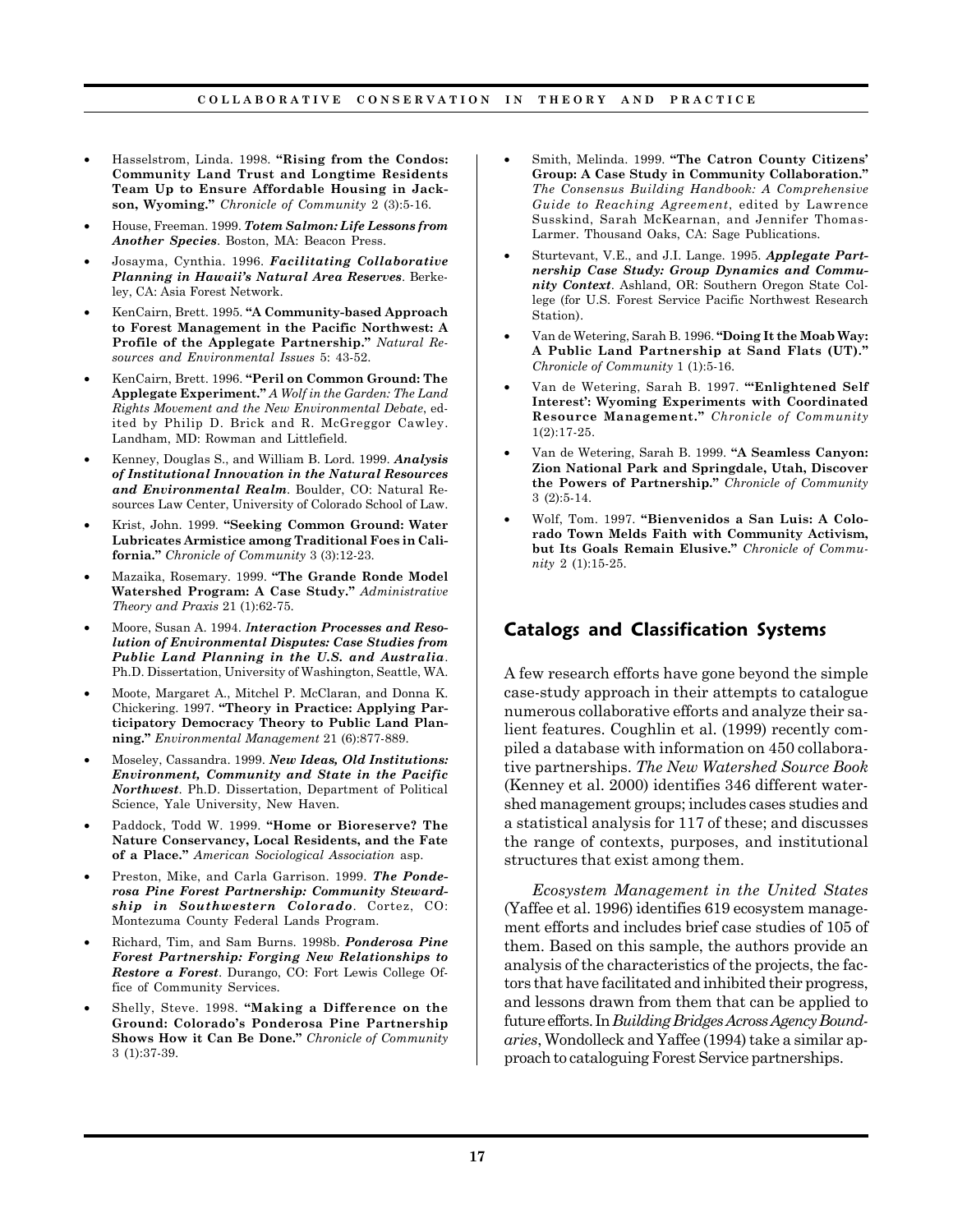- Hasselstrom, Linda. 1998. **"Rising from the Condos: Community Land Trust and Longtime Residents Team Up to Ensure Affordable Housing in Jackson, Wyoming."** *Chronicle of Community* 2 (3):5-16.
- House, Freeman. 1999. ***Totem Salmon: Life Lessons from Another Species***. Boston, MA: Beacon Press.
- Josayma, Cynthia. 1996. ***Facilitating Collaborative Planning in Hawaii's Natural Area Reserves***. Berkeley, CA: Asia Forest Network.
- KenCairn, Brett. 1995. **"A Community-based Approach to Forest Management in the Pacific Northwest: A Profile of the Applegate Partnership."** *Natural Resources and Environmental Issues* 5: 43-52.
- KenCairn, Brett. 1996. **"Peril on Common Ground: The Applegate Experiment."** *A Wolf in the Garden: The Land Rights Movement and the New Environmental Debate*, edited by Philip D. Brick and R. McGreggor Cawley. Landham, MD: Rowman and Littlefield.
- Kenney, Douglas S., and William B. Lord. 1999. ***Analysis of Institutional Innovation in the Natural Resources and Environmental Realm***. Boulder, CO: Natural Resources Law Center, University of Colorado School of Law.
- Krist, John. 1999. **"Seeking Common Ground: Water Lubricates Armistice among Traditional Foes in California."** *Chronicle of Community* 3 (3):12-23.
- Mazaika, Rosemary. 1999. **"The Grande Ronde Model Watershed Program: A Case Study."** *Administrative Theory and Praxis* 21 (1):62-75.
- Moore, Susan A. 1994. ***Interaction Processes and Resolution of Environmental Disputes: Case Studies from Public Land Planning in the U.S. and Australia***. Ph.D. Dissertation, University of Washington, Seattle, WA.
- Moote, Margaret A., Mitchel P. McClaran, and Donna K. Chickering. 1997. **"Theory in Practice: Applying Participatory Democracy Theory to Public Land Planning."** *Environmental Management* 21 (6):877-889.
- Moseley, Cassandra. 1999. ***New Ideas, Old Institutions: Environment, Community and State in the Pacific Northwest***. Ph.D. Dissertation, Department of Political Science, Yale University, New Haven.
- Paddock, Todd W. 1999. **"Home or Bioreserve? The Nature Conservancy, Local Residents, and the Fate of a Place."** *American Sociological Association* asp.
- Preston, Mike, and Carla Garrison. 1999. ***The Ponderosa Pine Forest Partnership: Community Stewardship in Southwestern Colorado***. Cortez, CO: Montezuma County Federal Lands Program.
- Richard, Tim, and Sam Burns. 1998b. ***Ponderosa Pine Forest Partnership: Forging New Relationships to Restore a Forest***. Durango, CO: Fort Lewis College Office of Community Services.
- Shelly, Steve. 1998. **"Making a Difference on the Ground: Colorado's Ponderosa Pine Partnership Shows How it Can Be Done."** *Chronicle of Community* 3 (1):37-39.
- Smith, Melinda. 1999. **"The Catron County Citizens' Group: A Case Study in Community Collaboration."** *The Consensus Building Handbook: A Comprehensive Guide to Reaching Agreement*, edited by Lawrence Susskind, Sarah McKearnan, and Jennifer Thomas-Larmer. Thousand Oaks, CA: Sage Publications.
- Sturtevant, V.E., and J.I. Lange. 1995. ***Applegate Partnership Case Study: Group Dynamics and Community Context***. Ashland, OR: Southern Oregon State College (for U.S. Forest Service Pacific Northwest Research Station).
- Van de Wetering, Sarah B. 1996. **"Doing It the Moab Way: A Public Land Partnership at Sand Flats (UT)."** *Chronicle of Community* 1 (1):5-16.
- Van de Wetering, Sarah B. 1997. **"'Enlightened Self Interest': Wyoming Experiments with Coordinated Resource Management."** *Chronicle of Community* 1(2):17-25.
- Van de Wetering, Sarah B. 1999. **"A Seamless Canyon: Zion National Park and Springdale, Utah, Discover the Powers of Partnership."** *Chronicle of Community* 3 (2):5-14.
- Wolf, Tom. 1997. **"Bienvenidos a San Luis: A Colorado Town Melds Faith with Community Activism, but Its Goals Remain Elusive."** *Chronicle of Community* 2 (1):15-25.

## Catalogs and Classification Systems

A few research efforts have gone beyond the simple case-study approach in their attempts to catalogue numerous collaborative efforts and analyze their salient features. Coughlin et al. (1999) recently compiled a database with information on 450 collaborative partnerships. *The New Watershed Source Book* (Kenney et al. 2000) identifies 346 different watershed management groups; includes cases studies and a statistical analysis for 117 of these; and discusses the range of contexts, purposes, and institutional structures that exist among them.

*Ecosystem Management in the United States* (Yaffee et al. 1996) identifies 619 ecosystem management efforts and includes brief case studies of 105 of them. Based on this sample, the authors provide an analysis of the characteristics of the projects, the factors that have facilitated and inhibited their progress, and lessons drawn from them that can be applied to future efforts. In *Building Bridges Across Agency Boundaries*, Wondolleck and Yaffee (1994) take a similar approach to cataloguing Forest Service partnerships.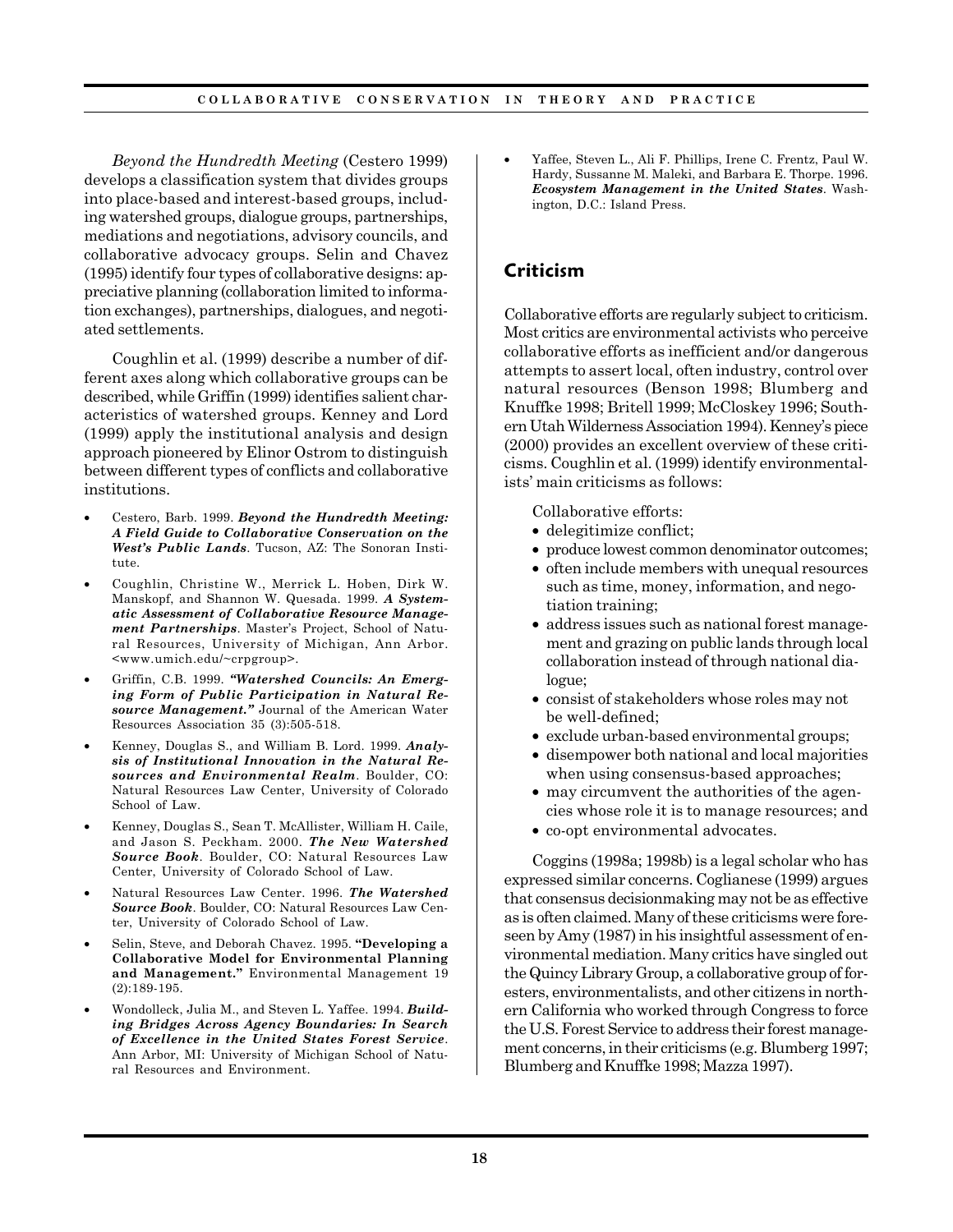*Beyond the Hundredth Meeting* (Cestero 1999) develops a classification system that divides groups into place-based and interest-based groups, including watershed groups, dialogue groups, partnerships, mediations and negotiations, advisory councils, and collaborative advocacy groups. Selin and Chavez (1995) identify four types of collaborative designs: appreciative planning (collaboration limited to information exchanges), partnerships, dialogues, and negotiated settlements.

Coughlin et al. (1999) describe a number of different axes along which collaborative groups can be described, while Griffin (1999) identifies salient characteristics of watershed groups. Kenney and Lord (1999) apply the institutional analysis and design approach pioneered by Elinor Ostrom to distinguish between different types of conflicts and collaborative institutions.

- Cestero, Barb. 1999. ***Beyond the Hundredth Meeting: A Field Guide to Collaborative Conservation on the West's Public Lands***. Tucson, AZ: The Sonoran Institute.
- Coughlin, Christine W., Merrick L. Hoben, Dirk W. Manskopf, and Shannon W. Quesada. 1999. ***A Systematic Assessment of Collaborative Resource Management Partnerships***. Master's Project, School of Natural Resources, University of Michigan, Ann Arbor. <www.umich.edu/~crpgroup>.
- Griffin, C.B. 1999. ***"Watershed Councils: An Emerging Form of Public Participation in Natural Resource Management."*** Journal of the American Water Resources Association 35 (3):505-518.
- Kenney, Douglas S., and William B. Lord. 1999. ***Analysis of Institutional Innovation in the Natural Resources and Environmental Realm***. Boulder, CO: Natural Resources Law Center, University of Colorado School of Law.
- Kenney, Douglas S., Sean T. McAllister, William H. Caile, and Jason S. Peckham. 2000. ***The New Watershed Source Book***. Boulder, CO: Natural Resources Law Center, University of Colorado School of Law.
- Natural Resources Law Center. 1996. ***The Watershed Source Book***. Boulder, CO: Natural Resources Law Center, University of Colorado School of Law.
- Selin, Steve, and Deborah Chavez. 1995. **"Developing a Collaborative Model for Environmental Planning and Management."** Environmental Management 19 (2):189-195.
- Wondolleck, Julia M., and Steven L. Yaffee. 1994. ***Building Bridges Across Agency Boundaries: In Search of Excellence in the United States Forest Service***. Ann Arbor, MI: University of Michigan School of Natural Resources and Environment.
- Yaffee, Steven L., Ali F. Phillips, Irene C. Frentz, Paul W. Hardy, Sussanne M. Maleki, and Barbara E. Thorpe. 1996. ***Ecosystem Management in the United States***. Washington, D.C.: Island Press.

## Criticism

Collaborative efforts are regularly subject to criticism. Most critics are environmental activists who perceive collaborative efforts as inefficient and/or dangerous attempts to assert local, often industry, control over natural resources (Benson 1998; Blumberg and Knuffke 1998; Britell 1999; McCloskey 1996; Southern Utah Wilderness Association 1994). Kenney's piece (2000) provides an excellent overview of these criticisms. Coughlin et al. (1999) identify environmentalists' main criticisms as follows:

Collaborative efforts:

- delegitimize conflict;
- produce lowest common denominator outcomes;
- often include members with unequal resources such as time, money, information, and negotiation training;
- address issues such as national forest management and grazing on public lands through local collaboration instead of through national dialogue;
- consist of stakeholders whose roles may not be well-defined;
- exclude urban-based environmental groups;
- disempower both national and local majorities when using consensus-based approaches;
- may circumvent the authorities of the agencies whose role it is to manage resources; and
- co-opt environmental advocates.

Coggins (1998a; 1998b) is a legal scholar who has expressed similar concerns. Coglianese (1999) argues that consensus decisionmaking may not be as effective as is often claimed. Many of these criticisms were foreseen by Amy (1987) in his insightful assessment of environmental mediation. Many critics have singled out the Quincy Library Group, a collaborative group of foresters, environmentalists, and other citizens in northern California who worked through Congress to force the U.S. Forest Service to address their forest management concerns, in their criticisms (e.g. Blumberg 1997; Blumberg and Knuffke 1998; Mazza 1997).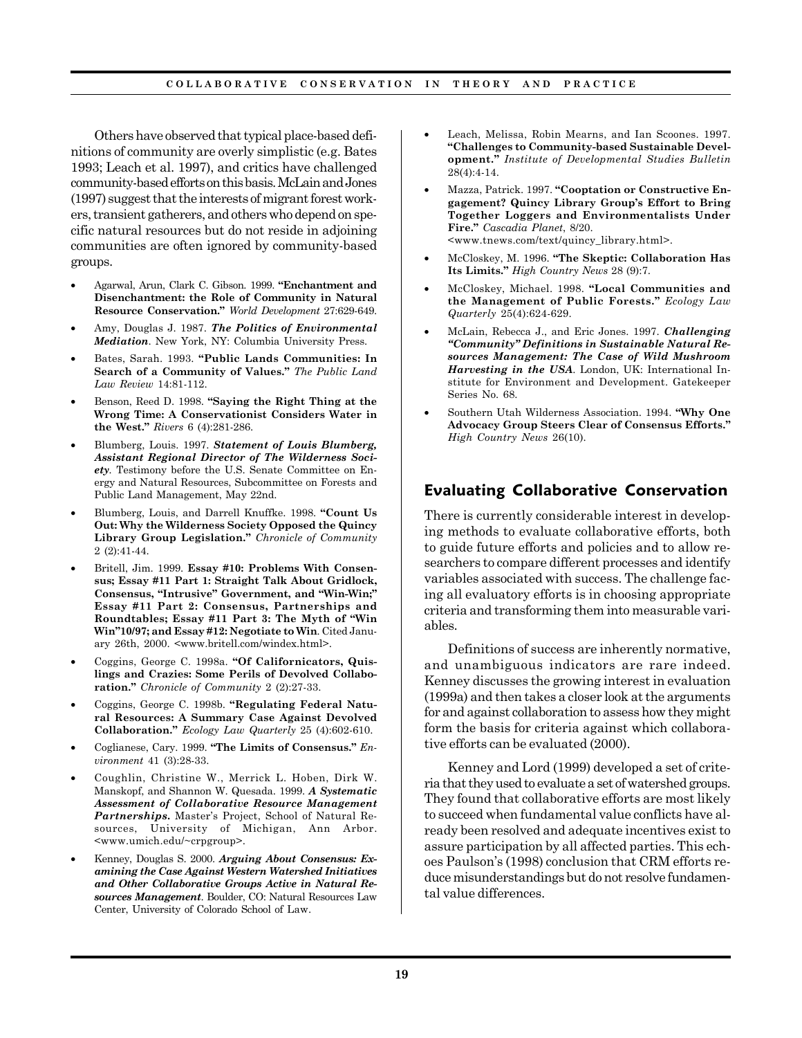Others have observed that typical place-based definitions of community are overly simplistic (e.g. Bates 1993; Leach et al. 1997), and critics have challenged community-based efforts on this basis. McLain and Jones (1997) suggest that the interests of migrant forest workers, transient gatherers, and others who depend on specific natural resources but do not reside in adjoining communities are often ignored by community-based groups.

- Agarwal, Arun, Clark C. Gibson. 1999. **"Enchantment and Disenchantment: the Role of Community in Natural Resource Conservation."** *World Development* 27:629-649.
- Amy, Douglas J. 1987. ***The Politics of Environmental Mediation***. New York, NY: Columbia University Press.
- Bates, Sarah. 1993. **"Public Lands Communities: In Search of a Community of Values."** *The Public Land Law Review* 14:81-112.
- Benson, Reed D. 1998. **"Saying the Right Thing at the Wrong Time: A Conservationist Considers Water in the West."** *Rivers* 6 (4):281-286.
- Blumberg, Louis. 1997. ***Statement of Louis Blumberg, Assistant Regional Director of The Wilderness Society***. Testimony before the U.S. Senate Committee on Energy and Natural Resources, Subcommittee on Forests and Public Land Management, May 22nd.
- Blumberg, Louis, and Darrell Knuffke. 1998. **"Count Us Out: Why the Wilderness Society Opposed the Quincy Library Group Legislation."** *Chronicle of Community* 2 (2):41-44.
- Britell, Jim. 1999. **Essay #10: Problems With Consensus; Essay #11 Part 1: Straight Talk About Gridlock, Consensus, "Intrusive" Government, and "Win-Win;" Essay #11 Part 2: Consensus, Partnerships and Roundtables; Essay #11 Part 3: The Myth of "Win Win"10/97; and Essay #12: Negotiate to Win**. Cited January 26th, 2000. <www.britell.com/windex.html>.
- Coggins, George C. 1998a. **"Of Californicators, Quislings and Crazies: Some Perils of Devolved Collaboration."** *Chronicle of Community* 2 (2):27-33.
- Coggins, George C. 1998b. **"Regulating Federal Natural Resources: A Summary Case Against Devolved Collaboration."** *Ecology Law Quarterly* 25 (4):602-610.
- Coglianese, Cary. 1999. **"The Limits of Consensus."** *Environment* 41 (3):28-33.
- Coughlin, Christine W., Merrick L. Hoben, Dirk W. Manskopf, and Shannon W. Quesada. 1999. ***A Systematic Assessment of Collaborative Resource Management Partnerships.*** Master's Project, School of Natural Resources, University of Michigan, Ann Arbor. <www.umich.edu/~crpgroup>.
- Kenney, Douglas S. 2000. ***Arguing About Consensus: Examining the Case Against Western Watershed Initiatives and Other Collaborative Groups Active in Natural Resources Management***. Boulder, CO: Natural Resources Law Center, University of Colorado School of Law.
- Leach, Melissa, Robin Mearns, and Ian Scoones. 1997. **"Challenges to Community-based Sustainable Development."** *Institute of Developmental Studies Bulletin* 28(4):4-14.
- Mazza, Patrick. 1997. **"Cooptation or Constructive Engagement? Quincy Library Group's Effort to Bring Together Loggers and Environmentalists Under Fire."** *Cascadia Planet*, 8/20. <www.tnews.com/text/quincy_library.html>.
- McCloskey, M. 1996. **"The Skeptic: Collaboration Has Its Limits."** *High Country News* 28 (9):7.
- McCloskey, Michael. 1998. **"Local Communities and the Management of Public Forests."** *Ecology Law Quarterly* 25(4):624-629.
- McLain, Rebecca J., and Eric Jones. 1997. ***Challenging "Community" Definitions in Sustainable Natural Resources Management: The Case of Wild Mushroom Harvesting in the USA***. London, UK: International Institute for Environment and Development. Gatekeeper Series No. 68.
- Southern Utah Wilderness Association. 1994. **"Why One Advocacy Group Steers Clear of Consensus Efforts."** *High Country News* 26(10).

## Evaluating Collaborative Conservation

There is currently considerable interest in developing methods to evaluate collaborative efforts, both to guide future efforts and policies and to allow researchers to compare different processes and identify variables associated with success. The challenge facing all evaluatory efforts is in choosing appropriate criteria and transforming them into measurable variables.

Definitions of success are inherently normative, and unambiguous indicators are rare indeed. Kenney discusses the growing interest in evaluation (1999a) and then takes a closer look at the arguments for and against collaboration to assess how they might form the basis for criteria against which collaborative efforts can be evaluated (2000).

Kenney and Lord (1999) developed a set of criteria that they used to evaluate a set of watershed groups. They found that collaborative efforts are most likely to succeed when fundamental value conflicts have already been resolved and adequate incentives exist to assure participation by all affected parties. This echoes Paulson's (1998) conclusion that CRM efforts reduce misunderstandings but do not resolve fundamental value differences.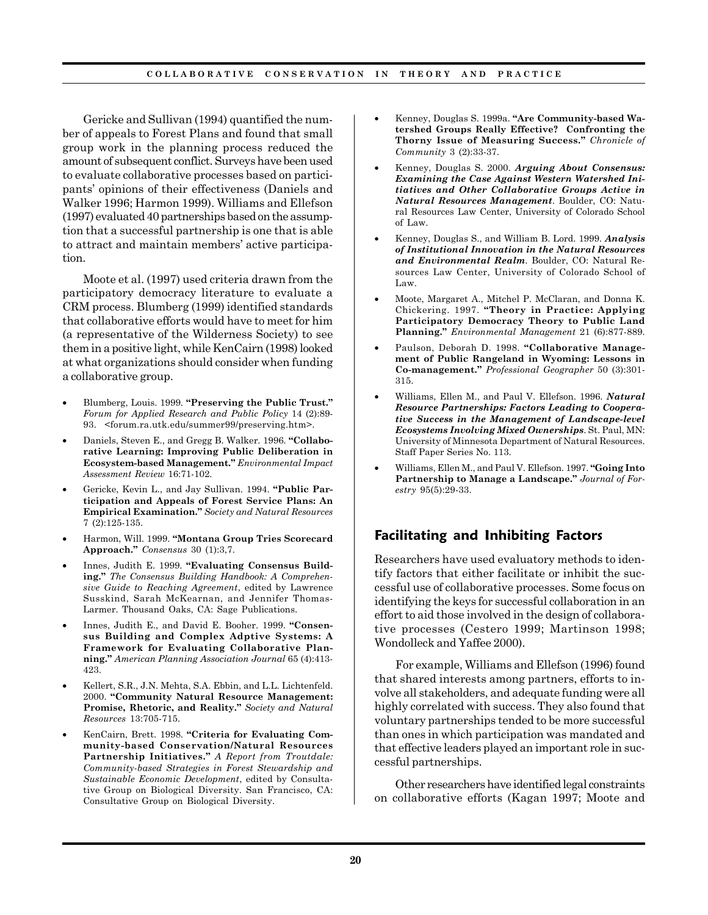Gericke and Sullivan (1994) quantified the number of appeals to Forest Plans and found that small group work in the planning process reduced the amount of subsequent conflict. Surveys have been used to evaluate collaborative processes based on participants' opinions of their effectiveness (Daniels and Walker 1996; Harmon 1999). Williams and Ellefson (1997) evaluated 40 partnerships based on the assumption that a successful partnership is one that is able to attract and maintain members' active participation.

Moote et al. (1997) used criteria drawn from the participatory democracy literature to evaluate a CRM process. Blumberg (1999) identified standards that collaborative efforts would have to meet for him (a representative of the Wilderness Society) to see them in a positive light, while KenCairn (1998) looked at what organizations should consider when funding a collaborative group.

- Blumberg, Louis. 1999. **"Preserving the Public Trust."** *Forum for Applied Research and Public Policy* 14 (2):89-93. <forum.ra.utk.edu/summer99/preserving.htm>.
- Daniels, Steven E., and Gregg B. Walker. 1996. **"Collaborative Learning: Improving Public Deliberation in Ecosystem-based Management."** *Environmental Impact Assessment Review* 16:71-102.
- Gericke, Kevin L., and Jay Sullivan. 1994. **"Public Participation and Appeals of Forest Service Plans: An Empirical Examination."** *Society and Natural Resources* 7 (2):125-135.
- Harmon, Will. 1999. **"Montana Group Tries Scorecard Approach."** *Consensus* 30 (1):3,7.
- Innes, Judith E. 1999. **"Evaluating Consensus Building."** *The Consensus Building Handbook: A Comprehensive Guide to Reaching Agreement*, edited by Lawrence Susskind, Sarah McKearnan, and Jennifer Thomas-Larmer. Thousand Oaks, CA: Sage Publications.
- Innes, Judith E., and David E. Booher. 1999. **"Consensus Building and Complex Adptive Systems: A Framework for Evaluating Collaborative Planning."** *American Planning Association Journal* 65 (4):413-423.
- Kellert, S.R., J.N. Mehta, S.A. Ebbin, and L.L. Lichtenfeld. 2000. **"Community Natural Resource Management: Promise, Rhetoric, and Reality."** *Society and Natural Resources* 13:705-715.
- KenCairn, Brett. 1998. **"Criteria for Evaluating Community-based Conservation/Natural Resources Partnership Initiatives."** *A Report from Troutdale: Community-based Strategies in Forest Stewardship and Sustainable Economic Development*, edited by Consultative Group on Biological Diversity. San Francisco, CA: Consultative Group on Biological Diversity.
- Kenney, Douglas S. 1999a. **"Are Community-based Watershed Groups Really Effective? Confronting the Thorny Issue of Measuring Success."** *Chronicle of Community* 3 (2):33-37.
- Kenney, Douglas S. 2000. ***Arguing About Consensus: Examining the Case Against Western Watershed Initiatives and Other Collaborative Groups Active in Natural Resources Management***. Boulder, CO: Natural Resources Law Center, University of Colorado School of Law.
- Kenney, Douglas S., and William B. Lord. 1999. ***Analysis of Institutional Innovation in the Natural Resources and Environmental Realm***. Boulder, CO: Natural Resources Law Center, University of Colorado School of Law.
- Moote, Margaret A., Mitchel P. McClaran, and Donna K. Chickering. 1997. **"Theory in Practice: Applying Participatory Democracy Theory to Public Land Planning."** *Environmental Management* 21 (6):877-889.
- Paulson, Deborah D. 1998. **"Collaborative Management of Public Rangeland in Wyoming: Lessons in Co-management."** *Professional Geographer* 50 (3):301-315.
- Williams, Ellen M., and Paul V. Ellefson. 1996. ***Natural Resource Partnerships: Factors Leading to Cooperative Success in the Management of Landscape-level Ecosystems Involving Mixed Ownerships***. St. Paul, MN: University of Minnesota Department of Natural Resources. Staff Paper Series No. 113.
- Williams, Ellen M., and Paul V. Ellefson. 1997. **"Going Into Partnership to Manage a Landscape."** *Journal of Forestry* 95(5):29-33.

## Facilitating and Inhibiting Factors

Researchers have used evaluatory methods to identify factors that either facilitate or inhibit the successful use of collaborative processes. Some focus on identifying the keys for successful collaboration in an effort to aid those involved in the design of collaborative processes (Cestero 1999; Martinson 1998; Wondolleck and Yaffee 2000).

For example, Williams and Ellefson (1996) found that shared interests among partners, efforts to involve all stakeholders, and adequate funding were all highly correlated with success. They also found that voluntary partnerships tended to be more successful than ones in which participation was mandated and that effective leaders played an important role in successful partnerships.

Other researchers have identified legal constraints on collaborative efforts (Kagan 1997; Moote and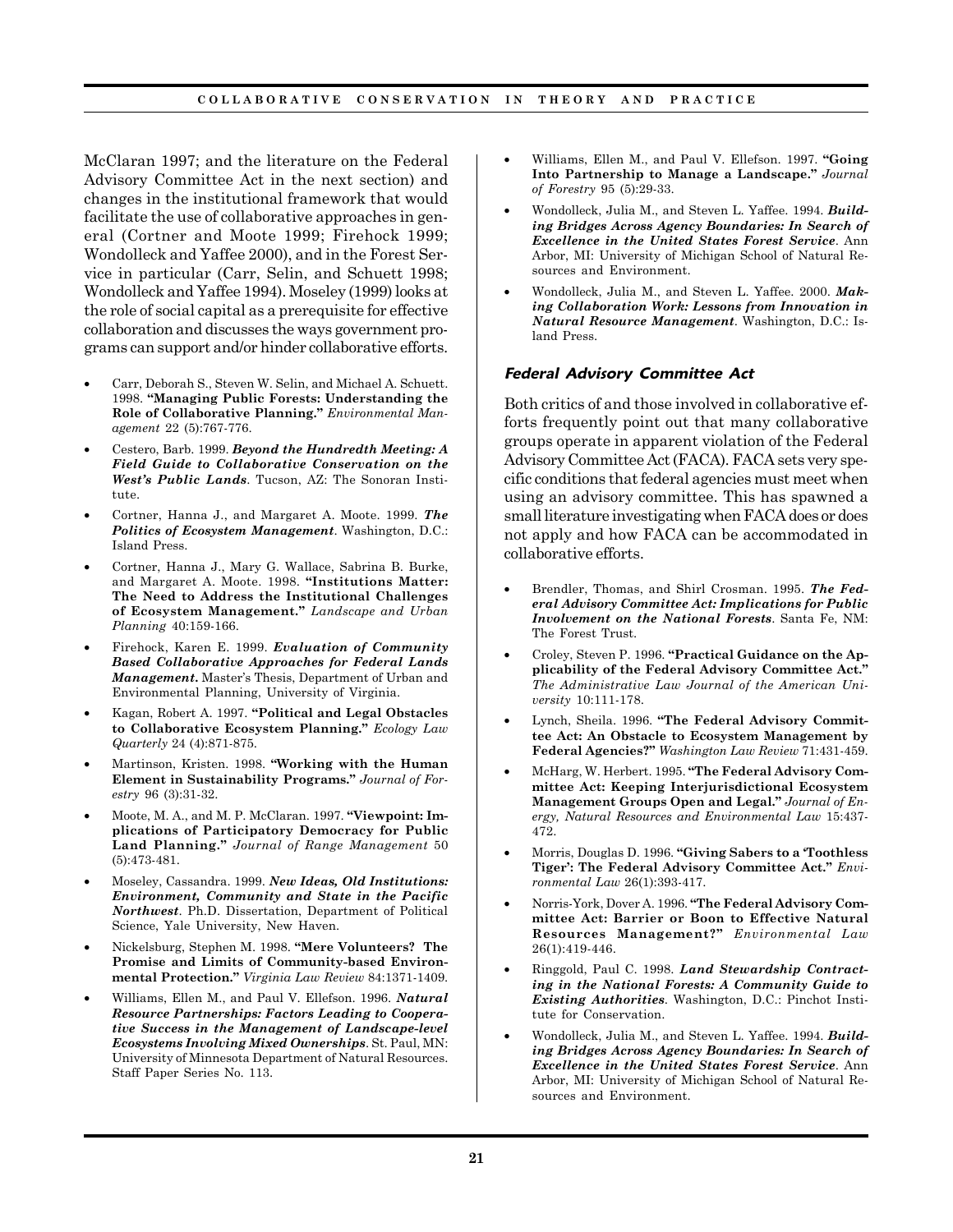McClaran 1997; and the literature on the Federal Advisory Committee Act in the next section) and changes in the institutional framework that would facilitate the use of collaborative approaches in general (Cortner and Moote 1999; Firehock 1999; Wondolleck and Yaffee 2000), and in the Forest Service in particular (Carr, Selin, and Schuett 1998; Wondolleck and Yaffee 1994). Moseley (1999) looks at the role of social capital as a prerequisite for effective collaboration and discusses the ways government programs can support and/or hinder collaborative efforts.

- Carr, Deborah S., Steven W. Selin, and Michael A. Schuett. 1998. **"Managing Public Forests: Understanding the Role of Collaborative Planning."** *Environmental Management* 22 (5):767-776.
- Cestero, Barb. 1999. ***Beyond the Hundredth Meeting: A Field Guide to Collaborative Conservation on the West's Public Lands***. Tucson, AZ: The Sonoran Institute.
- Cortner, Hanna J., and Margaret A. Moote. 1999. ***The Politics of Ecosystem Management***. Washington, D.C.: Island Press.
- Cortner, Hanna J., Mary G. Wallace, Sabrina B. Burke, and Margaret A. Moote. 1998. **"Institutions Matter: The Need to Address the Institutional Challenges of Ecosystem Management."** *Landscape and Urban Planning* 40:159-166.
- Firehock, Karen E. 1999. ***Evaluation of Community Based Collaborative Approaches for Federal Lands Management.*** Master's Thesis, Department of Urban and Environmental Planning, University of Virginia.
- Kagan, Robert A. 1997. **"Political and Legal Obstacles to Collaborative Ecosystem Planning."** *Ecology Law Quarterly* 24 (4):871-875.
- Martinson, Kristen. 1998. **"Working with the Human Element in Sustainability Programs."** *Journal of Forestry* 96 (3):31-32.
- Moote, M. A., and M. P. McClaran. 1997. **"Viewpoint: Implications of Participatory Democracy for Public Land Planning."** *Journal of Range Management* 50 (5):473-481.
- Moseley, Cassandra. 1999. ***New Ideas, Old Institutions: Environment, Community and State in the Pacific Northwest***. Ph.D. Dissertation, Department of Political Science, Yale University, New Haven.
- Nickelsburg, Stephen M. 1998. **"Mere Volunteers? The Promise and Limits of Community-based Environmental Protection."** *Virginia Law Review* 84:1371-1409.
- Williams, Ellen M., and Paul V. Ellefson. 1996. ***Natural Resource Partnerships: Factors Leading to Cooperative Success in the Management of Landscape-level Ecosystems Involving Mixed Ownerships***. St. Paul, MN: University of Minnesota Department of Natural Resources. Staff Paper Series No. 113.
- Williams, Ellen M., and Paul V. Ellefson. 1997. **"Going Into Partnership to Manage a Landscape."** *Journal of Forestry* 95 (5):29-33.
- Wondolleck, Julia M., and Steven L. Yaffee. 1994. ***Building Bridges Across Agency Boundaries: In Search of Excellence in the United States Forest Service***. Ann Arbor, MI: University of Michigan School of Natural Resources and Environment.
- Wondolleck, Julia M., and Steven L. Yaffee. 2000. ***Making Collaboration Work: Lessons from Innovation in Natural Resource Management***. Washington, D.C.: Island Press.

### *Federal Advisory Committee Act*

Both critics of and those involved in collaborative efforts frequently point out that many collaborative groups operate in apparent violation of the Federal Advisory Committee Act (FACA). FACA sets very specific conditions that federal agencies must meet when using an advisory committee. This has spawned a small literature investigating when FACA does or does not apply and how FACA can be accommodated in collaborative efforts.

- Brendler, Thomas, and Shirl Crosman. 1995. ***The Federal Advisory Committee Act: Implications for Public Involvement on the National Forests***. Santa Fe, NM: The Forest Trust.
- Croley, Steven P. 1996. **"Practical Guidance on the Applicability of the Federal Advisory Committee Act."** *The Administrative Law Journal of the American University* 10:111-178.
- Lynch, Sheila. 1996. **"The Federal Advisory Committee Act: An Obstacle to Ecosystem Management by Federal Agencies?"** *Washington Law Review* 71:431-459.
- McHarg, W. Herbert. 1995. **"The Federal Advisory Committee Act: Keeping Interjurisdictional Ecosystem Management Groups Open and Legal."** *Journal of Energy, Natural Resources and Environmental Law* 15:437-472.
- Morris, Douglas D. 1996. **"Giving Sabers to a 'Toothless Tiger': The Federal Advisory Committee Act."** *Environmental Law* 26(1):393-417.
- Norris-York, Dover A. 1996. **"The Federal Advisory Committee Act: Barrier or Boon to Effective Natural Resources Management?"** *Environmental Law* 26(1):419-446.
- Ringgold, Paul C. 1998. ***Land Stewardship Contracting in the National Forests: A Community Guide to Existing Authorities***. Washington, D.C.: Pinchot Institute for Conservation.
- Wondolleck, Julia M., and Steven L. Yaffee. 1994. ***Building Bridges Across Agency Boundaries: In Search of Excellence in the United States Forest Service***. Ann Arbor, MI: University of Michigan School of Natural Resources and Environment.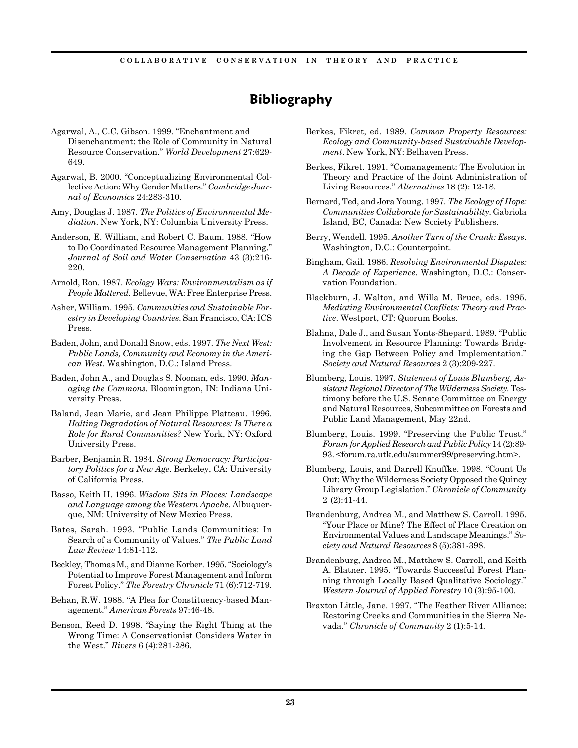# Bibliography

Agarwal, A., C.C. Gibson. 1999. "Enchantment and Disenchantment: the Role of Community in Natural Resource Conservation." *World Development* 27:629-649.

Agarwal, B. 2000. "Conceptualizing Environmental Collective Action: Why Gender Matters." *Cambridge Journal of Economics* 24:283-310.

Amy, Douglas J. 1987. *The Politics of Environmental Mediation*. New York, NY: Columbia University Press.

Anderson, E. William, and Robert C. Baum. 1988. "How to Do Coordinated Resource Management Planning." *Journal of Soil and Water Conservation* 43 (3):216-220.

Arnold, Ron. 1987. *Ecology Wars: Environmentalism as if People Mattered*. Bellevue, WA: Free Enterprise Press.

Asher, William. 1995. *Communities and Sustainable Forestry in Developing Countries*. San Francisco, CA: ICS Press.

Baden, John, and Donald Snow, eds. 1997. *The Next West: Public Lands, Community and Economy in the American West*. Washington, D.C.: Island Press.

Baden, John A., and Douglas S. Noonan, eds. 1990. *Managing the Commons*. Bloomington, IN: Indiana University Press.

Baland, Jean Marie, and Jean Philippe Platteau. 1996. *Halting Degradation of Natural Resources: Is There a Role for Rural Communities?* New York, NY: Oxford University Press.

Barber, Benjamin R. 1984. *Strong Democracy: Participatory Politics for a New Age*. Berkeley, CA: University of California Press.

Basso, Keith H. 1996. *Wisdom Sits in Places: Landscape and Language among the Western Apache*. Albuquerque, NM: University of New Mexico Press.

Bates, Sarah. 1993. "Public Lands Communities: In Search of a Community of Values." *The Public Land Law Review* 14:81-112.

Beckley, Thomas M., and Dianne Korber. 1995. "Sociology's Potential to Improve Forest Management and Inform Forest Policy." *The Forestry Chronicle* 71 (6):712-719.

Behan, R.W. 1988. "A Plea for Constituency-based Management." *American Forests* 97:46-48.

Benson, Reed D. 1998. "Saying the Right Thing at the Wrong Time: A Conservationist Considers Water in the West." *Rivers* 6 (4):281-286.

Berkes, Fikret, ed. 1989. *Common Property Resources: Ecology and Community-based Sustainable Development*. New York, NY: Belhaven Press.

Berkes, Fikret. 1991. "Comanagement: The Evolution in Theory and Practice of the Joint Administration of Living Resources." *Alternatives* 18 (2): 12-18.

Bernard, Ted, and Jora Young. 1997. *The Ecology of Hope: Communities Collaborate for Sustainability*. Gabriola Island, BC, Canada: New Society Publishers.

Berry, Wendell. 1995. *Another Turn of the Crank: Essays*. Washington, D.C.: Counterpoint.

Bingham, Gail. 1986. *Resolving Environmental Disputes: A Decade of Experience*. Washington, D.C.: Conservation Foundation.

Blackburn, J. Walton, and Willa M. Bruce, eds. 1995. *Mediating Environmental Conflicts: Theory and Practice*. Westport, CT: Quorum Books.

Blahna, Dale J., and Susan Yonts-Shepard. 1989. "Public Involvement in Resource Planning: Towards Bridging the Gap Between Policy and Implementation." *Society and Natural Resources* 2 (3):209-227.

Blumberg, Louis. 1997. *Statement of Louis Blumberg, Assistant Regional Director of The Wilderness Society*. Testimony before the U.S. Senate Committee on Energy and Natural Resources, Subcommittee on Forests and Public Land Management, May 22nd.

Blumberg, Louis. 1999. "Preserving the Public Trust." *Forum for Applied Research and Public Policy* 14 (2):89-93. <forum.ra.utk.edu/summer99/preserving.htm>.

Blumberg, Louis, and Darrell Knuffke. 1998. "Count Us Out: Why the Wilderness Society Opposed the Quincy Library Group Legislation." *Chronicle of Community* 2 (2):41-44.

Brandenburg, Andrea M., and Matthew S. Carroll. 1995. "Your Place or Mine? The Effect of Place Creation on Environmental Values and Landscape Meanings." *Society and Natural Resources* 8 (5):381-398.

Brandenburg, Andrea M., Matthew S. Carroll, and Keith A. Blatner. 1995. "Towards Successful Forest Planning through Locally Based Qualitative Sociology." *Western Journal of Applied Forestry* 10 (3):95-100.

Braxton Little, Jane. 1997. "The Feather River Alliance: Restoring Creeks and Communities in the Sierra Nevada." *Chronicle of Community* 2 (1):5-14.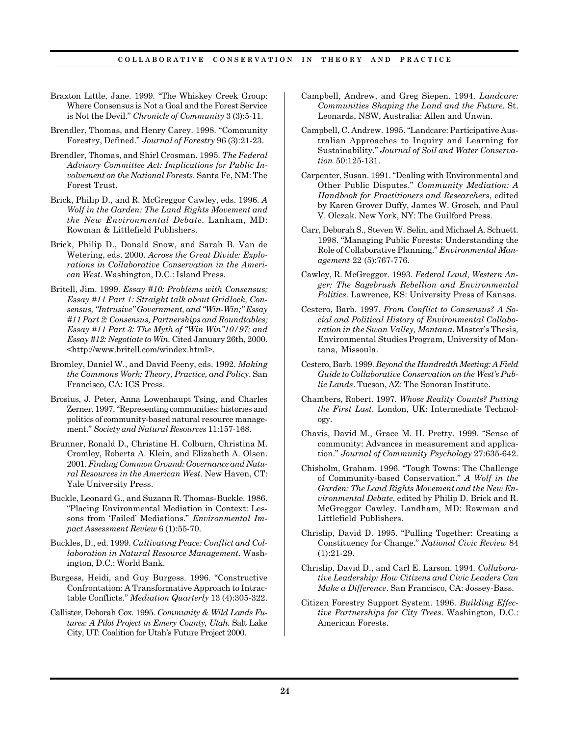Braxton Little, Jane. 1999. "The Whiskey Creek Group: Where Consensus is Not a Goal and the Forest Service is Not the Devil." *Chronicle of Community* 3 (3):5-11.

Brendler, Thomas, and Henry Carey. 1998. "Community Forestry, Defined." *Journal of Forestry* 96 (3):21-23.

Brendler, Thomas, and Shirl Crosman. 1995. *The Federal Advisory Committee Act: Implications for Public Involvement on the National Forests*. Santa Fe, NM: The Forest Trust.

Brick, Philip D., and R. McGreggor Cawley, eds. 1996. *A Wolf in the Garden: The Land Rights Movement and the New Environmental Debate*. Lanham, MD: Rowman & Littlefield Publishers.

Brick, Philip D., Donald Snow, and Sarah B. Van de Wetering, eds. 2000. *Across the Great Divide: Explorations in Collaborative Conservation in the American West*. Washington, D.C.: Island Press.

Britell, Jim. 1999. *Essay #10: Problems with Consensus; Essay #11 Part 1: Straight talk about Gridlock, Consensus, "Intrusive" Government, and "Win-Win;" Essay #11 Part 2: Consensus, Partnerships and Roundtables; Essay #11 Part 3: The Myth of "Win Win"10/97; and Essay #12: Negotiate to Win.* Cited January 26th, 2000. <http://www.britell.com/windex.html>.

Bromley, Daniel W., and David Feeny, eds. 1992. *Making the Commons Work: Theory, Practice, and Policy*. San Francisco, CA: ICS Press.

Brosius, J. Peter, Anna Lowenhaupt Tsing, and Charles Zerner. 1997. "Representing communities: histories and politics of community-based natural resource management." *Society and Natural Resources* 11:157-168.

Brunner, Ronald D., Christine H. Colburn, Christina M. Cromley, Roberta A. Klein, and Elizabeth A. Olsen. 2001. *Finding Common Ground: Governance and Natural Resources in the American West.* New Haven, CT: Yale University Press.

Buckle, Leonard G., and Suzann R. Thomas-Buckle. 1986. "Placing Environmental Mediation in Context: Lessons from 'Failed' Mediations." *Environmental Impact Assessment Review* 6 (1):55-70.

Buckles, D., ed. 1999. *Cultivating Peace: Conflict and Collaboration in Natural Resource Management*. Washington, D.C.: World Bank.

Burgess, Heidi, and Guy Burgess. 1996. "Constructive Confrontation: A Transformative Approach to Intractable Conflicts." *Mediation Quarterly* 13 (4):305-322.

Callister, Deborah Cox. 1995. *Community & Wild Lands Futures: A Pilot Project in Emery County, Utah.* Salt Lake City, UT: Coalition for Utah's Future Project 2000.

Campbell, Andrew, and Greg Siepen. 1994. *Landcare: Communities Shaping the Land and the Future*. St. Leonards, NSW, Australia: Allen and Unwin.

Campbell, C. Andrew. 1995. "Landcare: Participative Australian Approaches to Inquiry and Learning for Sustainability." *Journal of Soil and Water Conservation* 50:125-131.

Carpenter, Susan. 1991. "Dealing with Environmental and Other Public Disputes." *Community Mediation: A Handbook for Practitioners and Researchers*, edited by Karen Grover Duffy, James W. Grosch, and Paul V. Olczak. New York, NY: The Guilford Press.

Carr, Deborah S., Steven W. Selin, and Michael A. Schuett. 1998. "Managing Public Forests: Understanding the Role of Collaborative Planning." *Environmental Management* 22 (5):767-776.

Cawley, R. McGreggor. 1993. *Federal Land, Western Anger: The Sagebrush Rebellion and Environmental Politics*. Lawrence, KS: University Press of Kansas.

Cestero, Barb. 1997. *From Conflict to Consensus? A Social and Political History of Environmental Collaboration in the Swan Valley, Montana.* Master's Thesis, Environmental Studies Program, University of Montana, Missoula.

Cestero, Barb. 1999. *Beyond the Hundredth Meeting: A Field Guide to Collaborative Conservation on the West's Public Lands*. Tucson, AZ: The Sonoran Institute.

Chambers, Robert. 1997. *Whose Reality Counts? Putting the First Last*. London, UK: Intermediate Technology.

Chavis, David M., Grace M. H. Pretty. 1999. "Sense of community: Advances in measurement and application." *Journal of Community Psychology* 27:635-642.

Chisholm, Graham. 1996. "Tough Towns: The Challenge of Community-based Conservation." *A Wolf in the Garden: The Land Rights Movement and the New Environmental Debate*, edited by Philip D. Brick and R. McGreggor Cawley. Landham, MD: Rowman and Littlefield Publishers.

Chrislip, David D. 1995. "Pulling Together: Creating a Constituency for Change." *National Civic Review* 84 (1):21-29.

Chrislip, David D., and Carl E. Larson. 1994. *Collaborative Leadership: How Citizens and Civic Leaders Can Make a Difference*. San Francisco, CA: Jossey-Bass.

Citizen Forestry Support System. 1996. *Building Effective Partnerships for City Trees*. Washington, D.C.: American Forests.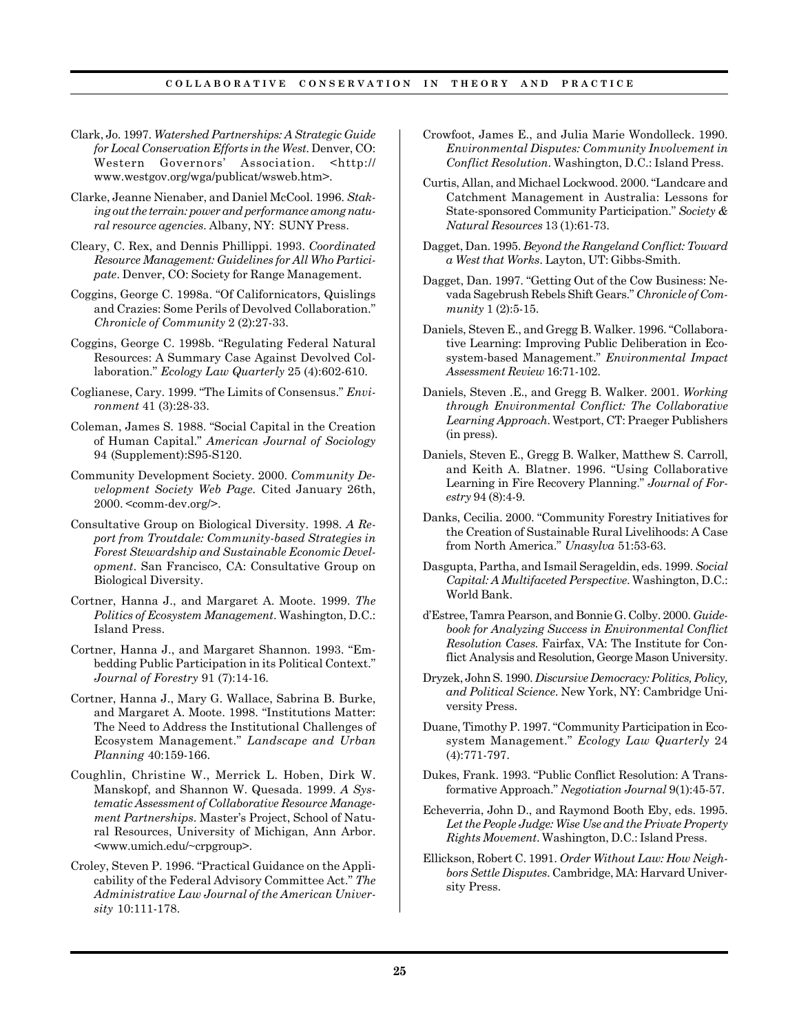Clark, Jo. 1997. *Watershed Partnerships: A Strategic Guide for Local Conservation Efforts in the West*. Denver, CO: Western Governors' Association. <http://www.westgov.org/wga/publicat/wsweb.htm>.

Clarke, Jeanne Nienaber, and Daniel McCool. 1996. *Staking out the terrain: power and performance among natural resource agencies*. Albany, NY: SUNY Press.

Cleary, C. Rex, and Dennis Phillippi. 1993. *Coordinated Resource Management: Guidelines for All Who Participate*. Denver, CO: Society for Range Management.

Coggins, George C. 1998a. "Of Californicators, Quislings and Crazies: Some Perils of Devolved Collaboration." *Chronicle of Community* 2 (2):27-33.

Coggins, George C. 1998b. "Regulating Federal Natural Resources: A Summary Case Against Devolved Collaboration." *Ecology Law Quarterly* 25 (4):602-610.

Coglianese, Cary. 1999. "The Limits of Consensus." *Environment* 41 (3):28-33.

Coleman, James S. 1988. "Social Capital in the Creation of Human Capital." *American Journal of Sociology* 94 (Supplement):S95-S120.

Community Development Society. 2000. *Community Development Society Web Page*. Cited January 26th, 2000. <comm-dev.org/>.

Consultative Group on Biological Diversity. 1998. *A Report from Troutdale: Community-based Strategies in Forest Stewardship and Sustainable Economic Development*. San Francisco, CA: Consultative Group on Biological Diversity.

Cortner, Hanna J., and Margaret A. Moote. 1999. *The Politics of Ecosystem Management*. Washington, D.C.: Island Press.

Cortner, Hanna J., and Margaret Shannon. 1993. "Embedding Public Participation in its Political Context." *Journal of Forestry* 91 (7):14-16.

Cortner, Hanna J., Mary G. Wallace, Sabrina B. Burke, and Margaret A. Moote. 1998. "Institutions Matter: The Need to Address the Institutional Challenges of Ecosystem Management." *Landscape and Urban Planning* 40:159-166.

Coughlin, Christine W., Merrick L. Hoben, Dirk W. Manskopf, and Shannon W. Quesada. 1999. *A Systematic Assessment of Collaborative Resource Management Partnerships*. Master's Project, School of Natural Resources, University of Michigan, Ann Arbor. <www.umich.edu/~crpgroup>.

Croley, Steven P. 1996. "Practical Guidance on the Applicability of the Federal Advisory Committee Act." *The Administrative Law Journal of the American University* 10:111-178.

Crowfoot, James E., and Julia Marie Wondolleck. 1990. *Environmental Disputes: Community Involvement in Conflict Resolution*. Washington, D.C.: Island Press.

Curtis, Allan, and Michael Lockwood. 2000. "Landcare and Catchment Management in Australia: Lessons for State-sponsored Community Participation." *Society & Natural Resources* 13 (1):61-73.

Dagget, Dan. 1995. *Beyond the Rangeland Conflict: Toward a West that Works*. Layton, UT: Gibbs-Smith.

Dagget, Dan. 1997. "Getting Out of the Cow Business: Nevada Sagebrush Rebels Shift Gears." *Chronicle of Community* 1 (2):5-15.

Daniels, Steven E., and Gregg B. Walker. 1996. "Collaborative Learning: Improving Public Deliberation in Ecosystem-based Management." *Environmental Impact Assessment Review* 16:71-102.

Daniels, Steven .E., and Gregg B. Walker. 2001. *Working through Environmental Conflict: The Collaborative Learning Approach*. Westport, CT: Praeger Publishers (in press).

Daniels, Steven E., Gregg B. Walker, Matthew S. Carroll, and Keith A. Blatner. 1996. "Using Collaborative Learning in Fire Recovery Planning." *Journal of Forestry* 94 (8):4-9.

Danks, Cecilia. 2000. "Community Forestry Initiatives for the Creation of Sustainable Rural Livelihoods: A Case from North America." *Unasylva* 51:53-63.

Dasgupta, Partha, and Ismail Serageldin, eds. 1999. *Social Capital: A Multifaceted Perspective*. Washington, D.C.: World Bank.

d'Estree, Tamra Pearson, and Bonnie G. Colby. 2000. *Guidebook for Analyzing Success in Environmental Conflict Resolution Cases*. Fairfax, VA: The Institute for Conflict Analysis and Resolution, George Mason University.

Dryzek, John S. 1990. *Discursive Democracy: Politics, Policy, and Political Science*. New York, NY: Cambridge University Press.

Duane, Timothy P. 1997. "Community Participation in Ecosystem Management." *Ecology Law Quarterly* 24 (4):771-797.

Dukes, Frank. 1993. "Public Conflict Resolution: A Transformative Approach." *Negotiation Journal* 9(1):45-57.

Echeverria, John D., and Raymond Booth Eby, eds. 1995. *Let the People Judge: Wise Use and the Private Property Rights Movement*. Washington, D.C.: Island Press.

Ellickson, Robert C. 1991. *Order Without Law: How Neighbors Settle Disputes*. Cambridge, MA: Harvard University Press.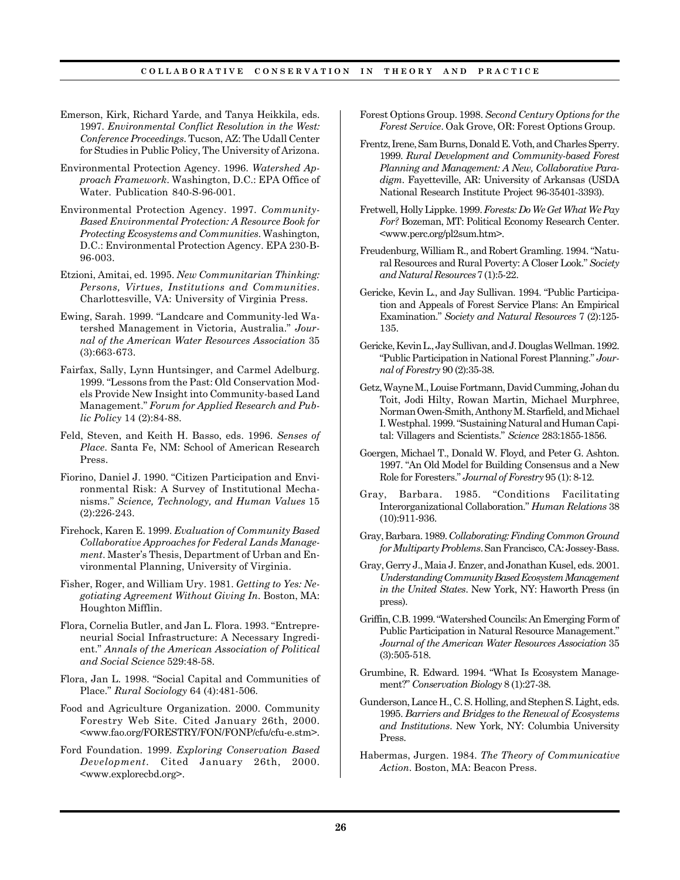Emerson, Kirk, Richard Yarde, and Tanya Heikkila, eds. 1997. *Environmental Conflict Resolution in the West: Conference Proceedings*. Tucson, AZ: The Udall Center for Studies in Public Policy, The University of Arizona.

Environmental Protection Agency. 1996. *Watershed Approach Framework*. Washington, D.C.: EPA Office of Water. Publication 840-S-96-001.

Environmental Protection Agency. 1997. *Community-Based Environmental Protection: A Resource Book for Protecting Ecosystems and Communities*. Washington, D.C.: Environmental Protection Agency. EPA 230-B-96-003.

Etzioni, Amitai, ed. 1995. *New Communitarian Thinking: Persons, Virtues, Institutions and Communities*. Charlottesville, VA: University of Virginia Press.

Ewing, Sarah. 1999. "Landcare and Community-led Watershed Management in Victoria, Australia." *Journal of the American Water Resources Association* 35 (3):663-673.

Fairfax, Sally, Lynn Huntsinger, and Carmel Adelburg. 1999. "Lessons from the Past: Old Conservation Models Provide New Insight into Community-based Land Management." *Forum for Applied Research and Public Policy* 14 (2):84-88.

Feld, Steven, and Keith H. Basso, eds. 1996. *Senses of Place*. Santa Fe, NM: School of American Research Press.

Fiorino, Daniel J. 1990. "Citizen Participation and Environmental Risk: A Survey of Institutional Mechanisms." *Science, Technology, and Human Values* 15 (2):226-243.

Firehock, Karen E. 1999. *Evaluation of Community Based Collaborative Approaches for Federal Lands Management*. Master's Thesis, Department of Urban and Environmental Planning, University of Virginia.

Fisher, Roger, and William Ury. 1981. *Getting to Yes: Negotiating Agreement Without Giving In*. Boston, MA: Houghton Mifflin.

Flora, Cornelia Butler, and Jan L. Flora. 1993. "Entrepreneurial Social Infrastructure: A Necessary Ingredient." *Annals of the American Association of Political and Social Science* 529:48-58.

Flora, Jan L. 1998. "Social Capital and Communities of Place." *Rural Sociology* 64 (4):481-506.

Food and Agriculture Organization. 2000. Community Forestry Web Site. Cited January 26th, 2000. <www.fao.org/FORESTRY/FON/FONP/cfu/cfu-e.stm>.

Ford Foundation. 1999. *Exploring Conservation Based Development*. Cited January 26th, 2000. <www.explorecbd.org>.

Forest Options Group. 1998. *Second Century Options for the Forest Service*. Oak Grove, OR: Forest Options Group.

Frentz, Irene, Sam Burns, Donald E. Voth, and Charles Sperry. 1999. *Rural Development and Community-based Forest Planning and Management: A New, Collaborative Paradigm*. Fayetteville, AR: University of Arkansas (USDA National Research Institute Project 96-35401-3393).

Fretwell, Holly Lippke. 1999. *Forests: Do We Get What We Pay For?* Bozeman, MT: Political Economy Research Center. <www.perc.org/pl2sum.htm>.

Freudenburg, William R., and Robert Gramling. 1994. "Natural Resources and Rural Poverty: A Closer Look." *Society and Natural Resources* 7 (1):5-22.

Gericke, Kevin L., and Jay Sullivan. 1994. "Public Participation and Appeals of Forest Service Plans: An Empirical Examination." *Society and Natural Resources* 7 (2):125-135.

Gericke, Kevin L., Jay Sullivan, and J. Douglas Wellman. 1992. "Public Participation in National Forest Planning." *Journal of Forestry* 90 (2):35-38.

Getz, Wayne M., Louise Fortmann, David Cumming, Johan du Toit, Jodi Hilty, Rowan Martin, Michael Murphree, Norman Owen-Smith, Anthony M. Starfield, and Michael I. Westphal. 1999. "Sustaining Natural and Human Capital: Villagers and Scientists." *Science* 283:1855-1856.

Goergen, Michael T., Donald W. Floyd, and Peter G. Ashton. 1997. "An Old Model for Building Consensus and a New Role for Foresters." *Journal of Forestry* 95 (1): 8-12.

Gray, Barbara. 1985. "Conditions Facilitating Interorganizational Collaboration." *Human Relations* 38 (10):911-936.

Gray, Barbara. 1989. *Collaborating: Finding Common Ground for Multiparty Problems*. San Francisco, CA: Jossey-Bass.

Gray, Gerry J., Maia J. Enzer, and Jonathan Kusel, eds. 2001. *Understanding Community Based Ecosystem Management in the United States*. New York, NY: Haworth Press (in press).

Griffin, C.B. 1999. "Watershed Councils: An Emerging Form of Public Participation in Natural Resource Management." *Journal of the American Water Resources Association* 35 (3):505-518.

Grumbine, R. Edward. 1994. "What Is Ecosystem Management?" *Conservation Biology* 8 (1):27-38.

Gunderson, Lance H., C. S. Holling, and Stephen S. Light, eds. 1995. *Barriers and Bridges to the Renewal of Ecosystems and Institutions*. New York, NY: Columbia University Press.

Habermas, Jurgen. 1984. *The Theory of Communicative Action*. Boston, MA: Beacon Press.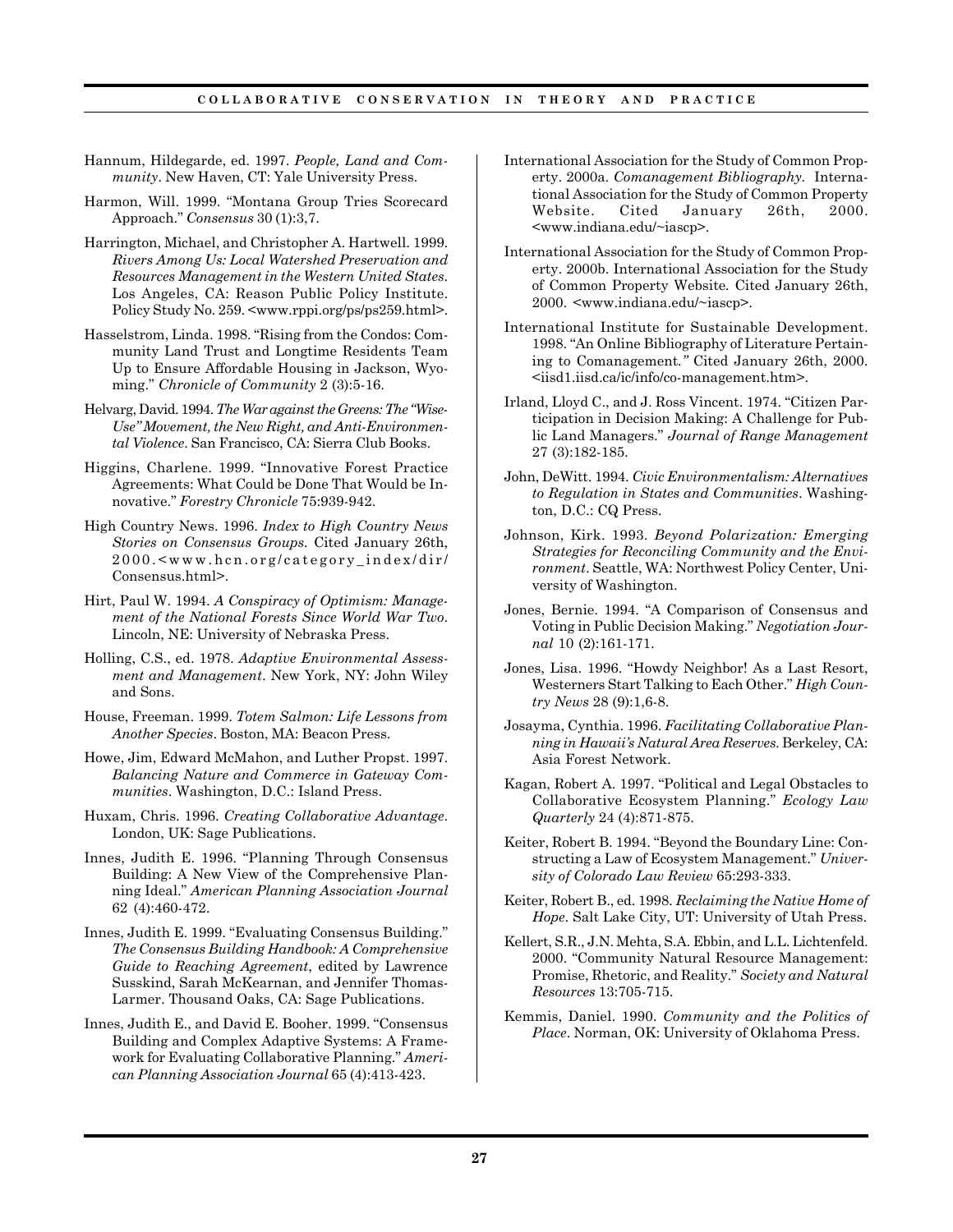Hannum, Hildegarde, ed. 1997. *People, Land and Community*. New Haven, CT: Yale University Press.

Harmon, Will. 1999. "Montana Group Tries Scorecard Approach." *Consensus* 30 (1):3,7.

Harrington, Michael, and Christopher A. Hartwell. 1999. *Rivers Among Us: Local Watershed Preservation and Resources Management in the Western United States*. Los Angeles, CA: Reason Public Policy Institute. Policy Study No. 259. <www.rppi.org/ps/ps259.html>.

Hasselstrom, Linda. 1998. "Rising from the Condos: Community Land Trust and Longtime Residents Team Up to Ensure Affordable Housing in Jackson, Wyoming." *Chronicle of Community* 2 (3):5-16.

Helvarg, David. 1994. *The War against the Greens: The "Wise-Use" Movement, the New Right, and Anti-Environmental Violence*. San Francisco, CA: Sierra Club Books.

Higgins, Charlene. 1999. "Innovative Forest Practice Agreements: What Could be Done That Would be Innovative." *Forestry Chronicle* 75:939-942.

High Country News. 1996. *Index to High Country News Stories on Consensus Groups.* Cited January 26th, 2000.<www.hcn.org/category_index/dir/Consensus.html>.

Hirt, Paul W. 1994. *A Conspiracy of Optimism: Management of the National Forests Since World War Two*. Lincoln, NE: University of Nebraska Press.

Holling, C.S., ed. 1978. *Adaptive Environmental Assessment and Management*. New York, NY: John Wiley and Sons.

House, Freeman. 1999. *Totem Salmon: Life Lessons from Another Species*. Boston, MA: Beacon Press.

Howe, Jim, Edward McMahon, and Luther Propst. 1997. *Balancing Nature and Commerce in Gateway Communities*. Washington, D.C.: Island Press.

Huxam, Chris. 1996. *Creating Collaborative Advantage*. London, UK: Sage Publications.

Innes, Judith E. 1996. "Planning Through Consensus Building: A New View of the Comprehensive Planning Ideal." *American Planning Association Journal* 62 (4):460-472.

Innes, Judith E. 1999. "Evaluating Consensus Building." *The Consensus Building Handbook: A Comprehensive Guide to Reaching Agreement*, edited by Lawrence Susskind, Sarah McKearnan, and Jennifer Thomas-Larmer. Thousand Oaks, CA: Sage Publications.

Innes, Judith E., and David E. Booher. 1999. "Consensus Building and Complex Adaptive Systems: A Framework for Evaluating Collaborative Planning." *American Planning Association Journal* 65 (4):413-423.

International Association for the Study of Common Property. 2000a. *Comanagement Bibliography.* International Association for the Study of Common Property Website. Cited January 26th, 2000. <www.indiana.edu/~iascp>.

International Association for the Study of Common Property. 2000b. International Association for the Study of Common Property Website. Cited January 26th, 2000. <www.indiana.edu/~iascp>.

International Institute for Sustainable Development. 1998. "An Online Bibliography of Literature Pertaining to Comanagement." Cited January 26th, 2000. <iisd1.iisd.ca/ic/info/co-management.htm>.

Irland, Lloyd C., and J. Ross Vincent. 1974. "Citizen Participation in Decision Making: A Challenge for Public Land Managers." *Journal of Range Management* 27 (3):182-185.

John, DeWitt. 1994. *Civic Environmentalism: Alternatives to Regulation in States and Communities*. Washington, D.C.: CQ Press.

Johnson, Kirk. 1993. *Beyond Polarization: Emerging Strategies for Reconciling Community and the Environment*. Seattle, WA: Northwest Policy Center, University of Washington.

Jones, Bernie. 1994. "A Comparison of Consensus and Voting in Public Decision Making." *Negotiation Journal* 10 (2):161-171.

Jones, Lisa. 1996. "Howdy Neighbor! As a Last Resort, Westerners Start Talking to Each Other." *High Country News* 28 (9):1,6-8.

Josayma, Cynthia. 1996. *Facilitating Collaborative Planning in Hawaii's Natural Area Reserves.* Berkeley, CA: Asia Forest Network.

Kagan, Robert A. 1997. "Political and Legal Obstacles to Collaborative Ecosystem Planning." *Ecology Law Quarterly* 24 (4):871-875.

Keiter, Robert B. 1994. "Beyond the Boundary Line: Constructing a Law of Ecosystem Management." *University of Colorado Law Review* 65:293-333.

Keiter, Robert B., ed. 1998. *Reclaiming the Native Home of Hope*. Salt Lake City, UT: University of Utah Press.

Kellert, S.R., J.N. Mehta, S.A. Ebbin, and L.L. Lichtenfeld. 2000. "Community Natural Resource Management: Promise, Rhetoric, and Reality." *Society and Natural Resources* 13:705-715.

Kemmis, Daniel. 1990. *Community and the Politics of Place*. Norman, OK: University of Oklahoma Press.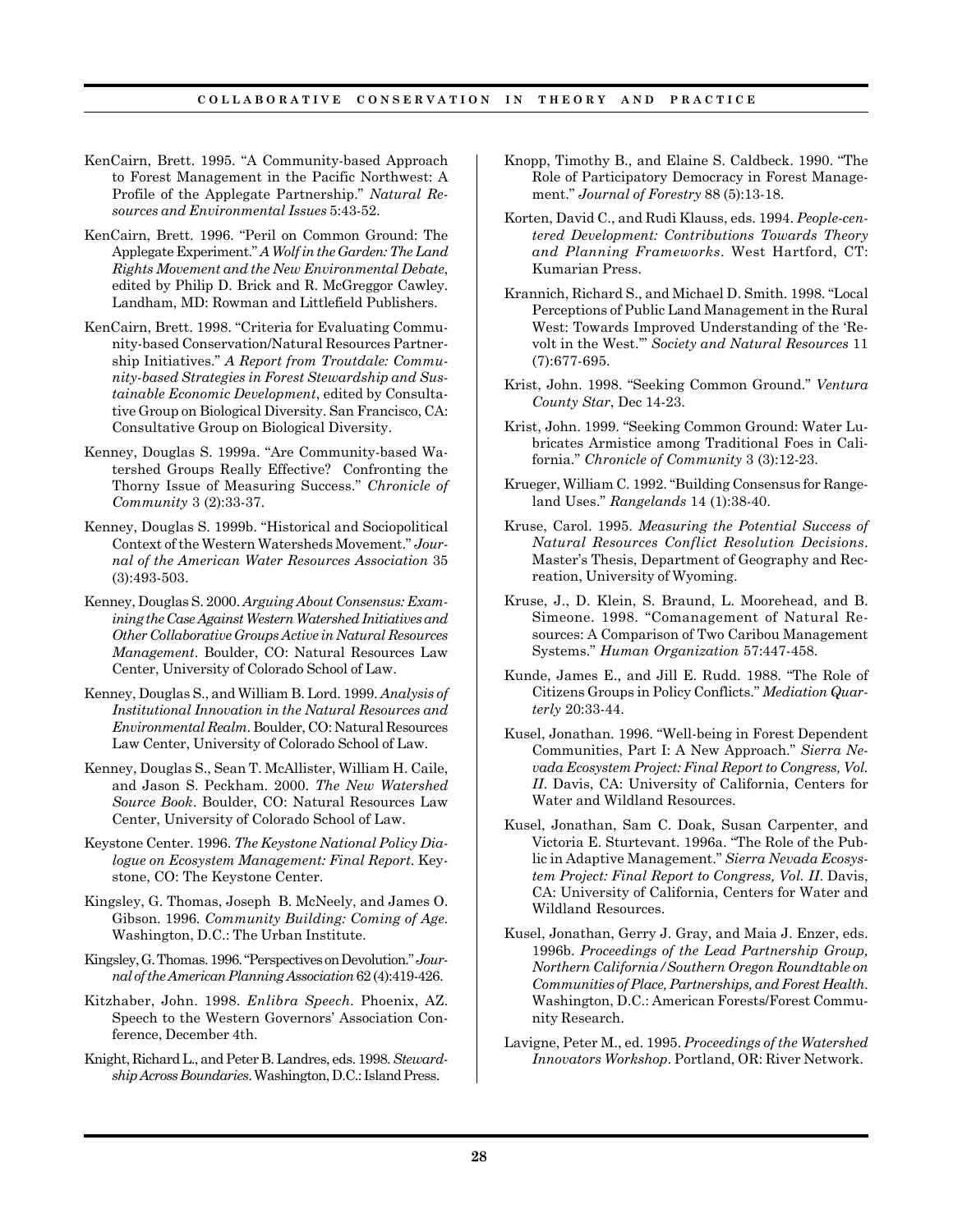KenCairn, Brett. 1995. "A Community-based Approach to Forest Management in the Pacific Northwest: A Profile of the Applegate Partnership." *Natural Resources and Environmental Issues* 5:43-52.

KenCairn, Brett. 1996. "Peril on Common Ground: The Applegate Experiment." *A Wolf in the Garden: The Land Rights Movement and the New Environmental Debate*, edited by Philip D. Brick and R. McGreggor Cawley. Landham, MD: Rowman and Littlefield Publishers.

KenCairn, Brett. 1998. "Criteria for Evaluating Community-based Conservation/Natural Resources Partnership Initiatives." *A Report from Troutdale: Community-based Strategies in Forest Stewardship and Sustainable Economic Development*, edited by Consultative Group on Biological Diversity. San Francisco, CA: Consultative Group on Biological Diversity.

Kenney, Douglas S. 1999a. "Are Community-based Watershed Groups Really Effective? Confronting the Thorny Issue of Measuring Success." *Chronicle of Community* 3 (2):33-37.

Kenney, Douglas S. 1999b. "Historical and Sociopolitical Context of the Western Watersheds Movement." *Journal of the American Water Resources Association* 35 (3):493-503.

Kenney, Douglas S. 2000. *Arguing About Consensus: Examining the Case Against Western Watershed Initiatives and Other Collaborative Groups Active in Natural Resources Management*. Boulder, CO: Natural Resources Law Center, University of Colorado School of Law.

Kenney, Douglas S., and William B. Lord. 1999. *Analysis of Institutional Innovation in the Natural Resources and Environmental Realm*. Boulder, CO: Natural Resources Law Center, University of Colorado School of Law.

Kenney, Douglas S., Sean T. McAllister, William H. Caile, and Jason S. Peckham. 2000. *The New Watershed Source Book*. Boulder, CO: Natural Resources Law Center, University of Colorado School of Law.

Keystone Center. 1996. *The Keystone National Policy Dialogue on Ecosystem Management: Final Report*. Keystone, CO: The Keystone Center.

Kingsley, G. Thomas, Joseph B. McNeely, and James O. Gibson. 1996. *Community Building: Coming of Age*. Washington, D.C.: The Urban Institute.

Kingsley, G. Thomas. 1996. "Perspectives on Devolution." *Journal of the American Planning Association* 62 (4):419-426.

Kitzhaber, John. 1998. *Enlibra Speech*. Phoenix, AZ. Speech to the Western Governors' Association Conference, December 4th.

Knight, Richard L., and Peter B. Landres, eds. 1998. *Stewardship Across Boundaries*. Washington, D.C.: Island Press.

Knopp, Timothy B., and Elaine S. Caldbeck. 1990. "The Role of Participatory Democracy in Forest Management." *Journal of Forestry* 88 (5):13-18.

Korten, David C., and Rudi Klauss, eds. 1994. *People-centered Development: Contributions Towards Theory and Planning Frameworks*. West Hartford, CT: Kumarian Press.

Krannich, Richard S., and Michael D. Smith. 1998. "Local Perceptions of Public Land Management in the Rural West: Towards Improved Understanding of the 'Revolt in the West.'" *Society and Natural Resources* 11 (7):677-695.

Krist, John. 1998. "Seeking Common Ground." *Ventura County Star*, Dec 14-23.

Krist, John. 1999. "Seeking Common Ground: Water Lubricates Armistice among Traditional Foes in California." *Chronicle of Community* 3 (3):12-23.

Krueger, William C. 1992. "Building Consensus for Rangeland Uses." *Rangelands* 14 (1):38-40.

Kruse, Carol. 1995. *Measuring the Potential Success of Natural Resources Conflict Resolution Decisions*. Master's Thesis, Department of Geography and Recreation, University of Wyoming.

Kruse, J., D. Klein, S. Braund, L. Moorehead, and B. Simeone. 1998. "Comanagement of Natural Resources: A Comparison of Two Caribou Management Systems." *Human Organization* 57:447-458.

Kunde, James E., and Jill E. Rudd. 1988. "The Role of Citizens Groups in Policy Conflicts." *Mediation Quarterly* 20:33-44.

Kusel, Jonathan. 1996. "Well-being in Forest Dependent Communities, Part I: A New Approach." *Sierra Nevada Ecosystem Project: Final Report to Congress, Vol. II*. Davis, CA: University of California, Centers for Water and Wildland Resources.

Kusel, Jonathan, Sam C. Doak, Susan Carpenter, and Victoria E. Sturtevant. 1996a. "The Role of the Public in Adaptive Management." *Sierra Nevada Ecosystem Project: Final Report to Congress, Vol. II*. Davis, CA: University of California, Centers for Water and Wildland Resources.

Kusel, Jonathan, Gerry J. Gray, and Maia J. Enzer, eds. 1996b. *Proceedings of the Lead Partnership Group, Northern California/Southern Oregon Roundtable on Communities of Place, Partnerships, and Forest Health*. Washington, D.C.: American Forests/Forest Community Research.

Lavigne, Peter M., ed. 1995. *Proceedings of the Watershed Innovators Workshop*. Portland, OR: River Network.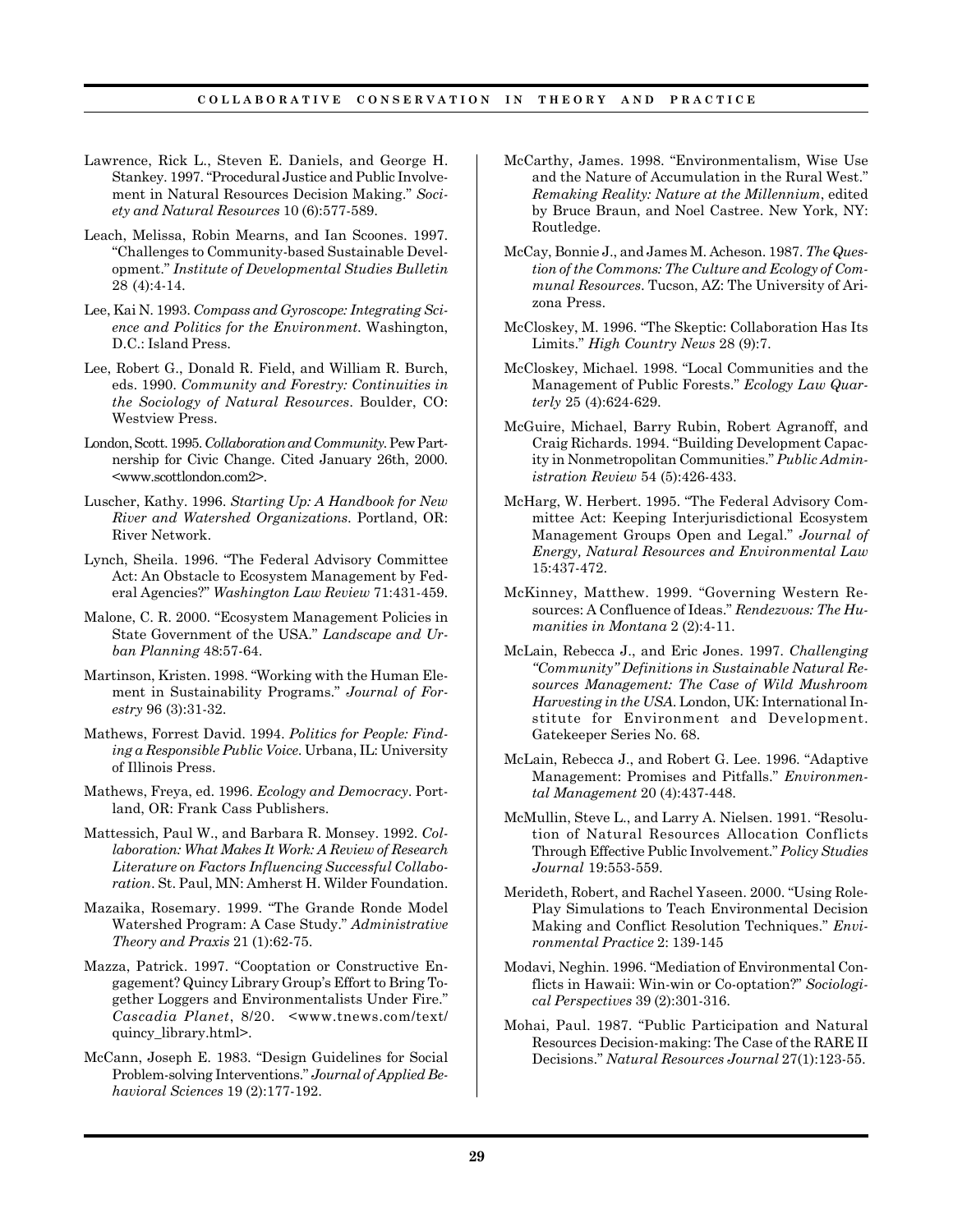Lawrence, Rick L., Steven E. Daniels, and George H. Stankey. 1997. "Procedural Justice and Public Involvement in Natural Resources Decision Making." *Society and Natural Resources* 10 (6):577-589.

Leach, Melissa, Robin Mearns, and Ian Scoones. 1997. "Challenges to Community-based Sustainable Development." *Institute of Developmental Studies Bulletin* 28 (4):4-14.

Lee, Kai N. 1993. *Compass and Gyroscope: Integrating Science and Politics for the Environment*. Washington, D.C.: Island Press.

Lee, Robert G., Donald R. Field, and William R. Burch, eds. 1990. *Community and Forestry: Continuities in the Sociology of Natural Resources*. Boulder, CO: Westview Press.

London, Scott. 1995. *Collaboration and Community*. Pew Partnership for Civic Change. Cited January 26th, 2000. <www.scottlondon.com2>.

Luscher, Kathy. 1996. *Starting Up: A Handbook for New River and Watershed Organizations*. Portland, OR: River Network.

Lynch, Sheila. 1996. "The Federal Advisory Committee Act: An Obstacle to Ecosystem Management by Federal Agencies?" *Washington Law Review* 71:431-459.

Malone, C. R. 2000. "Ecosystem Management Policies in State Government of the USA." *Landscape and Urban Planning* 48:57-64.

Martinson, Kristen. 1998. "Working with the Human Element in Sustainability Programs." *Journal of Forestry* 96 (3):31-32.

Mathews, Forrest David. 1994. *Politics for People: Finding a Responsible Public Voice*. Urbana, IL: University of Illinois Press.

Mathews, Freya, ed. 1996. *Ecology and Democracy*. Portland, OR: Frank Cass Publishers.

Mattessich, Paul W., and Barbara R. Monsey. 1992. *Collaboration: What Makes It Work: A Review of Research Literature on Factors Influencing Successful Collaboration*. St. Paul, MN: Amherst H. Wilder Foundation.

Mazaika, Rosemary. 1999. "The Grande Ronde Model Watershed Program: A Case Study." *Administrative Theory and Praxis* 21 (1):62-75.

Mazza, Patrick. 1997. "Cooptation or Constructive Engagement? Quincy Library Group's Effort to Bring Together Loggers and Environmentalists Under Fire." *Cascadia Planet*, 8/20. <www.tnews.com/text/quincy_library.html>.

McCann, Joseph E. 1983. "Design Guidelines for Social Problem-solving Interventions." *Journal of Applied Behavioral Sciences* 19 (2):177-192.

McCarthy, James. 1998. "Environmentalism, Wise Use and the Nature of Accumulation in the Rural West." *Remaking Reality: Nature at the Millennium*, edited by Bruce Braun, and Noel Castree. New York, NY: Routledge.

McCay, Bonnie J., and James M. Acheson. 1987. *The Question of the Commons: The Culture and Ecology of Communal Resources*. Tucson, AZ: The University of Arizona Press.

McCloskey, M. 1996. "The Skeptic: Collaboration Has Its Limits." *High Country News* 28 (9):7.

McCloskey, Michael. 1998. "Local Communities and the Management of Public Forests." *Ecology Law Quarterly* 25 (4):624-629.

McGuire, Michael, Barry Rubin, Robert Agranoff, and Craig Richards. 1994. "Building Development Capacity in Nonmetropolitan Communities." *Public Administration Review* 54 (5):426-433.

McHarg, W. Herbert. 1995. "The Federal Advisory Committee Act: Keeping Interjurisdictional Ecosystem Management Groups Open and Legal." *Journal of Energy, Natural Resources and Environmental Law* 15:437-472.

McKinney, Matthew. 1999. "Governing Western Resources: A Confluence of Ideas." *Rendezvous: The Humanities in Montana* 2 (2):4-11.

McLain, Rebecca J., and Eric Jones. 1997. *Challenging "Community" Definitions in Sustainable Natural Resources Management: The Case of Wild Mushroom Harvesting in the USA*. London, UK: International Institute for Environment and Development. Gatekeeper Series No. 68.

McLain, Rebecca J., and Robert G. Lee. 1996. "Adaptive Management: Promises and Pitfalls." *Environmental Management* 20 (4):437-448.

McMullin, Steve L., and Larry A. Nielsen. 1991. "Resolution of Natural Resources Allocation Conflicts Through Effective Public Involvement." *Policy Studies Journal* 19:553-559.

Merideth, Robert, and Rachel Yaseen. 2000. "Using Role-Play Simulations to Teach Environmental Decision Making and Conflict Resolution Techniques." *Environmental Practice* 2: 139-145

Modavi, Neghin. 1996. "Mediation of Environmental Conflicts in Hawaii: Win-win or Co-optation?" *Sociological Perspectives* 39 (2):301-316.

Mohai, Paul. 1987. "Public Participation and Natural Resources Decision-making: The Case of the RARE II Decisions." *Natural Resources Journal* 27(1):123-55.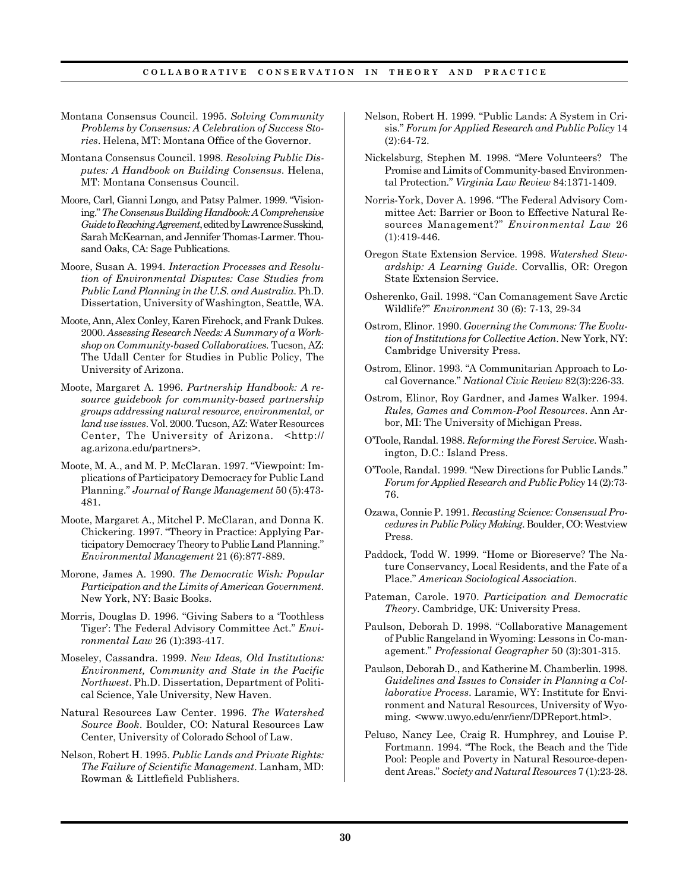Montana Consensus Council. 1995. *Solving Community Problems by Consensus: A Celebration of Success Stories*. Helena, MT: Montana Office of the Governor.

Montana Consensus Council. 1998. *Resolving Public Disputes: A Handbook on Building Consensus*. Helena, MT: Montana Consensus Council.

Moore, Carl, Gianni Longo, and Patsy Palmer. 1999. "Visioning." *The Consensus Building Handbook: A Comprehensive Guide to Reaching Agreement*, edited by Lawrence Susskind, Sarah McKearnan, and Jennifer Thomas-Larmer. Thousand Oaks, CA: Sage Publications.

Moore, Susan A. 1994. *Interaction Processes and Resolution of Environmental Disputes: Case Studies from Public Land Planning in the U.S. and Australia*. Ph.D. Dissertation, University of Washington, Seattle, WA.

Moote, Ann, Alex Conley, Karen Firehock, and Frank Dukes. 2000. *Assessing Research Needs: A Summary of a Workshop on Community-based Collaboratives*. Tucson, AZ: The Udall Center for Studies in Public Policy, The University of Arizona.

Moote, Margaret A. 1996. *Partnership Handbook: A resource guidebook for community-based partnership groups addressing natural resource, environmental, or land use issues*. Vol. 2000. Tucson, AZ: Water Resources Center, The University of Arizona. <http://ag.arizona.edu/partners>.

Moote, M. A., and M. P. McClaran. 1997. "Viewpoint: Implications of Participatory Democracy for Public Land Planning." *Journal of Range Management* 50 (5):473-481.

Moote, Margaret A., Mitchel P. McClaran, and Donna K. Chickering. 1997. "Theory in Practice: Applying Participatory Democracy Theory to Public Land Planning." *Environmental Management* 21 (6):877-889.

Morone, James A. 1990. *The Democratic Wish: Popular Participation and the Limits of American Government*. New York, NY: Basic Books.

Morris, Douglas D. 1996. "Giving Sabers to a 'Toothless Tiger': The Federal Advisory Committee Act." *Environmental Law* 26 (1):393-417.

Moseley, Cassandra. 1999. *New Ideas, Old Institutions: Environment, Community and State in the Pacific Northwest*. Ph.D. Dissertation, Department of Political Science, Yale University, New Haven.

Natural Resources Law Center. 1996. *The Watershed Source Book*. Boulder, CO: Natural Resources Law Center, University of Colorado School of Law.

Nelson, Robert H. 1995. *Public Lands and Private Rights: The Failure of Scientific Management*. Lanham, MD: Rowman & Littlefield Publishers.

Nelson, Robert H. 1999. "Public Lands: A System in Crisis." *Forum for Applied Research and Public Policy* 14 (2):64-72.

Nickelsburg, Stephen M. 1998. "Mere Volunteers? The Promise and Limits of Community-based Environmental Protection." *Virginia Law Review* 84:1371-1409.

Norris-York, Dover A. 1996. "The Federal Advisory Committee Act: Barrier or Boon to Effective Natural Resources Management?" *Environmental Law* 26 (1):419-446.

Oregon State Extension Service. 1998. *Watershed Stewardship: A Learning Guide*. Corvallis, OR: Oregon State Extension Service.

Osherenko, Gail. 1998. "Can Comanagement Save Arctic Wildlife?" *Environment* 30 (6): 7-13, 29-34

Ostrom, Elinor. 1990. *Governing the Commons: The Evolution of Institutions for Collective Action*. New York, NY: Cambridge University Press.

Ostrom, Elinor. 1993. "A Communitarian Approach to Local Governance." *National Civic Review* 82(3):226-33.

Ostrom, Elinor, Roy Gardner, and James Walker. 1994. *Rules, Games and Common-Pool Resources*. Ann Arbor, MI: The University of Michigan Press.

O'Toole, Randal. 1988. *Reforming the Forest Service*. Washington, D.C.: Island Press.

O'Toole, Randal. 1999. "New Directions for Public Lands." *Forum for Applied Research and Public Policy* 14 (2):73-76.

Ozawa, Connie P. 1991. *Recasting Science: Consensual Procedures in Public Policy Making*. Boulder, CO: Westview Press.

Paddock, Todd W. 1999. "Home or Bioreserve? The Nature Conservancy, Local Residents, and the Fate of a Place." *American Sociological Association*.

Pateman, Carole. 1970. *Participation and Democratic Theory*. Cambridge, UK: University Press.

Paulson, Deborah D. 1998. "Collaborative Management of Public Rangeland in Wyoming: Lessons in Co-management." *Professional Geographer* 50 (3):301-315.

Paulson, Deborah D., and Katherine M. Chamberlin. 1998. *Guidelines and Issues to Consider in Planning a Collaborative Process*. Laramie, WY: Institute for Environment and Natural Resources, University of Wyoming. <www.uwyo.edu/enr/ienr/DPReport.html>.

Peluso, Nancy Lee, Craig R. Humphrey, and Louise P. Fortmann. 1994. "The Rock, the Beach and the Tide Pool: People and Poverty in Natural Resource-dependent Areas." *Society and Natural Resources* 7 (1):23-28.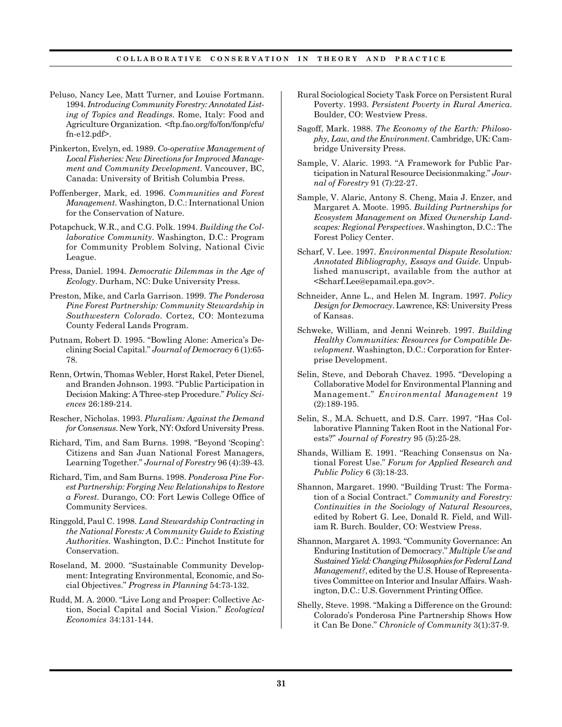Peluso, Nancy Lee, Matt Turner, and Louise Fortmann. 1994. *Introducing Community Forestry: Annotated Listing of Topics and Readings*. Rome, Italy: Food and Agriculture Organization. <ftp.fao.org/fo/fon/fonp/cfu/fn-e12.pdf>.

Pinkerton, Evelyn, ed. 1989. *Co-operative Management of Local Fisheries: New Directions for Improved Management and Community Development*. Vancouver, BC, Canada: University of British Columbia Press.

Poffenberger, Mark, ed. 1996. *Communities and Forest Management*. Washington, D.C.: International Union for the Conservation of Nature.

Potapchuck, W.R., and C.G. Polk. 1994. *Building the Collaborative Community*. Washington, D.C.: Program for Community Problem Solving, National Civic League.

Press, Daniel. 1994. *Democratic Dilemmas in the Age of Ecology*. Durham, NC: Duke University Press.

Preston, Mike, and Carla Garrison. 1999. *The Ponderosa Pine Forest Partnership: Community Stewardship in Southwestern Colorado*. Cortez, CO: Montezuma County Federal Lands Program.

Putnam, Robert D. 1995. "Bowling Alone: America's Declining Social Capital." *Journal of Democracy* 6 (1):65-78.

Renn, Ortwin, Thomas Webler, Horst Rakel, Peter Dienel, and Branden Johnson. 1993. "Public Participation in Decision Making: A Three-step Procedure." *Policy Sciences* 26:189-214.

Rescher, Nicholas. 1993. *Pluralism: Against the Demand for Consensus*. New York, NY: Oxford University Press.

Richard, Tim, and Sam Burns. 1998. "Beyond 'Scoping': Citizens and San Juan National Forest Managers, Learning Together." *Journal of Forestry* 96 (4):39-43.

Richard, Tim, and Sam Burns. 1998. *Ponderosa Pine Forest Partnership: Forging New Relationships to Restore a Forest*. Durango, CO: Fort Lewis College Office of Community Services.

Ringgold, Paul C. 1998. *Land Stewardship Contracting in the National Forests: A Community Guide to Existing Authorities*. Washington, D.C.: Pinchot Institute for Conservation.

Roseland, M. 2000. "Sustainable Community Development: Integrating Environmental, Economic, and Social Objectives." *Progress in Planning* 54:73-132.

Rudd, M. A. 2000. "Live Long and Prosper: Collective Action, Social Capital and Social Vision." *Ecological Economics* 34:131-144.

Rural Sociological Society Task Force on Persistent Rural Poverty. 1993. *Persistent Poverty in Rural America*. Boulder, CO: Westview Press.

Sagoff, Mark. 1988. *The Economy of the Earth: Philosophy, Law, and the Environment*. Cambridge, UK: Cambridge University Press.

Sample, V. Alaric. 1993. "A Framework for Public Participation in Natural Resource Decisionmaking." *Journal of Forestry* 91 (7):22-27.

Sample, V. Alaric, Antony S. Cheng, Maia J. Enzer, and Margaret A. Moote. 1995. *Building Partnerships for Ecosystem Management on Mixed Ownership Landscapes: Regional Perspectives*. Washington, D.C.: The Forest Policy Center.

Scharf, V. Lee. 1997. *Environmental Dispute Resolution: Annotated Bibliography, Essays and Guide*. Unpublished manuscript, available from the author at <Scharf.Lee@epamail.epa.gov>.

Schneider, Anne L., and Helen M. Ingram. 1997. *Policy Design for Democracy*. Lawrence, KS: University Press of Kansas.

Schweke, William, and Jenni Weinreb. 1997. *Building Healthy Communities: Resources for Compatible Development*. Washington, D.C.: Corporation for Enterprise Development.

Selin, Steve, and Deborah Chavez. 1995. "Developing a Collaborative Model for Environmental Planning and Management." *Environmental Management* 19 (2):189-195.

Selin, S., M.A. Schuett, and D.S. Carr. 1997. "Has Collaborative Planning Taken Root in the National Forests?" *Journal of Forestry* 95 (5):25-28.

Shands, William E. 1991. "Reaching Consensus on National Forest Use." *Forum for Applied Research and Public Policy* 6 (3):18-23.

Shannon, Margaret. 1990. "Building Trust: The Formation of a Social Contract." *Community and Forestry: Continuities in the Sociology of Natural Resources*, edited by Robert G. Lee, Donald R. Field, and William R. Burch. Boulder, CO: Westview Press.

Shannon, Margaret A. 1993. "Community Governance: An Enduring Institution of Democracy." *Multiple Use and Sustained Yield: Changing Philosophies for Federal Land Management?*, edited by the U.S. House of Representatives Committee on Interior and Insular Affairs. Washington, D.C.: U.S. Government Printing Office.

Shelly, Steve. 1998. "Making a Difference on the Ground: Colorado's Ponderosa Pine Partnership Shows How it Can Be Done." *Chronicle of Community* 3(1):37-9.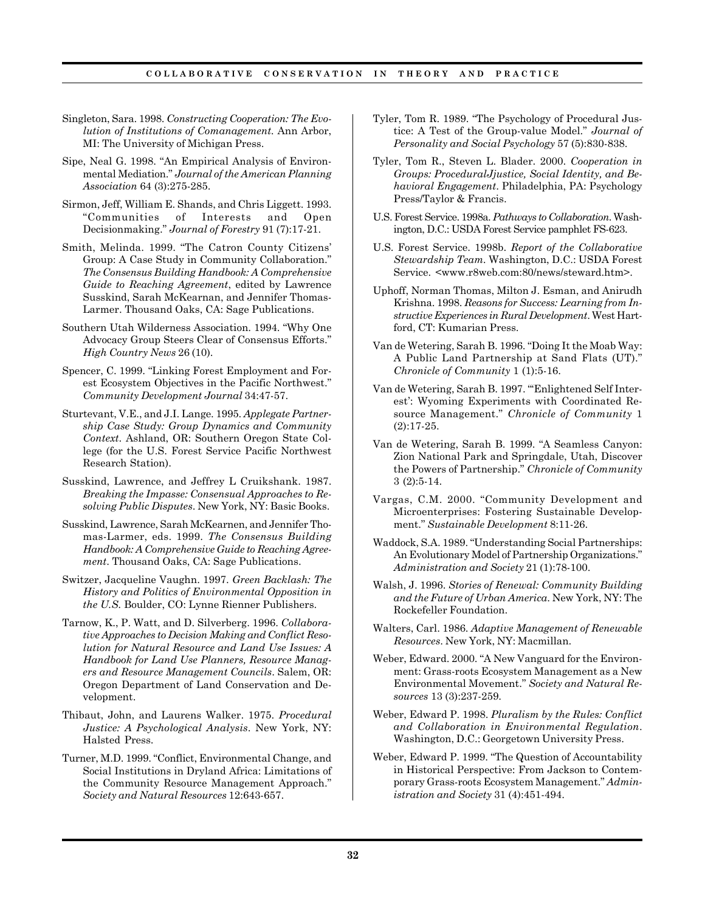Singleton, Sara. 1998. *Constructing Cooperation: The Evolution of Institutions of Comanagement.* Ann Arbor, MI: The University of Michigan Press.

Sipe, Neal G. 1998. "An Empirical Analysis of Environmental Mediation." *Journal of the American Planning Association* 64 (3):275-285.

Sirmon, Jeff, William E. Shands, and Chris Liggett. 1993. "Communities of Interests and Open Decisionmaking." *Journal of Forestry* 91 (7):17-21.

Smith, Melinda. 1999. "The Catron County Citizens' Group: A Case Study in Community Collaboration." *The Consensus Building Handbook: A Comprehensive Guide to Reaching Agreement*, edited by Lawrence Susskind, Sarah McKearnan, and Jennifer Thomas-Larmer. Thousand Oaks, CA: Sage Publications.

Southern Utah Wilderness Association. 1994. "Why One Advocacy Group Steers Clear of Consensus Efforts." *High Country News* 26 (10).

Spencer, C. 1999. "Linking Forest Employment and Forest Ecosystem Objectives in the Pacific Northwest." *Community Development Journal* 34:47-57.

Sturtevant, V.E., and J.I. Lange. 1995. *Applegate Partnership Case Study: Group Dynamics and Community Context*. Ashland, OR: Southern Oregon State College (for the U.S. Forest Service Pacific Northwest Research Station).

Susskind, Lawrence, and Jeffrey L Cruikshank. 1987. *Breaking the Impasse: Consensual Approaches to Resolving Public Disputes*. New York, NY: Basic Books.

Susskind, Lawrence, Sarah McKearnen, and Jennifer Thomas-Larmer, eds. 1999. *The Consensus Building Handbook: A Comprehensive Guide to Reaching Agreement*. Thousand Oaks, CA: Sage Publications.

Switzer, Jacqueline Vaughn. 1997. *Green Backlash: The History and Politics of Environmental Opposition in the U.S.* Boulder, CO: Lynne Rienner Publishers.

Tarnow, K., P. Watt, and D. Silverberg. 1996. *Collaborative Approaches to Decision Making and Conflict Resolution for Natural Resource and Land Use Issues: A Handbook for Land Use Planners, Resource Managers and Resource Management Councils*. Salem, OR: Oregon Department of Land Conservation and Development.

Thibaut, John, and Laurens Walker. 1975. *Procedural Justice: A Psychological Analysis*. New York, NY: Halsted Press.

Turner, M.D. 1999. "Conflict, Environmental Change, and Social Institutions in Dryland Africa: Limitations of the Community Resource Management Approach." *Society and Natural Resources* 12:643-657.

Tyler, Tom R. 1989. "The Psychology of Procedural Justice: A Test of the Group-value Model." *Journal of Personality and Social Psychology* 57 (5):830-838.

Tyler, Tom R., Steven L. Blader. 2000. *Cooperation in Groups: Procedural Jjustice, Social Identity, and Behavioral Engagement*. Philadelphia, PA: Psychology Press/Taylor & Francis.

U.S. Forest Service. 1998a. *Pathways to Collaboration*. Washington, D.C.: USDA Forest Service pamphlet FS-623.

U.S. Forest Service. 1998b. *Report of the Collaborative Stewardship Team*. Washington, D.C.: USDA Forest Service. <www.r8web.com:80/news/steward.htm>.

Uphoff, Norman Thomas, Milton J. Esman, and Anirudh Krishna. 1998. *Reasons for Success: Learning from Instructive Experiences in Rural Development*. West Hartford, CT: Kumarian Press.

Van de Wetering, Sarah B. 1996. "Doing It the Moab Way: A Public Land Partnership at Sand Flats (UT)." *Chronicle of Community* 1 (1):5-16.

Van de Wetering, Sarah B. 1997. "'Enlightened Self Interest': Wyoming Experiments with Coordinated Resource Management." *Chronicle of Community* 1 (2):17-25.

Van de Wetering, Sarah B. 1999. "A Seamless Canyon: Zion National Park and Springdale, Utah, Discover the Powers of Partnership." *Chronicle of Community* 3 (2):5-14.

Vargas, C.M. 2000. "Community Development and Microenterprises: Fostering Sustainable Development." *Sustainable Development* 8:11-26.

Waddock, S.A. 1989. "Understanding Social Partnerships: An Evolutionary Model of Partnership Organizations." *Administration and Society* 21 (1):78-100.

Walsh, J. 1996. *Stories of Renewal: Community Building and the Future of Urban America*. New York, NY: The Rockefeller Foundation.

Walters, Carl. 1986. *Adaptive Management of Renewable Resources*. New York, NY: Macmillan.

Weber, Edward. 2000. "A New Vanguard for the Environment: Grass-roots Ecosystem Management as a New Environmental Movement." *Society and Natural Resources* 13 (3):237-259.

Weber, Edward P. 1998. *Pluralism by the Rules: Conflict and Collaboration in Environmental Regulation*. Washington, D.C.: Georgetown University Press.

Weber, Edward P. 1999. "The Question of Accountability in Historical Perspective: From Jackson to Contemporary Grass-roots Ecosystem Management." *Administration and Society* 31 (4):451-494.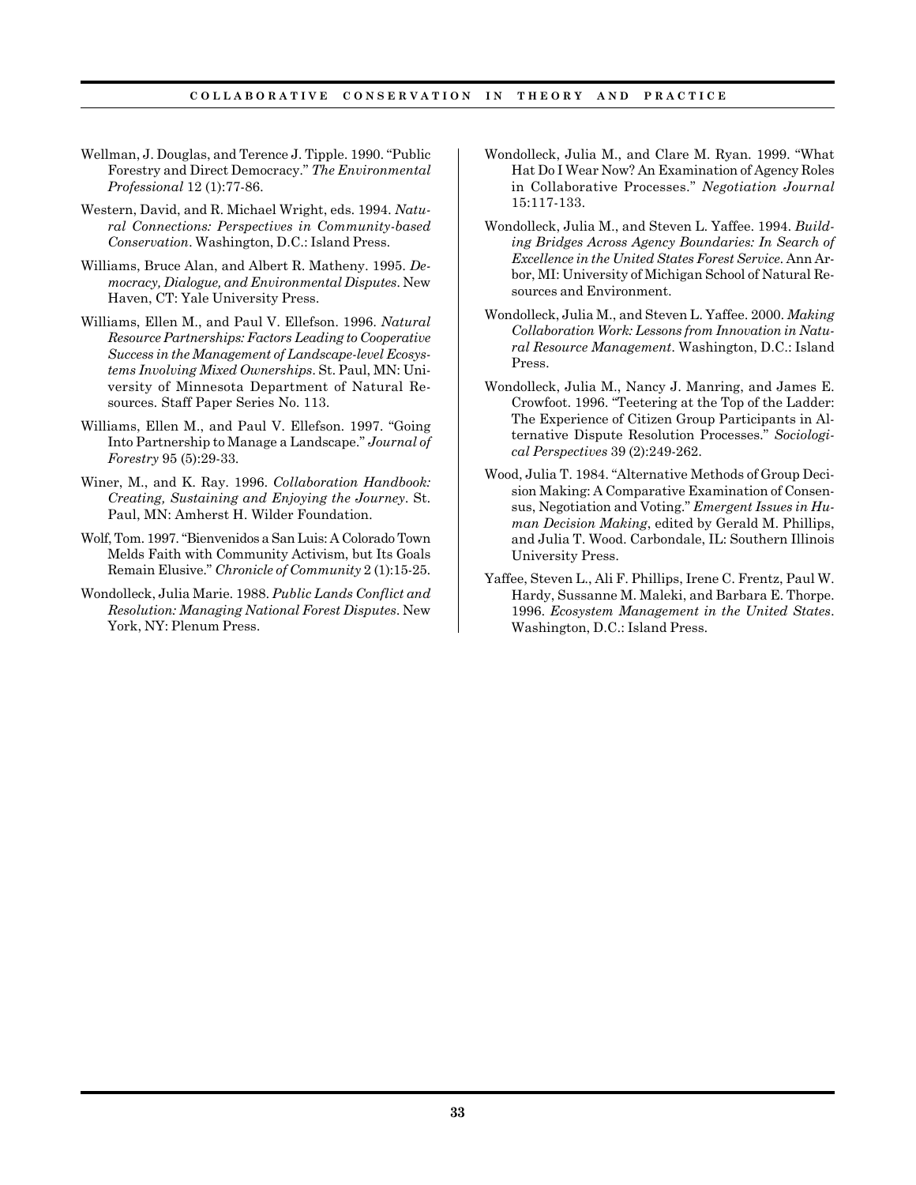Wellman, J. Douglas, and Terence J. Tipple. 1990. "Public Forestry and Direct Democracy." *The Environmental Professional* 12 (1):77-86.

Western, David, and R. Michael Wright, eds. 1994. *Natural Connections: Perspectives in Community-based Conservation*. Washington, D.C.: Island Press.

Williams, Bruce Alan, and Albert R. Matheny. 1995. *Democracy, Dialogue, and Environmental Disputes*. New Haven, CT: Yale University Press.

Williams, Ellen M., and Paul V. Ellefson. 1996. *Natural Resource Partnerships: Factors Leading to Cooperative Success in the Management of Landscape-level Ecosystems Involving Mixed Ownerships*. St. Paul, MN: University of Minnesota Department of Natural Resources. Staff Paper Series No. 113.

Williams, Ellen M., and Paul V. Ellefson. 1997. "Going Into Partnership to Manage a Landscape." *Journal of Forestry* 95 (5):29-33.

Winer, M., and K. Ray. 1996. *Collaboration Handbook: Creating, Sustaining and Enjoying the Journey*. St. Paul, MN: Amherst H. Wilder Foundation.

Wolf, Tom. 1997. "Bienvenidos a San Luis: A Colorado Town Melds Faith with Community Activism, but Its Goals Remain Elusive." *Chronicle of Community* 2 (1):15-25.

Wondolleck, Julia Marie. 1988. *Public Lands Conflict and Resolution: Managing National Forest Disputes*. New York, NY: Plenum Press.

Wondolleck, Julia M., and Clare M. Ryan. 1999. "What Hat Do I Wear Now? An Examination of Agency Roles in Collaborative Processes." *Negotiation Journal* 15:117-133.

Wondolleck, Julia M., and Steven L. Yaffee. 1994. *Building Bridges Across Agency Boundaries: In Search of Excellence in the United States Forest Service*. Ann Arbor, MI: University of Michigan School of Natural Resources and Environment.

Wondolleck, Julia M., and Steven L. Yaffee. 2000. *Making Collaboration Work: Lessons from Innovation in Natural Resource Management*. Washington, D.C.: Island Press.

Wondolleck, Julia M., Nancy J. Manring, and James E. Crowfoot. 1996. "Teetering at the Top of the Ladder: The Experience of Citizen Group Participants in Alternative Dispute Resolution Processes." *Sociological Perspectives* 39 (2):249-262.

Wood, Julia T. 1984. "Alternative Methods of Group Decision Making: A Comparative Examination of Consensus, Negotiation and Voting." *Emergent Issues in Human Decision Making*, edited by Gerald M. Phillips, and Julia T. Wood. Carbondale, IL: Southern Illinois University Press.

Yaffee, Steven L., Ali F. Phillips, Irene C. Frentz, Paul W. Hardy, Sussanne M. Maleki, and Barbara E. Thorpe. 1996. *Ecosystem Management in the United States*. Washington, D.C.: Island Press.